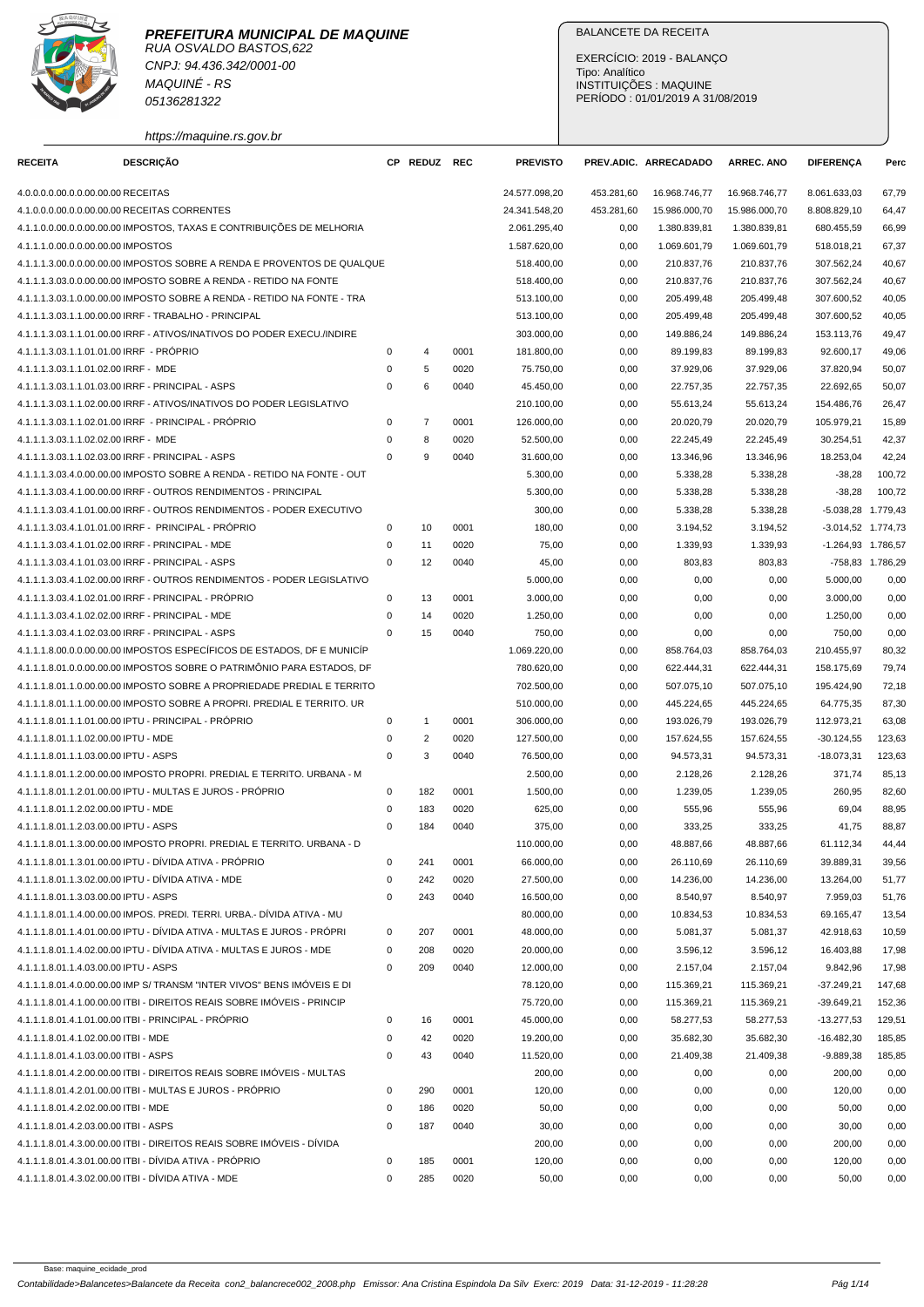**PREFEITURA MUNICIPAL DE MAQUINE**
RUA OSVALDO BASTOS,622
CNPJ: 94.436.342/0001-00
MAQUINÉ - RS
05136281322
https://maquine.rs.gov.br

BALANCETE DA RECEITA

EXERCÍCIO: 2019 - BALANÇO
Tipo: Analítico
INSTITUIÇÕES : MAQUINE
PERÍODO : 01/01/2019 A 31/08/2019

| RECEITA | DESCRIÇÃO | CP | REDUZ | REC | PREVISTO | PREV.ADIC. | ARRECADADO | ARREC. ANO | DIFERENÇA | Perc |
|---|---|---|---|---|---|---|---|---|---|---|
| 4.0.0.0.0.00.0.0.00.00.00 | RECEITAS | | | | 24.577.098,20 | 453.281,60 | 16.968.746,77 | 16.968.746,77 | 8.061.633,03 | 67,79 |
| 4.1.0.0.0.00.0.0.00.00.00 | RECEITAS CORRENTES | | | | 24.341.548,20 | 453.281,60 | 15.986.000,70 | 15.986.000,70 | 8.808.829,10 | 64,47 |
| 4.1.1.0.0.00.0.0.00.00.00 | IMPOSTOS, TAXAS E CONTRIBUIÇÕES DE MELHORIA | | | | 2.061.295,40 | 0,00 | 1.380.839,81 | 1.380.839,81 | 680.455,59 | 66,99 |
| 4.1.1.1.0.00.0.0.00.00.00 | IMPOSTOS | | | | 1.587.620,00 | 0,00 | 1.069.601,79 | 1.069.601,79 | 518.018,21 | 67,37 |
| 4.1.1.1.3.00.0.0.00.00.00 | IMPOSTOS SOBRE A RENDA E PROVENTOS DE QUALQUE | | | | 518.400,00 | 0,00 | 210.837,76 | 210.837,76 | 307.562,24 | 40,67 |
| 4.1.1.1.3.03.0.0.00.00.00 | IMPOSTO SOBRE A RENDA - RETIDO NA FONTE | | | | 518.400,00 | 0,00 | 210.837,76 | 210.837,76 | 307.562,24 | 40,67 |
| 4.1.1.1.3.03.1.0.00.00.00 | IMPOSTO SOBRE A RENDA - RETIDO NA FONTE - TRA | | | | 513.100,00 | 0,00 | 205.499,48 | 205.499,48 | 307.600,52 | 40,05 |
| 4.1.1.1.3.03.1.1.00.00.00 | IRRF - TRABALHO - PRINCIPAL | | | | 513.100,00 | 0,00 | 205.499,48 | 205.499,48 | 307.600,52 | 40,05 |
| 4.1.1.1.3.03.1.1.01.00.00 | IRRF - ATIVOS/INATIVOS DO PODER EXECU./INDIRE | | | | 303.000,00 | 0,00 | 149.886,24 | 149.886,24 | 153.113,76 | 49,47 |
| 4.1.1.1.3.03.1.1.01.01.00 | IRRF - PRÓPRIO | 0 | 4 | 0001 | 181.800,00 | 0,00 | 89.199,83 | 89.199,83 | 92.600,17 | 49,06 |
| 4.1.1.1.3.03.1.1.01.02.00 | IRRF - MDE | 0 | 5 | 0020 | 75.750,00 | 0,00 | 37.929,06 | 37.929,06 | 37.820,94 | 50,07 |
| 4.1.1.1.3.03.1.1.01.03.00 | IRRF - PRINCIPAL - ASPS | 0 | 6 | 0040 | 45.450,00 | 0,00 | 22.757,35 | 22.757,35 | 22.692,65 | 50,07 |
| 4.1.1.1.3.03.1.1.02.00.00 | IRRF - ATIVOS/INATIVOS DO PODER LEGISLATIVO | | | | 210.100,00 | 0,00 | 55.613,24 | 55.613,24 | 154.486,76 | 26,47 |
| 4.1.1.1.3.03.1.1.02.01.00 | IRRF - PRINCIPAL - PRÓPRIO | 0 | 7 | 0001 | 126.000,00 | 0,00 | 20.020,79 | 20.020,79 | 105.979,21 | 15,89 |
| 4.1.1.1.3.03.1.1.02.02.00 | IRRF - MDE | 0 | 8 | 0020 | 52.500,00 | 0,00 | 22.245,49 | 22.245,49 | 30.254,51 | 42,37 |
| 4.1.1.1.3.03.1.1.02.03.00 | IRRF - PRINCIPAL - ASPS | 0 | 9 | 0040 | 31.600,00 | 0,00 | 13.346,96 | 13.346,96 | 18.253,04 | 42,24 |
| 4.1.1.1.3.03.4.0.00.00.00 | IMPOSTO SOBRE A RENDA - RETIDO NA FONTE - OUT | | | | 5.300,00 | 0,00 | 5.338,28 | 5.338,28 | -38,28 | 100,72 |
| 4.1.1.1.3.03.4.1.00.00.00 | IRRF - OUTROS RENDIMENTOS - PRINCIPAL | | | | 5.300,00 | 0,00 | 5.338,28 | 5.338,28 | -38,28 | 100,72 |
| 4.1.1.1.3.03.4.1.01.00.00 | IRRF - OUTROS RENDIMENTOS - PODER EXECUTIVO | | | | 300,00 | 0,00 | 5.338,28 | 5.338,28 | -5.038,28 | 1.779,43 |
| 4.1.1.1.3.03.4.1.01.01.00 | IRRF - PRINCIPAL - PRÓPRIO | 0 | 10 | 0001 | 180,00 | 0,00 | 3.194,52 | 3.194,52 | -3.014,52 | 1.774,73 |
| 4.1.1.1.3.03.4.1.01.02.00 | IRRF - PRINCIPAL - MDE | 0 | 11 | 0020 | 75,00 | 0,00 | 1.339,93 | 1.339,93 | -1.264,93 | 1.786,57 |
| 4.1.1.1.3.03.4.1.01.03.00 | IRRF - PRINCIPAL - ASPS | 0 | 12 | 0040 | 45,00 | 0,00 | 803,83 | 803,83 | -758,83 | 1.786,29 |
| 4.1.1.1.3.03.4.1.02.00.00 | IRRF - OUTROS RENDIMENTOS - PODER LEGISLATIVO | | | | 5.000,00 | 0,00 | 0,00 | 0,00 | 5.000,00 | 0,00 |
| 4.1.1.1.3.03.4.1.02.01.00 | IRRF - PRINCIPAL - PRÓPRIO | 0 | 13 | 0001 | 3.000,00 | 0,00 | 0,00 | 0,00 | 3.000,00 | 0,00 |
| 4.1.1.1.3.03.4.1.02.02.00 | IRRF - PRINCIPAL - MDE | 0 | 14 | 0020 | 1.250,00 | 0,00 | 0,00 | 0,00 | 1.250,00 | 0,00 |
| 4.1.1.1.3.03.4.1.02.03.00 | IRRF - PRINCIPAL - ASPS | 0 | 15 | 0040 | 750,00 | 0,00 | 0,00 | 0,00 | 750,00 | 0,00 |
| 4.1.1.1.8.00.0.0.00.00.00 | IMPOSTOS ESPECÍFICOS DE ESTADOS, DF E MUNICÍP | | | | 1.069.220,00 | 0,00 | 858.764,03 | 858.764,03 | 210.455,97 | 80,32 |
| 4.1.1.1.8.01.0.0.00.00.00 | IMPOSTOS SOBRE O PATRIMÔNIO PARA ESTADOS, DF | | | | 780.620,00 | 0,00 | 622.444,31 | 622.444,31 | 158.175,69 | 79,74 |
| 4.1.1.1.8.01.1.0.00.00.00 | IMPOSTO SOBRE A PROPRIEDADE PREDIAL E TERRITO | | | | 702.500,00 | 0,00 | 507.075,10 | 507.075,10 | 195.424,90 | 72,18 |
| 4.1.1.1.8.01.1.1.00.00.00 | IMPOSTO SOBRE A PROPRI. PREDIAL E TERRITO. UR | | | | 510.000,00 | 0,00 | 445.224,65 | 445.224,65 | 64.775,35 | 87,30 |
| 4.1.1.1.8.01.1.1.01.00.00 | IPTU - PRINCIPAL - PRÓPRIO | 0 | 1 | 0001 | 306.000,00 | 0,00 | 193.026,79 | 193.026,79 | 112.973,21 | 63,08 |
| 4.1.1.1.8.01.1.1.02.00.00 | IPTU - MDE | 0 | 2 | 0020 | 127.500,00 | 0,00 | 157.624,55 | 157.624,55 | -30.124,55 | 123,63 |
| 4.1.1.1.8.01.1.1.03.00.00 | IPTU - ASPS | 0 | 3 | 0040 | 76.500,00 | 0,00 | 94.573,31 | 94.573,31 | -18.073,31 | 123,63 |
| 4.1.1.1.8.01.1.2.00.00.00 | IMPOSTO PROPRI. PREDIAL E TERRITO. URBANA - M | | | | 2.500,00 | 0,00 | 2.128,26 | 2.128,26 | 371,74 | 85,13 |
| 4.1.1.1.8.01.1.2.01.00.00 | IPTU - MULTAS E JUROS - PRÓPRIO | 0 | 182 | 0001 | 1.500,00 | 0,00 | 1.239,05 | 1.239,05 | 260,95 | 82,60 |
| 4.1.1.1.8.01.1.2.02.00.00 | IPTU - MDE | 0 | 183 | 0020 | 625,00 | 0,00 | 555,96 | 555,96 | 69,04 | 88,95 |
| 4.1.1.1.8.01.1.2.03.00.00 | IPTU - ASPS | 0 | 184 | 0040 | 375,00 | 0,00 | 333,25 | 333,25 | 41,75 | 88,87 |
| 4.1.1.1.8.01.1.3.00.00.00 | IMPOSTO PROPRI. PREDIAL E TERRITO. URBANA - D | | | | 110.000,00 | 0,00 | 48.887,66 | 48.887,66 | 61.112,34 | 44,44 |
| 4.1.1.1.8.01.1.3.01.00.00 | IPTU - DÍVIDA ATIVA - PRÓPRIO | 0 | 241 | 0001 | 66.000,00 | 0,00 | 26.110,69 | 26.110,69 | 39.889,31 | 39,56 |
| 4.1.1.1.8.01.1.3.02.00.00 | IPTU - DÍVIDA ATIVA - MDE | 0 | 242 | 0020 | 27.500,00 | 0,00 | 14.236,00 | 14.236,00 | 13.264,00 | 51,77 |
| 4.1.1.1.8.01.1.3.03.00.00 | IPTU - ASPS | 0 | 243 | 0040 | 16.500,00 | 0,00 | 8.540,97 | 8.540,97 | 7.959,03 | 51,76 |
| 4.1.1.1.8.01.1.4.00.00.00 | IMPOS. PREDI. TERRI. URBA.- DÍVIDA ATIVA - MU | | | | 80.000,00 | 0,00 | 10.834,53 | 10.834,53 | 69.165,47 | 13,54 |
| 4.1.1.1.8.01.1.4.01.00.00 | IPTU - DÍVIDA ATIVA - MULTAS E JUROS - PRÓPRI | 0 | 207 | 0001 | 48.000,00 | 0,00 | 5.081,37 | 5.081,37 | 42.918,63 | 10,59 |
| 4.1.1.1.8.01.1.4.02.00.00 | IPTU - DÍVIDA ATIVA - MULTAS E JUROS - MDE | 0 | 208 | 0020 | 20.000,00 | 0,00 | 3.596,12 | 3.596,12 | 16.403,88 | 17,98 |
| 4.1.1.1.8.01.1.4.03.00.00 | IPTU - ASPS | 0 | 209 | 0040 | 12.000,00 | 0,00 | 2.157,04 | 2.157,04 | 9.842,96 | 17,98 |
| 4.1.1.1.8.01.4.0.00.00.00 | IMP S/ TRANSM "INTER VIVOS" BENS IMÓVEIS E DI | | | | 78.120,00 | 0,00 | 115.369,21 | 115.369,21 | -37.249,21 | 147,68 |
| 4.1.1.1.8.01.4.1.00.00.00 | ITBI - DIREITOS REAIS SOBRE IMÓVEIS - PRINCIP | | | | 75.720,00 | 0,00 | 115.369,21 | 115.369,21 | -39.649,21 | 152,36 |
| 4.1.1.1.8.01.4.1.01.00.00 | ITBI - PRINCIPAL - PRÓPRIO | 0 | 16 | 0001 | 45.000,00 | 0,00 | 58.277,53 | 58.277,53 | -13.277,53 | 129,51 |
| 4.1.1.1.8.01.4.1.02.00.00 | ITBI - MDE | 0 | 42 | 0020 | 19.200,00 | 0,00 | 35.682,30 | 35.682,30 | -16.482,30 | 185,85 |
| 4.1.1.1.8.01.4.1.03.00.00 | ITBI - ASPS | 0 | 43 | 0040 | 11.520,00 | 0,00 | 21.409,38 | 21.409,38 | -9.889,38 | 185,85 |
| 4.1.1.1.8.01.4.2.00.00.00 | ITBI - DIREITOS REAIS SOBRE IMÓVEIS - MULTAS | | | | 200,00 | 0,00 | 0,00 | 0,00 | 200,00 | 0,00 |
| 4.1.1.1.8.01.4.2.01.00.00 | ITBI - MULTAS E JUROS - PRÓPRIO | 0 | 290 | 0001 | 120,00 | 0,00 | 0,00 | 0,00 | 120,00 | 0,00 |
| 4.1.1.1.8.01.4.2.02.00.00 | ITBI - MDE | 0 | 186 | 0020 | 50,00 | 0,00 | 0,00 | 0,00 | 50,00 | 0,00 |
| 4.1.1.1.8.01.4.2.03.00.00 | ITBI - ASPS | 0 | 187 | 0040 | 30,00 | 0,00 | 0,00 | 0,00 | 30,00 | 0,00 |
| 4.1.1.1.8.01.4.3.00.00.00 | ITBI - DIREITOS REAIS SOBRE IMÓVEIS - DÍVIDA | | | | 200,00 | 0,00 | 0,00 | 0,00 | 200,00 | 0,00 |
| 4.1.1.1.8.01.4.3.01.00.00 | ITBI - DÍVIDA ATIVA - PRÓPRIO | 0 | 185 | 0001 | 120,00 | 0,00 | 0,00 | 0,00 | 120,00 | 0,00 |
| 4.1.1.1.8.01.4.3.02.00.00 | ITBI - DÍVIDA ATIVA - MDE | 0 | 285 | 0020 | 50,00 | 0,00 | 0,00 | 0,00 | 50,00 | 0,00 |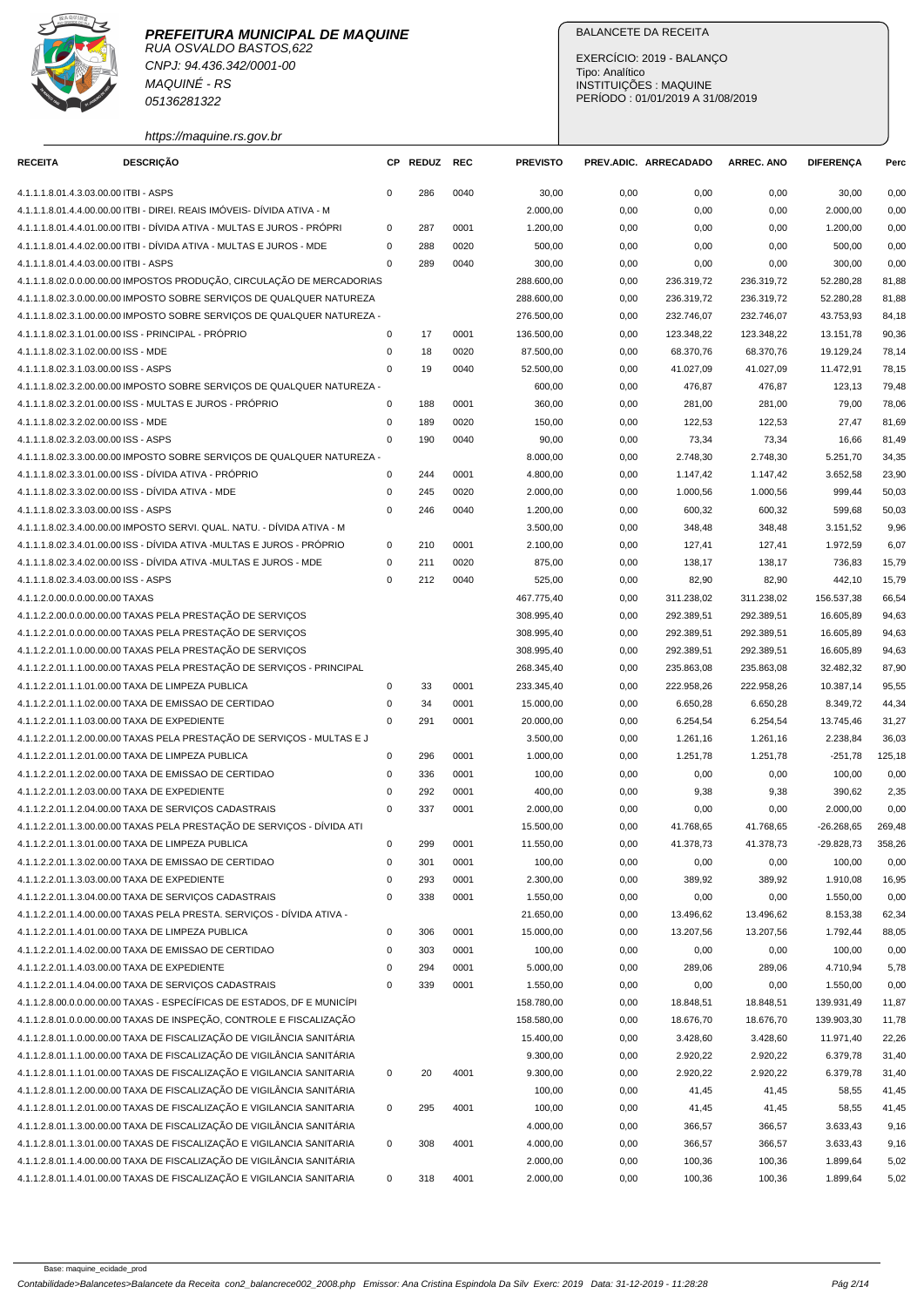**PREFEITURA MUNICIPAL DE MAQUINE**
RUA OSVALDO BASTOS,622
CNPJ: 94.436.342/0001-00
MAQUINÉ - RS
05136281322
https://maquine.rs.gov.br

BALANCETE DA RECEITA

EXERCÍCIO: 2019 - BALANÇO
Tipo: Analítico
INSTITUIÇÕES : MAQUINE
PERÍODO : 01/01/2019 A 31/08/2019

| RECEITA | DESCRIÇÃO | CP | REDUZ | REC | PREVISTO | PREV.ADIC. | ARRECADADO | ARREC. ANO | DIFERENÇA | Perc |
|---|---|---|---|---|---|---|---|---|---|---|
| 4.1.1.1.8.01.4.3.03.00.00 | ITBI - ASPS | 0 | 286 | 0040 | 30,00 | 0,00 | 0,00 | 0,00 | 30,00 | 0,00 |
| 4.1.1.1.8.01.4.4.00.00.00 | ITBI - DIREI. REAIS IMÓVEIS- DÍVIDA ATIVA - M | | | | 2.000,00 | 0,00 | 0,00 | 0,00 | 2.000,00 | 0,00 |
| 4.1.1.1.8.01.4.4.01.00.00 | ITBI - DÍVIDA ATIVA - MULTAS E JUROS - PRÓPRI | 0 | 287 | 0001 | 1.200,00 | 0,00 | 0,00 | 0,00 | 1.200,00 | 0,00 |
| 4.1.1.1.8.01.4.4.02.00.00 | ITBI - DÍVIDA ATIVA - MULTAS E JUROS - MDE | 0 | 288 | 0020 | 500,00 | 0,00 | 0,00 | 0,00 | 500,00 | 0,00 |
| 4.1.1.1.8.01.4.4.03.00.00 | ITBI - ASPS | 0 | 289 | 0040 | 300,00 | 0,00 | 0,00 | 0,00 | 300,00 | 0,00 |
| 4.1.1.1.8.02.0.0.00.00.00 | IMPOSTOS PRODUÇÃO, CIRCULAÇÃO DE MERCADORIAS | | | | 288.600,00 | 0,00 | 236.319,72 | 236.319,72 | 52.280,28 | 81,88 |
| 4.1.1.1.8.02.3.0.00.00.00 | IMPOSTO SOBRE SERVIÇOS DE QUALQUER NATUREZA | | | | 288.600,00 | 0,00 | 236.319,72 | 236.319,72 | 52.280,28 | 81,88 |
| 4.1.1.1.8.02.3.1.00.00.00 | IMPOSTO SOBRE SERVIÇOS DE QUALQUER NATUREZA - | | | | 276.500,00 | 0,00 | 232.746,07 | 232.746,07 | 43.753,93 | 84,18 |
| 4.1.1.1.8.02.3.1.01.00.00 | ISS - PRINCIPAL - PRÓPRIO | 0 | 17 | 0001 | 136.500,00 | 0,00 | 123.348,22 | 123.348,22 | 13.151,78 | 90,36 |
| 4.1.1.1.8.02.3.1.02.00.00 | ISS - MDE | 0 | 18 | 0020 | 87.500,00 | 0,00 | 68.370,76 | 68.370,76 | 19.129,24 | 78,14 |
| 4.1.1.1.8.02.3.1.03.00.00 | ISS - ASPS | 0 | 19 | 0040 | 52.500,00 | 0,00 | 41.027,09 | 41.027,09 | 11.472,91 | 78,15 |
| 4.1.1.1.8.02.3.2.00.00.00 | IMPOSTO SOBRE SERVIÇOS DE QUALQUER NATUREZA - | | | | 600,00 | 0,00 | 476,87 | 476,87 | 123,13 | 79,48 |
| 4.1.1.1.8.02.3.2.01.00.00 | ISS - MULTAS E JUROS - PRÓPRIO | 0 | 188 | 0001 | 360,00 | 0,00 | 281,00 | 281,00 | 79,00 | 78,06 |
| 4.1.1.1.8.02.3.2.02.00.00 | ISS - MDE | 0 | 189 | 0020 | 150,00 | 0,00 | 122,53 | 122,53 | 27,47 | 81,69 |
| 4.1.1.1.8.02.3.2.03.00.00 | ISS - ASPS | 0 | 190 | 0040 | 90,00 | 0,00 | 73,34 | 73,34 | 16,66 | 81,49 |
| 4.1.1.1.8.02.3.3.00.00.00 | IMPOSTO SOBRE SERVIÇOS DE QUALQUER NATUREZA - | | | | 8.000,00 | 0,00 | 2.748,30 | 2.748,30 | 5.251,70 | 34,35 |
| 4.1.1.1.8.02.3.3.01.00.00 | ISS - DÍVIDA ATIVA - PRÓPRIO | 0 | 244 | 0001 | 4.800,00 | 0,00 | 1.147,42 | 1.147,42 | 3.652,58 | 23,90 |
| 4.1.1.1.8.02.3.3.02.00.00 | ISS - DÍVIDA ATIVA - MDE | 0 | 245 | 0020 | 2.000,00 | 0,00 | 1.000,56 | 1.000,56 | 999,44 | 50,03 |
| 4.1.1.1.8.02.3.3.03.00.00 | ISS - ASPS | 0 | 246 | 0040 | 1.200,00 | 0,00 | 600,32 | 600,32 | 599,68 | 50,03 |
| 4.1.1.1.8.02.3.4.00.00.00 | IMPOSTO SERVI. QUAL. NATU. - DÍVIDA ATIVA - M | | | | 3.500,00 | 0,00 | 348,48 | 348,48 | 3.151,52 | 9,96 |
| 4.1.1.1.8.02.3.4.01.00.00 | ISS - DÍVIDA ATIVA -MULTAS E JUROS - PRÓPRIO | 0 | 210 | 0001 | 2.100,00 | 0,00 | 127,41 | 127,41 | 1.972,59 | 6,07 |
| 4.1.1.1.8.02.3.4.02.00.00 | ISS - DÍVIDA ATIVA -MULTAS E JUROS - MDE | 0 | 211 | 0020 | 875,00 | 0,00 | 138,17 | 138,17 | 736,83 | 15,79 |
| 4.1.1.1.8.02.3.4.03.00.00 | ISS - ASPS | 0 | 212 | 0040 | 525,00 | 0,00 | 82,90 | 82,90 | 442,10 | 15,79 |
| 4.1.1.2.0.00.0.0.00.00.00 | TAXAS | | | | 467.775,40 | 0,00 | 311.238,02 | 311.238,02 | 156.537,38 | 66,54 |
| 4.1.1.2.2.00.0.0.00.00.00 | TAXAS PELA PRESTAÇÃO DE SERVIÇOS | | | | 308.995,40 | 0,00 | 292.389,51 | 292.389,51 | 16.605,89 | 94,63 |
| 4.1.1.2.2.01.0.0.00.00.00 | TAXAS PELA PRESTAÇÃO DE SERVIÇOS | | | | 308.995,40 | 0,00 | 292.389,51 | 292.389,51 | 16.605,89 | 94,63 |
| 4.1.1.2.2.01.1.0.00.00.00 | TAXAS PELA PRESTAÇÃO DE SERVIÇOS | | | | 308.995,40 | 0,00 | 292.389,51 | 292.389,51 | 16.605,89 | 94,63 |
| 4.1.1.2.2.01.1.1.00.00.00 | TAXAS PELA PRESTAÇÃO DE SERVIÇOS - PRINCIPAL | | | | 268.345,40 | 0,00 | 235.863,08 | 235.863,08 | 32.482,32 | 87,90 |
| 4.1.1.2.2.01.1.1.01.00.00 | TAXA DE LIMPEZA PUBLICA | 0 | 33 | 0001 | 233.345,40 | 0,00 | 222.958,26 | 222.958,26 | 10.387,14 | 95,55 |
| 4.1.1.2.2.01.1.1.02.00.00 | TAXA DE EMISSAO DE CERTIDAO | 0 | 34 | 0001 | 15.000,00 | 0,00 | 6.650,28 | 6.650,28 | 8.349,72 | 44,34 |
| 4.1.1.2.2.01.1.1.03.00.00 | TAXA DE EXPEDIENTE | 0 | 291 | 0001 | 20.000,00 | 0,00 | 6.254,54 | 6.254,54 | 13.745,46 | 31,27 |
| 4.1.1.2.2.01.1.2.00.00.00 | TAXAS PELA PRESTAÇÃO DE SERVIÇOS - MULTAS E J | | | | 3.500,00 | 0,00 | 1.261,16 | 1.261,16 | 2.238,84 | 36,03 |
| 4.1.1.2.2.01.1.2.01.00.00 | TAXA DE LIMPEZA PUBLICA | 0 | 296 | 0001 | 1.000,00 | 0,00 | 1.251,78 | 1.251,78 | -251,78 | 125,18 |
| 4.1.1.2.2.01.1.2.02.00.00 | TAXA DE EMISSAO DE CERTIDAO | 0 | 336 | 0001 | 100,00 | 0,00 | 0,00 | 0,00 | 100,00 | 0,00 |
| 4.1.1.2.2.01.1.2.03.00.00 | TAXA DE EXPEDIENTE | 0 | 292 | 0001 | 400,00 | 0,00 | 9,38 | 9,38 | 390,62 | 2,35 |
| 4.1.1.2.2.01.1.2.04.00.00 | TAXA DE SERVIÇOS CADASTRAIS | 0 | 337 | 0001 | 2.000,00 | 0,00 | 0,00 | 0,00 | 2.000,00 | 0,00 |
| 4.1.1.2.2.01.1.3.00.00.00 | TAXAS PELA PRESTAÇÃO DE SERVIÇOS - DÍVIDA ATI | | | | 15.500,00 | 0,00 | 41.768,65 | 41.768,65 | -26.268,65 | 269,48 |
| 4.1.1.2.2.01.1.3.01.00.00 | TAXA DE LIMPEZA PUBLICA | 0 | 299 | 0001 | 11.550,00 | 0,00 | 41.378,73 | 41.378,73 | -29.828,73 | 358,26 |
| 4.1.1.2.2.01.1.3.02.00.00 | TAXA DE EMISSAO DE CERTIDAO | 0 | 301 | 0001 | 100,00 | 0,00 | 0,00 | 0,00 | 100,00 | 0,00 |
| 4.1.1.2.2.01.1.3.03.00.00 | TAXA DE EXPEDIENTE | 0 | 293 | 0001 | 2.300,00 | 0,00 | 389,92 | 389,92 | 1.910,08 | 16,95 |
| 4.1.1.2.2.01.1.3.04.00.00 | TAXA DE SERVIÇOS CADASTRAIS | 0 | 338 | 0001 | 1.550,00 | 0,00 | 0,00 | 0,00 | 1.550,00 | 0,00 |
| 4.1.1.2.2.01.1.4.00.00.00 | TAXAS PELA PRESTA. SERVIÇOS - DÍVIDA ATIVA - | | | | 21.650,00 | 0,00 | 13.496,62 | 13.496,62 | 8.153,38 | 62,34 |
| 4.1.1.2.2.01.1.4.01.00.00 | TAXA DE LIMPEZA PUBLICA | 0 | 306 | 0001 | 15.000,00 | 0,00 | 13.207,56 | 13.207,56 | 1.792,44 | 88,05 |
| 4.1.1.2.2.01.1.4.02.00.00 | TAXA DE EMISSAO DE CERTIDAO | 0 | 303 | 0001 | 100,00 | 0,00 | 0,00 | 0,00 | 100,00 | 0,00 |
| 4.1.1.2.2.01.1.4.03.00.00 | TAXA DE EXPEDIENTE | 0 | 294 | 0001 | 5.000,00 | 0,00 | 289,06 | 289,06 | 4.710,94 | 5,78 |
| 4.1.1.2.2.01.1.4.04.00.00 | TAXA DE SERVIÇOS CADASTRAIS | 0 | 339 | 0001 | 1.550,00 | 0,00 | 0,00 | 0,00 | 1.550,00 | 0,00 |
| 4.1.1.2.8.00.0.0.00.00.00 | TAXAS - ESPECÍFICAS DE ESTADOS, DF E MUNICÍPI | | | | 158.780,00 | 0,00 | 18.848,51 | 18.848,51 | 139.931,49 | 11,87 |
| 4.1.1.2.8.01.0.0.00.00.00 | TAXAS DE INSPEÇÃO, CONTROLE E FISCALIZAÇÃO | | | | 158.580,00 | 0,00 | 18.676,70 | 18.676,70 | 139.903,30 | 11,78 |
| 4.1.1.2.8.01.1.0.00.00.00 | TAXA DE FISCALIZAÇÃO DE VIGILÂNCIA SANITÁRIA | | | | 15.400,00 | 0,00 | 3.428,60 | 3.428,60 | 11.971,40 | 22,26 |
| 4.1.1.2.8.01.1.1.00.00.00 | TAXA DE FISCALIZAÇÃO DE VIGILÂNCIA SANITÁRIA | | | | 9.300,00 | 0,00 | 2.920,22 | 2.920,22 | 6.379,78 | 31,40 |
| 4.1.1.2.8.01.1.1.01.00.00 | TAXAS DE FISCALIZAÇÃO E VIGILANCIA SANITARIA | 0 | 20 | 4001 | 9.300,00 | 0,00 | 2.920,22 | 2.920,22 | 6.379,78 | 31,40 |
| 4.1.1.2.8.01.1.2.00.00.00 | TAXA DE FISCALIZAÇÃO DE VIGILÂNCIA SANITÁRIA | | | | 100,00 | 0,00 | 41,45 | 41,45 | 58,55 | 41,45 |
| 4.1.1.2.8.01.1.2.01.00.00 | TAXAS DE FISCALIZAÇÃO E VIGILANCIA SANITARIA | 0 | 295 | 4001 | 100,00 | 0,00 | 41,45 | 41,45 | 58,55 | 41,45 |
| 4.1.1.2.8.01.1.3.00.00.00 | TAXA DE FISCALIZAÇÃO DE VIGILÂNCIA SANITÁRIA | | | | 4.000,00 | 0,00 | 366,57 | 366,57 | 3.633,43 | 9,16 |
| 4.1.1.2.8.01.1.3.01.00.00 | TAXAS DE FISCALIZAÇÃO E VIGILANCIA SANITARIA | 0 | 308 | 4001 | 4.000,00 | 0,00 | 366,57 | 366,57 | 3.633,43 | 9,16 |
| 4.1.1.2.8.01.1.4.00.00.00 | TAXA DE FISCALIZAÇÃO DE VIGILÂNCIA SANITÁRIA | | | | 2.000,00 | 0,00 | 100,36 | 100,36 | 1.899,64 | 5,02 |
| 4.1.1.2.8.01.1.4.01.00.00 | TAXAS DE FISCALIZAÇÃO E VIGILANCIA SANITARIA | 0 | 318 | 4001 | 2.000,00 | 0,00 | 100,36 | 100,36 | 1.899,64 | 5,02 |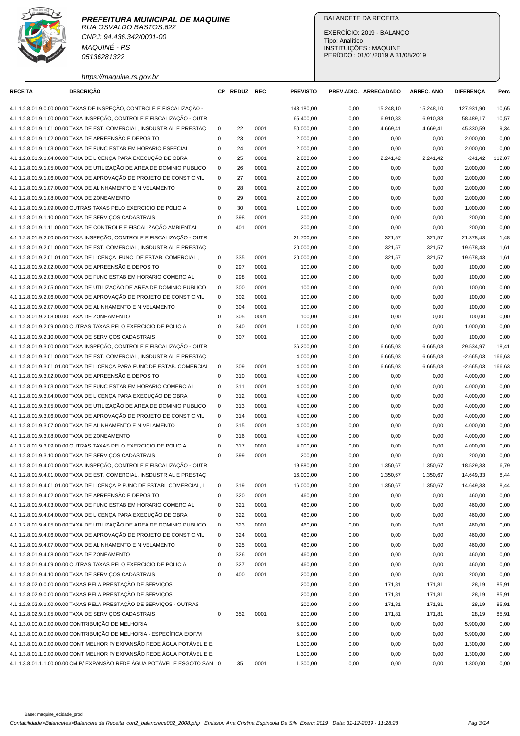**PREFEITURA MUNICIPAL DE MAQUINE**
RUA OSVALDO BASTOS,622
CNPJ: 94.436.342/0001-00
MAQUINÉ - RS
05136281322
https://maquine.rs.gov.br

BALANCETE DA RECEITA

EXERCÍCIO: 2019 - BALANÇO
Tipo: Analítico
INSTITUIÇÕES : MAQUINE
PERÍODO : 01/01/2019 A 31/08/2019

| RECEITA | DESCRIÇÃO | CP | REDUZ | REC | PREVISTO | PREV.ADIC. | ARRECADADO | ARREC. ANO | DIFERENÇA | Perc |
|---|---|---|---|---|---|---|---|---|---|---|
| 4.1.1.2.8.01.9.0.00.00.00 | TAXAS DE INSPEÇÃO, CONTROLE E FISCALIZAÇÃO - | | | | 143.180,00 | 0,00 | 15.248,10 | 15.248,10 | 127.931,90 | 10,65 |
| 4.1.1.2.8.01.9.1.00.00.00 | TAXA INSPEÇÃO, CONTROLE E FISCALIZAÇÃO - OUTR | | | | 65.400,00 | 0,00 | 6.910,83 | 6.910,83 | 58.489,17 | 10,57 |
| 4.1.1.2.8.01.9.1.01.00.00 | TAXA DE EST. COMERCIAL, INSDUSTRIAL E PRESTAÇ | 0 | 22 | 0001 | 50.000,00 | 0,00 | 4.669,41 | 4.669,41 | 45.330,59 | 9,34 |
| 4.1.1.2.8.01.9.1.02.00.00 | TAXA DE APREENSÃO E DEPOSITO | 0 | 23 | 0001 | 2.000,00 | 0,00 | 0,00 | 0,00 | 2.000,00 | 0,00 |
| 4.1.1.2.8.01.9.1.03.00.00 | TAXA DE FUNC ESTAB EM HORARIO ESPECIAL | 0 | 24 | 0001 | 2.000,00 | 0,00 | 0,00 | 0,00 | 2.000,00 | 0,00 |
| 4.1.1.2.8.01.9.1.04.00.00 | TAXA DE LICENÇA PARA EXECUÇÃO DE OBRA | 0 | 25 | 0001 | 2.000,00 | 0,00 | 2.241,42 | 2.241,42 | -241,42 | 112,07 |
| 4.1.1.2.8.01.9.1.05.00.00 | TAXA DE UTILIZAÇÃO DE AREA DE DOMINIO PUBLICO | 0 | 26 | 0001 | 2.000,00 | 0,00 | 0,00 | 0,00 | 2.000,00 | 0,00 |
| 4.1.1.2.8.01.9.1.06.00.00 | TAXA DE APROVAÇÃO DE PROJETO DE CONST CIVIL | 0 | 27 | 0001 | 2.000,00 | 0,00 | 0,00 | 0,00 | 2.000,00 | 0,00 |
| 4.1.1.2.8.01.9.1.07.00.00 | TAXA DE ALINHAMENTO E NIVELAMENTO | 0 | 28 | 0001 | 2.000,00 | 0,00 | 0,00 | 0,00 | 2.000,00 | 0,00 |
| 4.1.1.2.8.01.9.1.08.00.00 | TAXA DE ZONEAMENTO | 0 | 29 | 0001 | 2.000,00 | 0,00 | 0,00 | 0,00 | 2.000,00 | 0,00 |
| 4.1.1.2.8.01.9.1.09.00.00 | OUTRAS TAXAS PELO EXERCICIO DE POLICIA. | 0 | 30 | 0001 | 1.000,00 | 0,00 | 0,00 | 0,00 | 1.000,00 | 0,00 |
| 4.1.1.2.8.01.9.1.10.00.00 | TAXA DE SERVIÇOS CADASTRAIS | 0 | 398 | 0001 | 200,00 | 0,00 | 0,00 | 0,00 | 200,00 | 0,00 |
| 4.1.1.2.8.01.9.1.11.00.00 | TAXA DE CONTROLE E FISCALIZAÇÃO AMBIENTAL | 0 | 401 | 0001 | 200,00 | 0,00 | 0,00 | 0,00 | 200,00 | 0,00 |
| 4.1.1.2.8.01.9.2.00.00.00 | TAXA INSPEÇÃO, CONTROLE E FISCALIZAÇÃO - OUTR | | | | 21.700,00 | 0,00 | 321,57 | 321,57 | 21.378,43 | 1,48 |
| 4.1.1.2.8.01.9.2.01.00.00 | TAXA DE EST. COMERCIAL, INSDUSTRIAL E PRESTAÇ | | | | 20.000,00 | 0,00 | 321,57 | 321,57 | 19.678,43 | 1,61 |
| 4.1.1.2.8.01.9.2.01.01.00 | TAXA DE LICENÇA FUNC. DE ESTAB. COMERCIAL , | 0 | 335 | 0001 | 20.000,00 | 0,00 | 321,57 | 321,57 | 19.678,43 | 1,61 |
| 4.1.1.2.8.01.9.2.02.00.00 | TAXA DE APREENSÃO E DEPOSITO | 0 | 297 | 0001 | 100,00 | 0,00 | 0,00 | 0,00 | 100,00 | 0,00 |
| 4.1.1.2.8.01.9.2.03.00.00 | TAXA DE FUNC ESTAB EM HORARIO COMERCIAL | 0 | 298 | 0001 | 100,00 | 0,00 | 0,00 | 0,00 | 100,00 | 0,00 |
| 4.1.1.2.8.01.9.2.05.00.00 | TAXA DE UTILIZAÇÃO DE AREA DE DOMINIO PUBLICO | 0 | 300 | 0001 | 100,00 | 0,00 | 0,00 | 0,00 | 100,00 | 0,00 |
| 4.1.1.2.8.01.9.2.06.00.00 | TAXA DE APROVAÇÃO DE PROJETO DE CONST CIVIL | 0 | 302 | 0001 | 100,00 | 0,00 | 0,00 | 0,00 | 100,00 | 0,00 |
| 4.1.1.2.8.01.9.2.07.00.00 | TAXA DE ALINHAMENTO E NIVELAMENTO | 0 | 304 | 0001 | 100,00 | 0,00 | 0,00 | 0,00 | 100,00 | 0,00 |
| 4.1.1.2.8.01.9.2.08.00.00 | TAXA DE ZONEAMENTO | 0 | 305 | 0001 | 100,00 | 0,00 | 0,00 | 0,00 | 100,00 | 0,00 |
| 4.1.1.2.8.01.9.2.09.00.00 | OUTRAS TAXAS PELO EXERCICIO DE POLICIA. | 0 | 340 | 0001 | 1.000,00 | 0,00 | 0,00 | 0,00 | 1.000,00 | 0,00 |
| 4.1.1.2.8.01.9.2.10.00.00 | TAXA DE SERVIÇOS CADASTRAIS | 0 | 307 | 0001 | 100,00 | 0,00 | 0,00 | 0,00 | 100,00 | 0,00 |
| 4.1.1.2.8.01.9.3.00.00.00 | TAXA INSPEÇÃO, CONTROLE E FISCALIZAÇÃO - OUTR | | | | 36.200,00 | 0,00 | 6.665,03 | 6.665,03 | 29.534,97 | 18,41 |
| 4.1.1.2.8.01.9.3.01.00.00 | TAXA DE EST. COMERCIAL, INSDUSTRIAL E PRESTAÇ | | | | 4.000,00 | 0,00 | 6.665,03 | 6.665,03 | -2.665,03 | 166,63 |
| 4.1.1.2.8.01.9.3.01.01.00 | TAXA DE LICENÇA PARA FUNC DE ESTAB. COMERCIAL | 0 | 309 | 0001 | 4.000,00 | 0,00 | 6.665,03 | 6.665,03 | -2.665,03 | 166,63 |
| 4.1.1.2.8.01.9.3.02.00.00 | TAXA DE APREENSÃO E DEPOSITO | 0 | 310 | 0001 | 4.000,00 | 0,00 | 0,00 | 0,00 | 4.000,00 | 0,00 |
| 4.1.1.2.8.01.9.3.03.00.00 | TAXA DE FUNC ESTAB EM HORARIO COMERCIAL | 0 | 311 | 0001 | 4.000,00 | 0,00 | 0,00 | 0,00 | 4.000,00 | 0,00 |
| 4.1.1.2.8.01.9.3.04.00.00 | TAXA DE LICENÇA PARA EXECUÇÃO DE OBRA | 0 | 312 | 0001 | 4.000,00 | 0,00 | 0,00 | 0,00 | 4.000,00 | 0,00 |
| 4.1.1.2.8.01.9.3.05.00.00 | TAXA DE UTILIZAÇÃO DE AREA DE DOMINIO PUBLICO | 0 | 313 | 0001 | 4.000,00 | 0,00 | 0,00 | 0,00 | 4.000,00 | 0,00 |
| 4.1.1.2.8.01.9.3.06.00.00 | TAXA DE APROVAÇÃO DE PROJETO DE CONST CIVIL | 0 | 314 | 0001 | 4.000,00 | 0,00 | 0,00 | 0,00 | 4.000,00 | 0,00 |
| 4.1.1.2.8.01.9.3.07.00.00 | TAXA DE ALINHAMENTO E NIVELAMENTO | 0 | 315 | 0001 | 4.000,00 | 0,00 | 0,00 | 0,00 | 4.000,00 | 0,00 |
| 4.1.1.2.8.01.9.3.08.00.00 | TAXA DE ZONEAMENTO | 0 | 316 | 0001 | 4.000,00 | 0,00 | 0,00 | 0,00 | 4.000,00 | 0,00 |
| 4.1.1.2.8.01.9.3.09.00.00 | OUTRAS TAXAS PELO EXERCICIO DE POLICIA. | 0 | 317 | 0001 | 4.000,00 | 0,00 | 0,00 | 0,00 | 4.000,00 | 0,00 |
| 4.1.1.2.8.01.9.3.10.00.00 | TAXA DE SERVIÇOS CADASTRAIS | 0 | 399 | 0001 | 200,00 | 0,00 | 0,00 | 0,00 | 200,00 | 0,00 |
| 4.1.1.2.8.01.9.4.00.00.00 | TAXA INSPEÇÃO, CONTROLE E FISCALIZAÇÃO - OUTR | | | | 19.880,00 | 0,00 | 1.350,67 | 1.350,67 | 18.529,33 | 6,79 |
| 4.1.1.2.8.01.9.4.01.00.00 | TAXA DE EST. COMERCIAL, INSDUSTRIAL E PRESTAÇ | | | | 16.000,00 | 0,00 | 1.350,67 | 1.350,67 | 14.649,33 | 8,44 |
| 4.1.1.2.8.01.9.4.01.01.00 | TAXA DE LICENÇA P FUNC DE ESTABL COMERCIAL, I | 0 | 319 | 0001 | 16.000,00 | 0,00 | 1.350,67 | 1.350,67 | 14.649,33 | 8,44 |
| 4.1.1.2.8.01.9.4.02.00.00 | TAXA DE APREENSÃO E DEPOSITO | 0 | 320 | 0001 | 460,00 | 0,00 | 0,00 | 0,00 | 460,00 | 0,00 |
| 4.1.1.2.8.01.9.4.03.00.00 | TAXA DE FUNC ESTAB EM HORARIO COMERCIAL | 0 | 321 | 0001 | 460,00 | 0,00 | 0,00 | 0,00 | 460,00 | 0,00 |
| 4.1.1.2.8.01.9.4.04.00.00 | TAXA DE LICENÇA PARA EXECUÇÃO DE OBRA | 0 | 322 | 0001 | 460,00 | 0,00 | 0,00 | 0,00 | 460,00 | 0,00 |
| 4.1.1.2.8.01.9.4.05.00.00 | TAXA DE UTILIZAÇÃO DE AREA DE DOMINIO PUBLICO | 0 | 323 | 0001 | 460,00 | 0,00 | 0,00 | 0,00 | 460,00 | 0,00 |
| 4.1.1.2.8.01.9.4.06.00.00 | TAXA DE APROVAÇÃO DE PROJETO DE CONST CIVIL | 0 | 324 | 0001 | 460,00 | 0,00 | 0,00 | 0,00 | 460,00 | 0,00 |
| 4.1.1.2.8.01.9.4.07.00.00 | TAXA DE ALINHAMENTO E NIVELAMENTO | 0 | 325 | 0001 | 460,00 | 0,00 | 0,00 | 0,00 | 460,00 | 0,00 |
| 4.1.1.2.8.01.9.4.08.00.00 | TAXA DE ZONEAMENTO | 0 | 326 | 0001 | 460,00 | 0,00 | 0,00 | 0,00 | 460,00 | 0,00 |
| 4.1.1.2.8.01.9.4.09.00.00 | OUTRAS TAXAS PELO EXERCICIO DE POLICIA. | 0 | 327 | 0001 | 460,00 | 0,00 | 0,00 | 0,00 | 460,00 | 0,00 |
| 4.1.1.2.8.01.9.4.10.00.00 | TAXA DE SERVIÇOS CADASTRAIS | 0 | 400 | 0001 | 200,00 | 0,00 | 0,00 | 0,00 | 200,00 | 0,00 |
| 4.1.1.2.8.02.0.0.00.00.00 | TAXAS PELA PRESTAÇÃO DE SERVIÇOS | | | | 200,00 | 0,00 | 171,81 | 171,81 | 28,19 | 85,91 |
| 4.1.1.2.8.02.9.0.00.00.00 | TAXAS PELA PRESTAÇÃO DE SERVIÇOS | | | | 200,00 | 0,00 | 171,81 | 171,81 | 28,19 | 85,91 |
| 4.1.1.2.8.02.9.1.00.00.00 | TAXAS PELA PRESTAÇÃO DE SERVIÇOS - OUTRAS | | | | 200,00 | 0,00 | 171,81 | 171,81 | 28,19 | 85,91 |
| 4.1.1.2.8.02.9.1.05.00.00 | TAXA DE SERVIÇOS CADASTRAIS | 0 | 352 | 0001 | 200,00 | 0,00 | 171,81 | 171,81 | 28,19 | 85,91 |
| 4.1.1.3.0.00.0.0.00.00.00 | CONTRIBUIÇÃO DE MELHORIA | | | | 5.900,00 | 0,00 | 0,00 | 0,00 | 5.900,00 | 0,00 |
| 4.1.1.3.8.00.0.0.00.00.00 | CONTRIBUIÇÃO DE MELHORIA - ESPECÍFICA E/DF/M | | | | 5.900,00 | 0,00 | 0,00 | 0,00 | 5.900,00 | 0,00 |
| 4.1.1.3.8.01.0.0.00.00.00 | CONT MELHOR P/ EXPANSÃO REDE ÁGUA POTÁVEL E E | | | | 1.300,00 | 0,00 | 0,00 | 0,00 | 1.300,00 | 0,00 |
| 4.1.1.3.8.01.1.0.00.00.00 | CONT MELHOR P/ EXPANSÃO REDE ÁGUA POTÁVEL E E | | | | 1.300,00 | 0,00 | 0,00 | 0,00 | 1.300,00 | 0,00 |
| 4.1.1.3.8.01.1.1.00.00.00 | CM P/ EXPANSÃO REDE ÁGUA POTÁVEL E ESGOTO SAN | 0 | 35 | 0001 | 1.300,00 | 0,00 | 0,00 | 0,00 | 1.300,00 | 0,00 |

Base: maquine_ecidade_prod
Contabilidade>Balancetes>Balancete da Receita con2_balancrece002_2008.php Emissor: Ana Cristina Espindola Da Silv Exerc: 2019 Data: 31-12-2019 - 11:28:28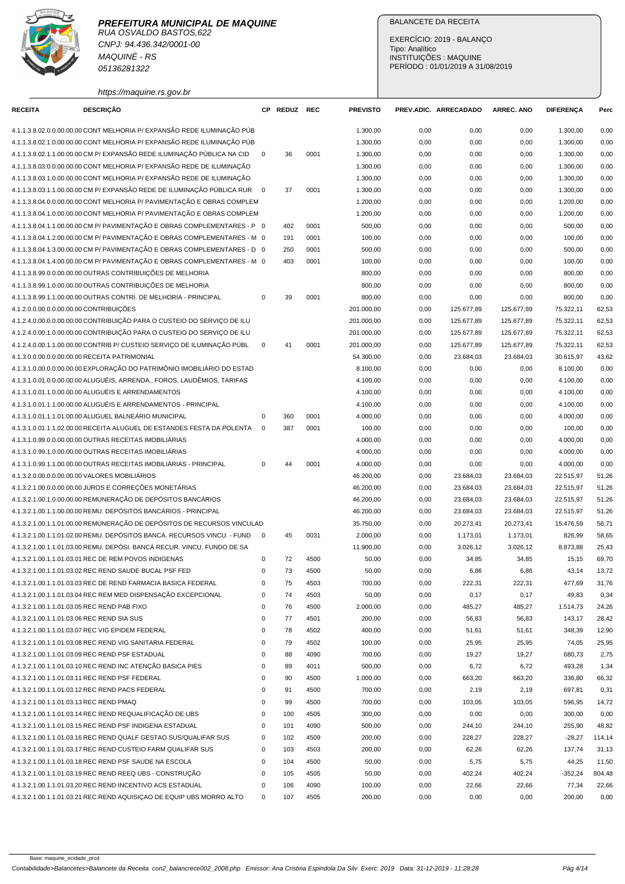**PREFEITURA MUNICIPAL DE MAQUINE**
RUA OSVALDO BASTOS,622
CNPJ: 94.436.342/0001-00
MAQUINÉ - RS
05136281322
https://maquine.rs.gov.br

BALANCETE DA RECEITA

EXERCÍCIO: 2019 - BALANÇO
Tipo: Analítico
INSTITUIÇÕES : MAQUINE
PERÍODO : 01/01/2019 A 31/08/2019

| RECEITA | DESCRIÇÃO | CP | REDUZ | REC | PREVISTO | PREV.ADIC. | ARRECADADO | ARREC. ANO | DIFERENÇA | Perc |
|---|---|---|---|---|---|---|---|---|---|---|
| 4.1.1.3.8.02.0.0.00.00.00 | CONT MELHORIA P/ EXPANSÃO REDE ILUMINAÇÃO PÚB | | | | 1.300,00 | 0,00 | 0,00 | 0,00 | 1.300,00 | 0,00 |
| 4.1.1.3.8.02.1.0.00.00.00 | CONT MELHORIA P/ EXPANSÃO REDE ILUMINAÇÃO PÚB | | | | 1.300,00 | 0,00 | 0,00 | 0,00 | 1.300,00 | 0,00 |
| 4.1.1.3.8.02.1.1.00.00.00 | CM P/ EXPANSÃO REDE ILUMINAÇÃO PÚBLICA NA CID | 0 | 36 | 0001 | 1.300,00 | 0,00 | 0,00 | 0,00 | 1.300,00 | 0,00 |
| 4.1.1.3.8.03.0.0.00.00.00 | CONT MELHORIA P/ EXPANSÃO REDE DE ILUMINAÇÃO | | | | 1.300,00 | 0,00 | 0,00 | 0,00 | 1.300,00 | 0,00 |
| 4.1.1.3.8.03.1.0.00.00.00 | CONT MELHORIA P/ EXPANSÃO REDE DE ILUMINAÇÃO | | | | 1.300,00 | 0,00 | 0,00 | 0,00 | 1.300,00 | 0,00 |
| 4.1.1.3.8.03.1.1.00.00.00 | CM P/ EXPANSÃO REDE DE ILUMINAÇÃO PÚBLICA RUR | 0 | 37 | 0001 | 1.300,00 | 0,00 | 0,00 | 0,00 | 1.300,00 | 0,00 |
| 4.1.1.3.8.04.0.0.00.00.00 | CONT MELHORIA P/ PAVIMENTAÇÃO E OBRAS COMPLEM | | | | 1.200,00 | 0,00 | 0,00 | 0,00 | 1.200,00 | 0,00 |
| 4.1.1.3.8.04.1.0.00.00.00 | CONT MELHORIA P/ PAVIMENTAÇÃO E OBRAS COMPLEM | | | | 1.200,00 | 0,00 | 0,00 | 0,00 | 1.200,00 | 0,00 |
| 4.1.1.3.8.04.1.1.00.00.00 | CM P/ PAVIMENTAÇÃO E OBRAS COMPLEMENTARES - P | 0 | 402 | 0001 | 500,00 | 0,00 | 0,00 | 0,00 | 500,00 | 0,00 |
| 4.1.1.3.8.04.1.2.00.00.00 | CM P/ PAVIMENTAÇÃO E OBRAS COMPLEMENTARES - M | 0 | 191 | 0001 | 100,00 | 0,00 | 0,00 | 0,00 | 100,00 | 0,00 |
| 4.1.1.3.8.04.1.3.00.00.00 | CM P/ PAVIMENTAÇÃO E OBRAS COMPLEMENTARES - D | 0 | 250 | 0001 | 500,00 | 0,00 | 0,00 | 0,00 | 500,00 | 0,00 |
| 4.1.1.3.8.04.1.4.00.00.00 | CM P/ PAVIMENTAÇÃO E OBRAS COMPLEMENTARES - M | 0 | 403 | 0001 | 100,00 | 0,00 | 0,00 | 0,00 | 100,00 | 0,00 |
| 4.1.1.3.8.99.0.0.00.00.00 | OUTRAS CONTRIBUIÇÕES DE MELHORIA | | | | 800,00 | 0,00 | 0,00 | 0,00 | 800,00 | 0,00 |
| 4.1.1.3.8.99.1.0.00.00.00 | OUTRAS CONTRIBUIÇÕES DE MELHORIA | | | | 800,00 | 0,00 | 0,00 | 0,00 | 800,00 | 0,00 |
| 4.1.1.3.8.99.1.1.00.00.00 | OUTRAS CONTRI. DE MELHORIA - PRINCIPAL | 0 | 39 | 0001 | 800,00 | 0,00 | 0,00 | 0,00 | 800,00 | 0,00 |
| 4.1.2.0.0.00.0.0.00.00.00 | CONTRIBUIÇÕES | | | | 201.000,00 | 0,00 | 125.677,89 | 125.677,89 | 75.322,11 | 62,53 |
| 4.1.2.4.0.00.0.0.00.00.00 | CONTRIBUIÇÃO PARA O CUSTEIO DO SERVIÇO DE ILU | | | | 201.000,00 | 0,00 | 125.677,89 | 125.677,89 | 75.322,11 | 62,53 |
| 4.1.2.4.0.00.1.0.00.00.00 | CONTRIBUIÇÃO PARA O CUSTEIO DO SERVIÇO DE ILU | | | | 201.000,00 | 0,00 | 125.677,89 | 125.677,89 | 75.322,11 | 62,53 |
| 4.1.2.4.0.00.1.1.00.00.00 | CONTRIB P/ CUSTEIO SERVIÇO DE ILUMINAÇÃO PÚBL | 0 | 41 | 0001 | 201.000,00 | 0,00 | 125.677,89 | 125.677,89 | 75.322,11 | 62,53 |
| 4.1.3.0.0.00.0.0.00.00.00 | RECEITA PATRIMONIAL | | | | 54.300,00 | 0,00 | 23.684,03 | 23.684,03 | 30.615,97 | 43,62 |
| 4.1.3.1.0.00.0.0.00.00.00 | EXPLORAÇÃO DO PATRIMÔNIO IMOBILIÁRIO DO ESTAD | | | | 8.100,00 | 0,00 | 0,00 | 0,00 | 8.100,00 | 0,00 |
| 4.1.3.1.01.0.0.00.00.00 | ALUGUÉIS, ARRENDA., FOROS, LAUDÊMIOS, TARIFAS | | | | 4.100,00 | 0,00 | 0,00 | 0,00 | 4.100,00 | 0,00 |
| 4.1.3.1.01.1.0.00.00.00 | ALUGUÉIS E ARRENDAMENTOS | | | | 4.100,00 | 0,00 | 0,00 | 0,00 | 4.100,00 | 0,00 |
| 4.1.3.1.01.1.1.00.00.00 | ALUGUÉIS E ARRENDAMENTOS - PRINCIPAL | | | | 4.100,00 | 0,00 | 0,00 | 0,00 | 4.100,00 | 0,00 |
| 4.1.3.1.01.1.1.01.00.00 | ALUGUEL BALNEÁRIO MUNICIPAL | 0 | 360 | 0001 | 4.000,00 | 0,00 | 0,00 | 0,00 | 4.000,00 | 0,00 |
| 4.1.3.1.01.1.1.02.00.00 | RECEITA ALUGUEL DE ESTANDES FESTA DA POLENTA | 0 | 387 | 0001 | 100,00 | 0,00 | 0,00 | 0,00 | 100,00 | 0,00 |
| 4.1.3.1.0.99.0.0.00.00.00 | OUTRAS RECEITAS IMOBILIÁRIAS | | | | 4.000,00 | 0,00 | 0,00 | 0,00 | 4.000,00 | 0,00 |
| 4.1.3.1.0.99.1.0.00.00.00 | OUTRAS RECEITAS IMOBILIÁRIAS | | | | 4.000,00 | 0,00 | 0,00 | 0,00 | 4.000,00 | 0,00 |
| 4.1.3.1.0.99.1.1.00.00.00 | OUTRAS RECEITAS IMOBILIÁRIAS - PRINCIPAL | 0 | 44 | 0001 | 4.000,00 | 0,00 | 0,00 | 0,00 | 4.000,00 | 0,00 |
| 4.1.3.2.0.00.0.0.00.00.00 | VALORES MOBILIÁRIOS | | | | 46.200,00 | 0,00 | 23.684,03 | 23.684,03 | 22.515,97 | 51,26 |
| 4.1.3.2.1.00.0.0.00.00.00 | JUROS E CORREÇÕES MONETÁRIAS | | | | 46.200,00 | 0,00 | 23.684,03 | 23.684,03 | 22.515,97 | 51,26 |
| 4.1.3.2.1.00.1.0.00.00.00 | REMUNERAÇÃO DE DEPÓSITOS BANCÁRIOS | | | | 46.200,00 | 0,00 | 23.684,03 | 23.684,03 | 22.515,97 | 51,26 |
| 4.1.3.2.1.00.1.1.00.00.00 | REMU. DEPÓSITOS BANCÁRIOS - PRINCIPAL | | | | 46.200,00 | 0,00 | 23.684,03 | 23.684,03 | 22.515,97 | 51,26 |
| 4.1.3.2.1.00.1.1.01.00.00 | REMUNERAÇÃO DE DEPÓSITOS DE RECURSOS VINCULAD | | | | 35.750,00 | 0,00 | 20.273,41 | 20.273,41 | 15.476,59 | 56,71 |
| 4.1.3.2.1.00.1.1.01.02.00 | REMU. DEPÓSITOS BANCÁ. RECURSOS VINCU. - FUND | 0 | 45 | 0031 | 2.000,00 | 0,00 | 1.173,01 | 1.173,01 | 826,99 | 58,65 |
| 4.1.3.2.1.00.1.1.01.03.00 | REMU. DEPÓSI. BANCÁ RECUR. VINCU. FUNDO DE SA | | | | 11.900,00 | 0,00 | 3.026,12 | 3.026,12 | 8.873,88 | 25,43 |
| 4.1.3.2.1.00.1.1.01.03.01 | REC DE REM POVOS INDIGENAS | 0 | 72 | 4500 | 50,00 | 0,00 | 34,85 | 34,85 | 15,15 | 69,70 |
| 4.1.3.2.1.00.1.1.01.03.02 | REC REND SAUDE BUCAL PSF FED | 0 | 73 | 4500 | 50,00 | 0,00 | 6,86 | 6,86 | 43,14 | 13,72 |
| 4.1.3.2.1.00.1.1.01.03.03 | REC DE REND FARMACIA BASICA FEDERAL | 0 | 75 | 4503 | 700,00 | 0,00 | 222,31 | 222,31 | 477,69 | 31,76 |
| 4.1.3.2.1.00.1.1.01.03.04 | REC REM MED DISPENSAÇÃO EXCEPCIONAL | 0 | 74 | 4503 | 50,00 | 0,00 | 0,17 | 0,17 | 49,83 | 0,34 |
| 4.1.3.2.1.00.1.1.01.03.05 | REC REND PAB FIXO | 0 | 76 | 4500 | 2.000,00 | 0,00 | 485,27 | 485,27 | 1.514,73 | 24,26 |
| 4.1.3.2.1.00.1.1.01.03.06 | REC REND SIA SUS | 0 | 77 | 4501 | 200,00 | 0,00 | 56,83 | 56,83 | 143,17 | 28,42 |
| 4.1.3.2.1.00.1.1.01.03.07 | REC VIG EPIDEM FEDERAL | 0 | 78 | 4502 | 400,00 | 0,00 | 51,61 | 51,61 | 348,39 | 12,90 |
| 4.1.3.2.1.00.1.1.01.03.08 | REC REND VIG SANITARIA FEDERAL | 0 | 79 | 4502 | 100,00 | 0,00 | 25,95 | 25,95 | 74,05 | 25,95 |
| 4.1.3.2.1.00.1.1.01.03.09 | REC REND PSF ESTADUAL | 0 | 88 | 4090 | 700,00 | 0,00 | 19,27 | 19,27 | 680,73 | 2,75 |
| 4.1.3.2.1.00.1.1.01.03.10 | REC REND INC ATENÇÃO BASICA PIES | 0 | 89 | 4011 | 500,00 | 0,00 | 6,72 | 6,72 | 493,28 | 1,34 |
| 4.1.3.2.1.00.1.1.01.03.11 | REC REND PSF FEDERAL | 0 | 90 | 4500 | 1.000,00 | 0,00 | 663,20 | 663,20 | 336,80 | 66,32 |
| 4.1.3.2.1.00.1.1.01.03.12 | REC REND PACS FEDERAL | 0 | 91 | 4500 | 700,00 | 0,00 | 2,19 | 2,19 | 697,81 | 0,31 |
| 4.1.3.2.1.00.1.1.01.03.13 | REC REND PMAQ | 0 | 99 | 4500 | 700,00 | 0,00 | 103,05 | 103,05 | 596,95 | 14,72 |
| 4.1.3.2.1.00.1.1.01.03.14 | REC REND REQUALIFICAÇÃO DE UBS | 0 | 100 | 4505 | 300,00 | 0,00 | 0,00 | 0,00 | 300,00 | 0,00 |
| 4.1.3.2.1.00.1.1.01.03.15 | REC REND PSF INDIGENA ESTADUAL | 0 | 101 | 4090 | 500,00 | 0,00 | 244,10 | 244,10 | 255,90 | 48,82 |
| 4.1.3.2.1.00.1.1.01.03.16 | REC REND QUALF GESTAO SUS/QUALIFAR SUS | 0 | 102 | 4509 | 200,00 | 0,00 | 228,27 | 228,27 | -28,27 | 114,14 |
| 4.1.3.2.1.00.1.1.01.03.17 | REC REND CUSTEIO FARM QUALIFAR SUS | 0 | 103 | 4503 | 200,00 | 0,00 | 62,26 | 62,26 | 137,74 | 31,13 |
| 4.1.3.2.1.00.1.1.01.03.18 | REC REND PSF SAUDE NA ESCOLA | 0 | 104 | 4500 | 50,00 | 0,00 | 5,75 | 5,75 | 44,25 | 11,50 |
| 4.1.3.2.1.00.1.1.01.03.19 | REC REND REEQ UBS - CONSTRUÇÃO | 0 | 105 | 4505 | 50,00 | 0,00 | 402,24 | 402,24 | -352,24 | 804,48 |
| 4.1.3.2.1.00.1.1.01.03.20 | REC REND INCENTIVO ACS ESTADUAL | 0 | 106 | 4090 | 100,00 | 0,00 | 22,66 | 22,66 | 77,34 | 22,66 |
| 4.1.3.2.1.00.1.1.01.03.21 | REC REND AQUISIÇAO DE EQUIP UBS MORRO ALTO | 0 | 107 | 4505 | 200,00 | 0,00 | 0,00 | 0,00 | 200,00 | 0,00 |

Base: maquine_ecidade_prod

Contabilidade>Balancetes>Balancete da Receita con2_balancrece002_2008.php Emissor: Ana Cristina Espindola Da Silv Exerc: 2019 Data: 31-12-2019 - 11:28:28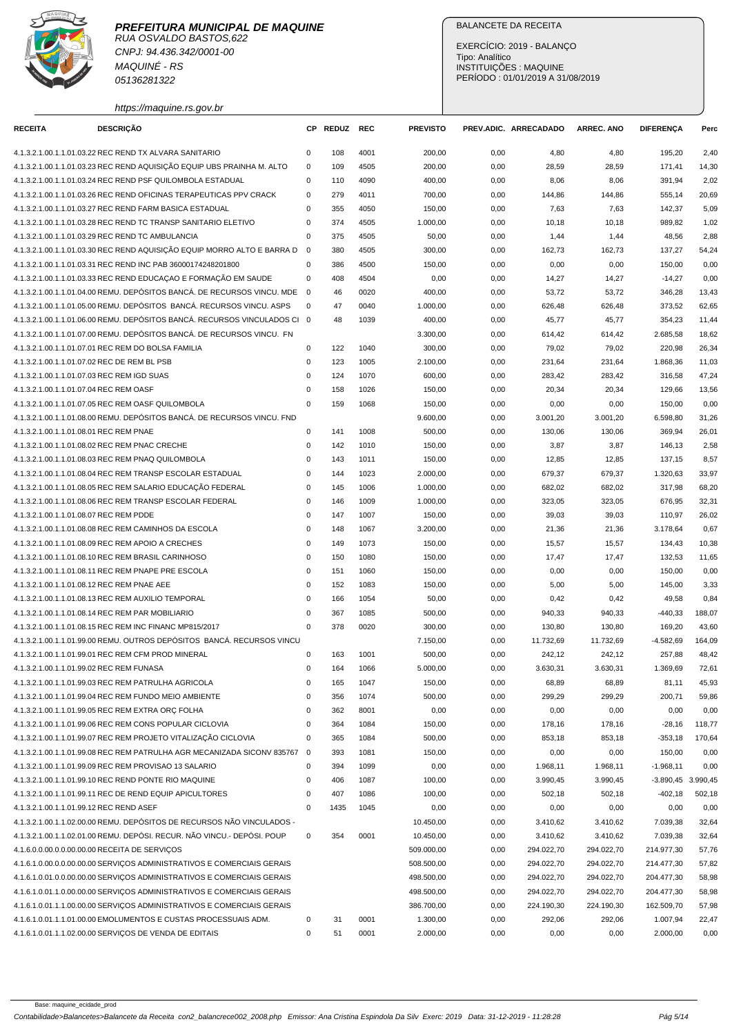**PREFEITURA MUNICIPAL DE MAQUINE**
RUA OSVALDO BASTOS,622
CNPJ: 94.436.342/0001-00
MAQUINÉ - RS
05136281322
https://maquine.rs.gov.br

BALANCETE DA RECEITA

EXERCÍCIO: 2019 - BALANÇO
Tipo: Analítico
INSTITUIÇÕES : MAQUINE
PERÍODO : 01/01/2019 A 31/08/2019

| RECEITA | DESCRIÇÃO | CP | REDUZ | REC | PREVISTO | PREV.ADIC. | ARRECADADO | ARREC. ANO | DIFERENÇA | Perc |
|---|---|---|---|---|---|---|---|---|---|---|
| 4.1.3.2.1.00.1.1.01.03.22 | REC REND TX ALVARA SANITARIO | 0 | 108 | 4001 | 200,00 | 0,00 | 4,80 | 4,80 | 195,20 | 2,40 |
| 4.1.3.2.1.00.1.1.01.03.23 | REC REND AQUISIÇÃO EQUIP UBS PRAINHA M. ALTO | 0 | 109 | 4505 | 200,00 | 0,00 | 28,59 | 28,59 | 171,41 | 14,30 |
| 4.1.3.2.1.00.1.1.01.03.24 | REC REND PSF QUILOMBOLA ESTADUAL | 0 | 110 | 4090 | 400,00 | 0,00 | 8,06 | 8,06 | 391,94 | 2,02 |
| 4.1.3.2.1.00.1.1.01.03.26 | REC REND OFICINAS TERAPEUTICAS PPV CRACK | 0 | 279 | 4011 | 700,00 | 0,00 | 144,86 | 144,86 | 555,14 | 20,69 |
| 4.1.3.2.1.00.1.1.01.03.27 | REC REND FARM BASICA ESTADUAL | 0 | 355 | 4050 | 150,00 | 0,00 | 7,63 | 7,63 | 142,37 | 5,09 |
| 4.1.3.2.1.00.1.1.01.03.28 | REC REND TC TRANSP SANITARIO ELETIVO | 0 | 374 | 4505 | 1.000,00 | 0,00 | 10,18 | 10,18 | 989,82 | 1,02 |
| 4.1.3.2.1.00.1.1.01.03.29 | REC REND TC AMBULANCIA | 0 | 375 | 4505 | 50,00 | 0,00 | 1,44 | 1,44 | 48,56 | 2,88 |
| 4.1.3.2.1.00.1.1.01.03.30 | REC REND AQUISIÇÃO EQUIP MORRO ALTO E BARRA D | 0 | 380 | 4505 | 300,00 | 0,00 | 162,73 | 162,73 | 137,27 | 54,24 |
| 4.1.3.2.1.00.1.1.01.03.31 | REC REND INC PAB 36000174248201800 | 0 | 386 | 4500 | 150,00 | 0,00 | 0,00 | 0,00 | 150,00 | 0,00 |
| 4.1.3.2.1.00.1.1.01.03.33 | REC REND EDUCAÇAO E FORMAÇÃO EM SAUDE | 0 | 408 | 4504 | 0,00 | 0,00 | 14,27 | 14,27 | -14,27 | 0,00 |
| 4.1.3.2.1.00.1.1.01.04.00 | REMU. DEPÓSITOS BANCÁ. DE RECURSOS VINCU. MDE | 0 | 46 | 0020 | 400,00 | 0,00 | 53,72 | 53,72 | 346,28 | 13,43 |
| 4.1.3.2.1.00.1.1.01.05.00 | REMU. DEPÓSITOS BANCÁ. RECURSOS VINCU. ASPS | 0 | 47 | 0040 | 1.000,00 | 0,00 | 626,48 | 626,48 | 373,52 | 62,65 |
| 4.1.3.2.1.00.1.1.01.06.00 | REMU. DEPÓSITOS BANCÁ. RECURSOS VINCULADOS CI | 0 | 48 | 1039 | 400,00 | 0,00 | 45,77 | 45,77 | 354,23 | 11,44 |
| 4.1.3.2.1.00.1.1.01.07.00 | REMU. DEPÓSITOS BANCÁ. DE RECURSOS VINCU. FN | | | | 3.300,00 | 0,00 | 614,42 | 614,42 | 2.685,58 | 18,62 |
| 4.1.3.2.1.00.1.1.01.07.01 | REC REM DO BOLSA FAMILIA | 0 | 122 | 1040 | 300,00 | 0,00 | 79,02 | 79,02 | 220,98 | 26,34 |
| 4.1.3.2.1.00.1.1.01.07.02 | REC DE REM BL PSB | 0 | 123 | 1005 | 2.100,00 | 0,00 | 231,64 | 231,64 | 1.868,36 | 11,03 |
| 4.1.3.2.1.00.1.1.01.07.03 | REC REM IGD SUAS | 0 | 124 | 1070 | 600,00 | 0,00 | 283,42 | 283,42 | 316,58 | 47,24 |
| 4.1.3.2.1.00.1.1.01.07.04 | REC REM OASF | 0 | 158 | 1026 | 150,00 | 0,00 | 20,34 | 20,34 | 129,66 | 13,56 |
| 4.1.3.2.1.00.1.1.01.07.05 | REC REM OASF QUILOMBOLA | 0 | 159 | 1068 | 150,00 | 0,00 | 0,00 | 0,00 | 150,00 | 0,00 |
| 4.1.3.2.1.00.1.1.01.08.00 | REMU. DEPÓSITOS BANCÁ. DE RECURSOS VINCU. FND | | | | 9.600,00 | 0,00 | 3.001,20 | 3.001,20 | 6.598,80 | 31,26 |
| 4.1.3.2.1.00.1.1.01.08.01 | REC REM PNAE | 0 | 141 | 1008 | 500,00 | 0,00 | 130,06 | 130,06 | 369,94 | 26,01 |
| 4.1.3.2.1.00.1.1.01.08.02 | REC REM PNAC CRECHE | 0 | 142 | 1010 | 150,00 | 0,00 | 3,87 | 3,87 | 146,13 | 2,58 |
| 4.1.3.2.1.00.1.1.01.08.03 | REC REM PNAQ QUILOMBOLA | 0 | 143 | 1011 | 150,00 | 0,00 | 12,85 | 12,85 | 137,15 | 8,57 |
| 4.1.3.2.1.00.1.1.01.08.04 | REC REM TRANSP ESCOLAR ESTADUAL | 0 | 144 | 1023 | 2.000,00 | 0,00 | 679,37 | 679,37 | 1.320,63 | 33,97 |
| 4.1.3.2.1.00.1.1.01.08.05 | REC REM SALARIO EDUCAÇÃO FEDERAL | 0 | 145 | 1006 | 1.000,00 | 0,00 | 682,02 | 682,02 | 317,98 | 68,20 |
| 4.1.3.2.1.00.1.1.01.08.06 | REC REM TRANSP ESCOLAR FEDERAL | 0 | 146 | 1009 | 1.000,00 | 0,00 | 323,05 | 323,05 | 676,95 | 32,31 |
| 4.1.3.2.1.00.1.1.01.08.07 | REC REM PDDE | 0 | 147 | 1007 | 150,00 | 0,00 | 39,03 | 39,03 | 110,97 | 26,02 |
| 4.1.3.2.1.00.1.1.01.08.08 | REC REM CAMINHOS DA ESCOLA | 0 | 148 | 1067 | 3.200,00 | 0,00 | 21,36 | 21,36 | 3.178,64 | 0,67 |
| 4.1.3.2.1.00.1.1.01.08.09 | REC REM APOIO A CRECHES | 0 | 149 | 1073 | 150,00 | 0,00 | 15,57 | 15,57 | 134,43 | 10,38 |
| 4.1.3.2.1.00.1.1.01.08.10 | REC REM BRASIL CARINHOSO | 0 | 150 | 1080 | 150,00 | 0,00 | 17,47 | 17,47 | 132,53 | 11,65 |
| 4.1.3.2.1.00.1.1.01.08.11 | REC REM PNAPE PRE ESCOLA | 0 | 151 | 1060 | 150,00 | 0,00 | 0,00 | 0,00 | 150,00 | 0,00 |
| 4.1.3.2.1.00.1.1.01.08.12 | REC REM PNAE AEE | 0 | 152 | 1083 | 150,00 | 0,00 | 5,00 | 5,00 | 145,00 | 3,33 |
| 4.1.3.2.1.00.1.1.01.08.13 | REC REM AUXILIO TEMPORAL | 0 | 166 | 1054 | 50,00 | 0,00 | 0,42 | 0,42 | 49,58 | 0,84 |
| 4.1.3.2.1.00.1.1.01.08.14 | REC REM PAR MOBILIARIO | 0 | 367 | 1085 | 500,00 | 0,00 | 940,33 | 940,33 | -440,33 | 188,07 |
| 4.1.3.2.1.00.1.1.01.08.15 | REC REM INC FINANC MP815/2017 | 0 | 378 | 0020 | 300,00 | 0,00 | 130,80 | 130,80 | 169,20 | 43,60 |
| 4.1.3.2.1.00.1.1.01.99.00 | REMU. OUTROS DEPÓSITOS BANCÁ. RECURSOS VINCU | | | | 7.150,00 | 0,00 | 11.732,69 | 11.732,69 | -4.582,69 | 164,09 |
| 4.1.3.2.1.00.1.1.01.99.01 | REC REM CFM PROD MINERAL | 0 | 163 | 1001 | 500,00 | 0,00 | 242,12 | 242,12 | 257,88 | 48,42 |
| 4.1.3.2.1.00.1.1.01.99.02 | REC REM FUNASA | 0 | 164 | 1066 | 5.000,00 | 0,00 | 3.630,31 | 3.630,31 | 1.369,69 | 72,61 |
| 4.1.3.2.1.00.1.1.01.99.03 | REC REM PATRULHA AGRICOLA | 0 | 165 | 1047 | 150,00 | 0,00 | 68,89 | 68,89 | 81,11 | 45,93 |
| 4.1.3.2.1.00.1.1.01.99.04 | REC REM FUNDO MEIO AMBIENTE | 0 | 356 | 1074 | 500,00 | 0,00 | 299,29 | 299,29 | 200,71 | 59,86 |
| 4.1.3.2.1.00.1.1.01.99.05 | REC REM EXTRA ORÇ FOLHA | 0 | 362 | 8001 | 0,00 | 0,00 | 0,00 | 0,00 | 0,00 | 0,00 |
| 4.1.3.2.1.00.1.1.01.99.06 | REC REM CONS POPULAR CICLOVIA | 0 | 364 | 1084 | 150,00 | 0,00 | 178,16 | 178,16 | -28,16 | 118,77 |
| 4.1.3.2.1.00.1.1.01.99.07 | REC REM PROJETO VITALIZAÇÃO CICLOVIA | 0 | 365 | 1084 | 500,00 | 0,00 | 853,18 | 853,18 | -353,18 | 170,64 |
| 4.1.3.2.1.00.1.1.01.99.08 | REC REM PATRULHA AGR MECANIZADA SICONV 835767 | 0 | 393 | 1081 | 150,00 | 0,00 | 0,00 | 0,00 | 150,00 | 0,00 |
| 4.1.3.2.1.00.1.1.01.99.09 | REC REM PROVISAO 13 SALARIO | 0 | 394 | 1099 | 0,00 | 0,00 | 1.968,11 | 1.968,11 | -1.968,11 | 0,00 |
| 4.1.3.2.1.00.1.1.01.99.10 | REC REND PONTE RIO MAQUINE | 0 | 406 | 1087 | 100,00 | 0,00 | 3.990,45 | 3.990,45 | -3.890,45 | 3.990,45 |
| 4.1.3.2.1.00.1.1.01.99.11 | REC DE REND EQUIP APICULTORES | 0 | 407 | 1086 | 100,00 | 0,00 | 502,18 | 502,18 | -402,18 | 502,18 |
| 4.1.3.2.1.00.1.1.01.99.12 | REC REND ASEF | 0 | 1435 | 1045 | 0,00 | 0,00 | 0,00 | 0,00 | 0,00 | 0,00 |
| 4.1.3.2.1.00.1.1.02.00.00 | REMU. DEPÓSITOS DE RECURSOS NÃO VINCULADOS - | | | | 10.450,00 | 0,00 | 3.410,62 | 3.410,62 | 7.039,38 | 32,64 |
| 4.1.3.2.1.00.1.1.02.01.00 | REMU. DEPÓSI. RECUR. NÃO VINCU.- DEPÓSI. POUP | 0 | 354 | 0001 | 10.450,00 | 0,00 | 3.410,62 | 3.410,62 | 7.039,38 | 32,64 |
| 4.1.6.0.0.00.0.0.00.00.00 | RECEITA DE SERVIÇOS | | | | 509.000,00 | 0,00 | 294.022,70 | 294.022,70 | 214.977,30 | 57,76 |
| 4.1.6.1.0.00.0.0.00.00.00 | SERVIÇOS ADMINISTRATIVOS E COMERCIAIS GERAIS | | | | 508.500,00 | 0,00 | 294.022,70 | 294.022,70 | 214.477,30 | 57,82 |
| 4.1.6.1.0.01.0.0.00.00.00 | SERVIÇOS ADMINISTRATIVOS E COMERCIAIS GERAIS | | | | 498.500,00 | 0,00 | 294.022,70 | 294.022,70 | 204.477,30 | 58,98 |
| 4.1.6.1.0.01.1.0.00.00.00 | SERVIÇOS ADMINISTRATIVOS E COMERCIAIS GERAIS | | | | 498.500,00 | 0,00 | 294.022,70 | 294.022,70 | 204.477,30 | 58,98 |
| 4.1.6.1.0.01.1.1.00.00.00 | SERVIÇOS ADMINISTRATIVOS E COMERCIAIS GERAIS | | | | 386.700,00 | 0,00 | 224.190,30 | 224.190,30 | 162.509,70 | 57,98 |
| 4.1.6.1.0.01.1.1.01.00.00 | EMOLUMENTOS E CUSTAS PROCESSUAIS ADM. | 0 | 31 | 0001 | 1.300,00 | 0,00 | 292,06 | 292,06 | 1.007,94 | 22,47 |
| 4.1.6.1.0.01.1.1.02.00.00 | SERVIÇOS DE VENDA DE EDITAIS | 0 | 51 | 0001 | 2.000,00 | 0,00 | 0,00 | 0,00 | 2.000,00 | 0,00 |

Base: maquine_ecidade_prod

Contabilidade>Balancetes>Balancete da Receita con2_balancrece002_2008.php Emissor: Ana Cristina Espindola Da Silv Exerc: 2019 Data: 31-12-2019 - 11:28:28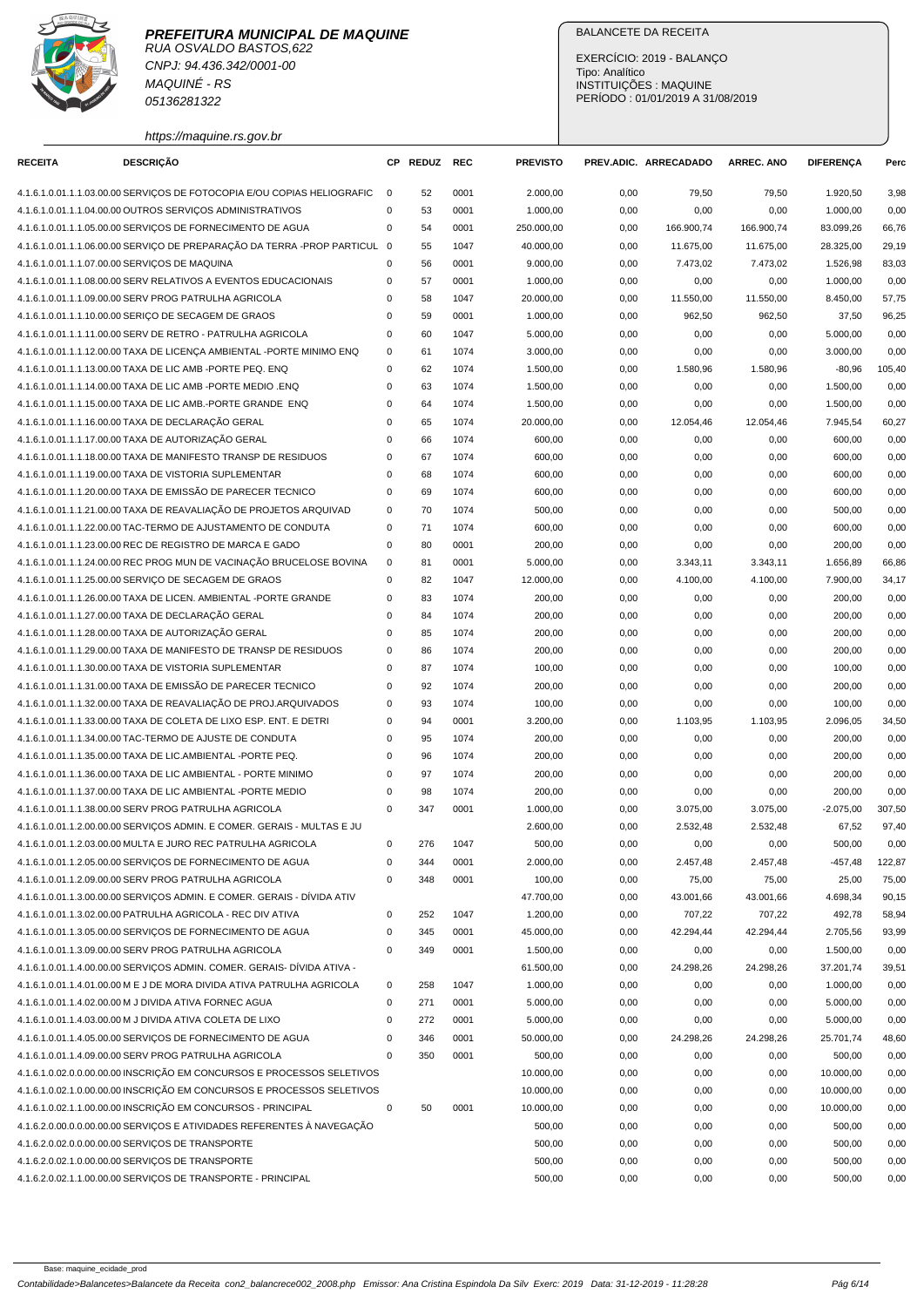**PREFEITURA MUNICIPAL DE MAQUINE**
RUA OSVALDO BASTOS,622
CNPJ: 94.436.342/0001-00
MAQUINÉ - RS
05136281322
https://maquine.rs.gov.br

BALANCETE DA RECEITA

EXERCÍCIO: 2019 - BALANÇO
Tipo: Analítico
INSTITUIÇÕES : MAQUINE
PERÍODO : 01/01/2019 A 31/08/2019

| RECEITA | DESCRIÇÃO | CP | REDUZ | REC | PREVISTO | PREV.ADIC. | ARRECADADO | ARREC. ANO | DIFERENÇA | Perc |
|---|---|---|---|---|---|---|---|---|---|---|
| 4.1.6.1.0.01.1.1.03.00.00 | SERVIÇOS DE FOTOCOPIA E/OU COPIAS HELIOGRAFIC | 0 | 52 | 0001 | 2.000,00 | 0,00 | 79,50 | 79,50 | 1.920,50 | 3,98 |
| 4.1.6.1.0.01.1.1.04.00.00 | OUTROS SERVIÇOS ADMINISTRATIVOS | 0 | 53 | 0001 | 1.000,00 | 0,00 | 0,00 | 0,00 | 1.000,00 | 0,00 |
| 4.1.6.1.0.01.1.1.05.00.00 | SERVIÇOS DE FORNECIMENTO DE AGUA | 0 | 54 | 0001 | 250.000,00 | 0,00 | 166.900,74 | 166.900,74 | 83.099,26 | 66,76 |
| 4.1.6.1.0.01.1.1.06.00.00 | SERVIÇO DE PREPARAÇÃO DA TERRA -PROP PARTICUL | 0 | 55 | 1047 | 40.000,00 | 0,00 | 11.675,00 | 11.675,00 | 28.325,00 | 29,19 |
| 4.1.6.1.0.01.1.1.07.00.00 | SERVIÇOS DE MAQUINA | 0 | 56 | 0001 | 9.000,00 | 0,00 | 7.473,02 | 7.473,02 | 1.526,98 | 83,03 |
| 4.1.6.1.0.01.1.1.08.00.00 | SERV RELATIVOS A EVENTOS EDUCACIONAIS | 0 | 57 | 0001 | 1.000,00 | 0,00 | 0,00 | 0,00 | 1.000,00 | 0,00 |
| 4.1.6.1.0.01.1.1.09.00.00 | SERV PROG PATRULHA AGRICOLA | 0 | 58 | 1047 | 20.000,00 | 0,00 | 11.550,00 | 11.550,00 | 8.450,00 | 57,75 |
| 4.1.6.1.0.01.1.1.10.00.00 | SERIÇO DE SECAGEM DE GRAOS | 0 | 59 | 0001 | 1.000,00 | 0,00 | 962,50 | 962,50 | 37,50 | 96,25 |
| 4.1.6.1.0.01.1.1.11.00.00 | SERV DE RETRO - PATRULHA AGRICOLA | 0 | 60 | 1047 | 5.000,00 | 0,00 | 0,00 | 0,00 | 5.000,00 | 0,00 |
| 4.1.6.1.0.01.1.1.12.00.00 | TAXA DE LICENÇA AMBIENTAL -PORTE MINIMO ENQ | 0 | 61 | 1074 | 3.000,00 | 0,00 | 0,00 | 0,00 | 3.000,00 | 0,00 |
| 4.1.6.1.0.01.1.1.13.00.00 | TAXA DE LIC AMB -PORTE PEQ. ENQ | 0 | 62 | 1074 | 1.500,00 | 0,00 | 1.580,96 | 1.580,96 | -80,96 | 105,40 |
| 4.1.6.1.0.01.1.1.14.00.00 | TAXA DE LIC AMB -PORTE MEDIO .ENQ | 0 | 63 | 1074 | 1.500,00 | 0,00 | 0,00 | 0,00 | 1.500,00 | 0,00 |
| 4.1.6.1.0.01.1.1.15.00.00 | TAXA DE LIC AMB.-PORTE GRANDE ENQ | 0 | 64 | 1074 | 1.500,00 | 0,00 | 0,00 | 0,00 | 1.500,00 | 0,00 |
| 4.1.6.1.0.01.1.1.16.00.00 | TAXA DE DECLARAÇÃO GERAL | 0 | 65 | 1074 | 20.000,00 | 0,00 | 12.054,46 | 12.054,46 | 7.945,54 | 60,27 |
| 4.1.6.1.0.01.1.1.17.00.00 | TAXA DE AUTORIZAÇÃO GERAL | 0 | 66 | 1074 | 600,00 | 0,00 | 0,00 | 0,00 | 600,00 | 0,00 |
| 4.1.6.1.0.01.1.1.18.00.00 | TAXA DE MANIFESTO TRANSP DE RESIDUOS | 0 | 67 | 1074 | 600,00 | 0,00 | 0,00 | 0,00 | 600,00 | 0,00 |
| 4.1.6.1.0.01.1.1.19.00.00 | TAXA DE VISTORIA SUPLEMENTAR | 0 | 68 | 1074 | 600,00 | 0,00 | 0,00 | 0,00 | 600,00 | 0,00 |
| 4.1.6.1.0.01.1.1.20.00.00 | TAXA DE EMISSÃO DE PARECER TECNICO | 0 | 69 | 1074 | 600,00 | 0,00 | 0,00 | 0,00 | 600,00 | 0,00 |
| 4.1.6.1.0.01.1.1.21.00.00 | TAXA DE REAVALIAÇÃO DE PROJETOS ARQUIVAD | 0 | 70 | 1074 | 500,00 | 0,00 | 0,00 | 0,00 | 500,00 | 0,00 |
| 4.1.6.1.0.01.1.1.22.00.00 | TAC-TERMO DE AJUSTAMENTO DE CONDUTA | 0 | 71 | 1074 | 600,00 | 0,00 | 0,00 | 0,00 | 600,00 | 0,00 |
| 4.1.6.1.0.01.1.1.23.00.00 | REC DE REGISTRO DE MARCA E GADO | 0 | 80 | 0001 | 200,00 | 0,00 | 0,00 | 0,00 | 200,00 | 0,00 |
| 4.1.6.1.0.01.1.1.24.00.00 | REC PROG MUN DE VACINAÇÃO BRUCELOSE BOVINA | 0 | 81 | 0001 | 5.000,00 | 0,00 | 3.343,11 | 3.343,11 | 1.656,89 | 66,86 |
| 4.1.6.1.0.01.1.1.25.00.00 | SERVIÇO DE SECAGEM DE GRAOS | 0 | 82 | 1047 | 12.000,00 | 0,00 | 4.100,00 | 4.100,00 | 7.900,00 | 34,17 |
| 4.1.6.1.0.01.1.1.26.00.00 | TAXA DE LICEN. AMBIENTAL -PORTE GRANDE | 0 | 83 | 1074 | 200,00 | 0,00 | 0,00 | 0,00 | 200,00 | 0,00 |
| 4.1.6.1.0.01.1.1.27.00.00 | TAXA DE DECLARAÇÃO GERAL | 0 | 84 | 1074 | 200,00 | 0,00 | 0,00 | 0,00 | 200,00 | 0,00 |
| 4.1.6.1.0.01.1.1.28.00.00 | TAXA DE AUTORIZAÇÃO GERAL | 0 | 85 | 1074 | 200,00 | 0,00 | 0,00 | 0,00 | 200,00 | 0,00 |
| 4.1.6.1.0.01.1.1.29.00.00 | TAXA DE MANIFESTO DE TRANSP DE RESIDUOS | 0 | 86 | 1074 | 200,00 | 0,00 | 0,00 | 0,00 | 200,00 | 0,00 |
| 4.1.6.1.0.01.1.1.30.00.00 | TAXA DE VISTORIA SUPLEMENTAR | 0 | 87 | 1074 | 100,00 | 0,00 | 0,00 | 0,00 | 100,00 | 0,00 |
| 4.1.6.1.0.01.1.1.31.00.00 | TAXA DE EMISSÃO DE PARECER TECNICO | 0 | 92 | 1074 | 200,00 | 0,00 | 0,00 | 0,00 | 200,00 | 0,00 |
| 4.1.6.1.0.01.1.1.32.00.00 | TAXA DE REAVALIAÇÃO DE PROJ.ARQUIVADOS | 0 | 93 | 1074 | 100,00 | 0,00 | 0,00 | 0,00 | 100,00 | 0,00 |
| 4.1.6.1.0.01.1.1.33.00.00 | TAXA DE COLETA DE LIXO ESP. ENT. E DETRI | 0 | 94 | 0001 | 3.200,00 | 0,00 | 1.103,95 | 1.103,95 | 2.096,05 | 34,50 |
| 4.1.6.1.0.01.1.1.34.00.00 | TAC-TERMO DE AJUSTE DE CONDUTA | 0 | 95 | 1074 | 200,00 | 0,00 | 0,00 | 0,00 | 200,00 | 0,00 |
| 4.1.6.1.0.01.1.1.35.00.00 | TAXA DE LIC.AMBIENTAL -PORTE PEQ. | 0 | 96 | 1074 | 200,00 | 0,00 | 0,00 | 0,00 | 200,00 | 0,00 |
| 4.1.6.1.0.01.1.1.36.00.00 | TAXA DE LIC AMBIENTAL - PORTE MINIMO | 0 | 97 | 1074 | 200,00 | 0,00 | 0,00 | 0,00 | 200,00 | 0,00 |
| 4.1.6.1.0.01.1.1.37.00.00 | TAXA DE LIC AMBIENTAL -PORTE MEDIO | 0 | 98 | 1074 | 200,00 | 0,00 | 0,00 | 0,00 | 200,00 | 0,00 |
| 4.1.6.1.0.01.1.1.38.00.00 | SERV PROG PATRULHA AGRICOLA | 0 | 347 | 0001 | 1.000,00 | 0,00 | 3.075,00 | 3.075,00 | -2.075,00 | 307,50 |
| 4.1.6.1.0.01.1.2.00.00.00 | SERVIÇOS ADMIN. E COMER. GERAIS - MULTAS E JU | | | | 2.600,00 | 0,00 | 2.532,48 | 2.532,48 | 67,52 | 97,40 |
| 4.1.6.1.0.01.1.2.03.00.00 | MULTA E JURO REC PATRULHA AGRICOLA | 0 | 276 | 1047 | 500,00 | 0,00 | 0,00 | 0,00 | 500,00 | 0,00 |
| 4.1.6.1.0.01.1.2.05.00.00 | SERVIÇOS DE FORNECIMENTO DE AGUA | 0 | 344 | 0001 | 2.000,00 | 0,00 | 2.457,48 | 2.457,48 | -457,48 | 122,87 |
| 4.1.6.1.0.01.1.2.09.00.00 | SERV PROG PATRULHA AGRICOLA | 0 | 348 | 0001 | 100,00 | 0,00 | 75,00 | 75,00 | 25,00 | 75,00 |
| 4.1.6.1.0.01.1.3.00.00.00 | SERVIÇOS ADMIN. E COMER. GERAIS - DÍVIDA ATIV | | | | 47.700,00 | 0,00 | 43.001,66 | 43.001,66 | 4.698,34 | 90,15 |
| 4.1.6.1.0.01.1.3.02.00.00 | PATRULHA AGRICOLA - REC DIV ATIVA | 0 | 252 | 1047 | 1.200,00 | 0,00 | 707,22 | 707,22 | 492,78 | 58,94 |
| 4.1.6.1.0.01.1.3.05.00.00 | SERVIÇOS DE FORNECIMENTO DE AGUA | 0 | 345 | 0001 | 45.000,00 | 0,00 | 42.294,44 | 42.294,44 | 2.705,56 | 93,99 |
| 4.1.6.1.0.01.1.3.09.00.00 | SERV PROG PATRULHA AGRICOLA | 0 | 349 | 0001 | 1.500,00 | 0,00 | 0,00 | 0,00 | 1.500,00 | 0,00 |
| 4.1.6.1.0.01.1.4.00.00.00 | SERVIÇOS ADMIN. COMER. GERAIS- DÍVIDA ATIVA - | | | | 61.500,00 | 0,00 | 24.298,26 | 24.298,26 | 37.201,74 | 39,51 |
| 4.1.6.1.0.01.1.4.01.00.00 | M E J DE MORA DIVIDA ATIVA PATRULHA AGRICOLA | 0 | 258 | 1047 | 1.000,00 | 0,00 | 0,00 | 0,00 | 1.000,00 | 0,00 |
| 4.1.6.1.0.01.1.4.02.00.00 | M J DIVIDA ATIVA FORNEC AGUA | 0 | 271 | 0001 | 5.000,00 | 0,00 | 0,00 | 0,00 | 5.000,00 | 0,00 |
| 4.1.6.1.0.01.1.4.03.00.00 | M J DIVIDA ATIVA COLETA DE LIXO | 0 | 272 | 0001 | 5.000,00 | 0,00 | 0,00 | 0,00 | 5.000,00 | 0,00 |
| 4.1.6.1.0.01.1.4.05.00.00 | SERVIÇOS DE FORNECIMENTO DE AGUA | 0 | 346 | 0001 | 50.000,00 | 0,00 | 24.298,26 | 24.298,26 | 25.701,74 | 48,60 |
| 4.1.6.1.0.01.1.4.09.00.00 | SERV PROG PATRULHA AGRICOLA | 0 | 350 | 0001 | 500,00 | 0,00 | 0,00 | 0,00 | 500,00 | 0,00 |
| 4.1.6.1.0.02.0.0.00.00.00 | INSCRIÇÃO EM CONCURSOS E PROCESSOS SELETIVOS | | | | 10.000,00 | 0,00 | 0,00 | 0,00 | 10.000,00 | 0,00 |
| 4.1.6.1.0.02.1.0.00.00.00 | INSCRIÇÃO EM CONCURSOS E PROCESSOS SELETIVOS | | | | 10.000,00 | 0,00 | 0,00 | 0,00 | 10.000,00 | 0,00 |
| 4.1.6.1.0.02.1.1.00.00.00 | INSCRIÇÃO EM CONCURSOS - PRINCIPAL | 0 | 50 | 0001 | 10.000,00 | 0,00 | 0,00 | 0,00 | 10.000,00 | 0,00 |
| 4.1.6.2.0.00.0.0.00.00.00 | SERVIÇOS E ATIVIDADES REFERENTES À NAVEGAÇÃO | | | | 500,00 | 0,00 | 0,00 | 0,00 | 500,00 | 0,00 |
| 4.1.6.2.0.02.0.0.00.00.00 | SERVIÇOS DE TRANSPORTE | | | | 500,00 | 0,00 | 0,00 | 0,00 | 500,00 | 0,00 |
| 4.1.6.2.0.02.1.0.00.00.00 | SERVIÇOS DE TRANSPORTE | | | | 500,00 | 0,00 | 0,00 | 0,00 | 500,00 | 0,00 |
| 4.1.6.2.0.02.1.1.00.00.00 | SERVIÇOS DE TRANSPORTE - PRINCIPAL | | | | 500,00 | 0,00 | 0,00 | 0,00 | 500,00 | 0,00 |

Base: maquine_ecidade_prod

Contabilidade>Balancetes>Balancete da Receita con2_balancrece002_2008.php Emissor: Ana Cristina Espindola Da Silv Exerc: 2019 Data: 31-12-2019 - 11:28:28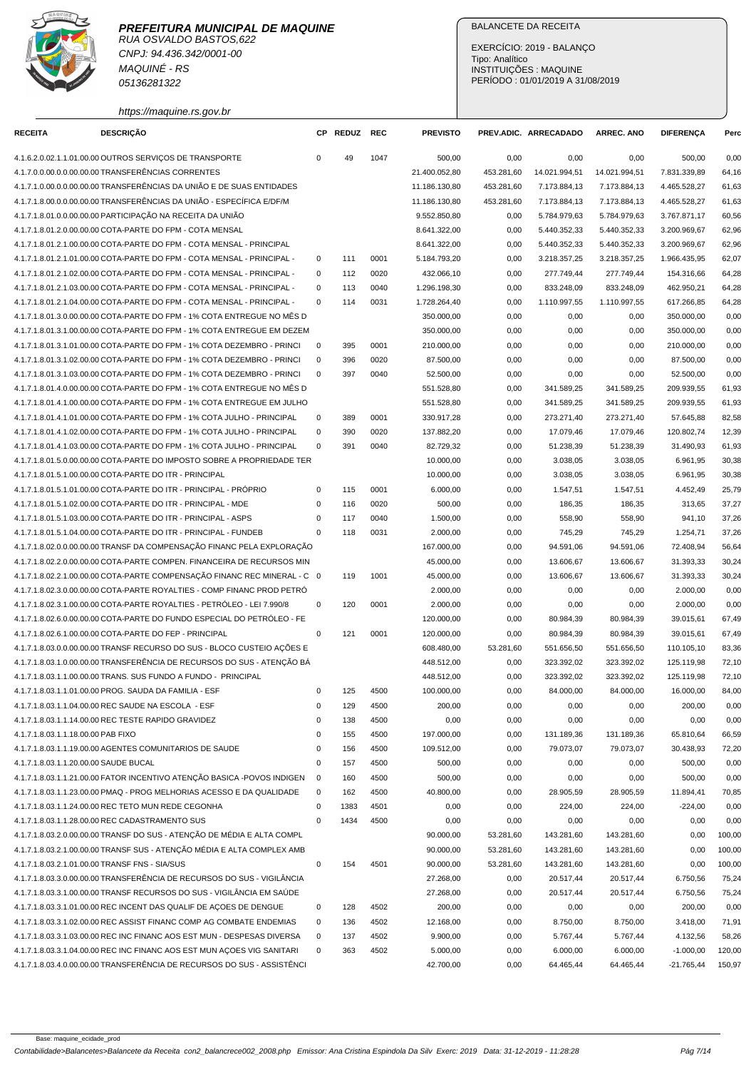**PREFEITURA MUNICIPAL DE MAQUINE**
RUA OSVALDO BASTOS,622
CNPJ: 94.436.342/0001-00
MAQUINÉ - RS
05136281322

https://maquine.rs.gov.br

BALANCETE DA RECEITA

EXERCÍCIO: 2019 - BALANÇO
Tipo: Analítico
INSTITUIÇÕES : MAQUINE
PERÍODO : 01/01/2019 A 31/08/2019

| RECEITA | DESCRIÇÃO | CP | REDUZ | REC | PREVISTO | PREV.ADIC. | ARRECADADO | ARREC. ANO | DIFERENÇA | Perc |
|---|---|---|---|---|---|---|---|---|---|---|
| 4.1.6.2.0.02.1.1.01.00.00 | OUTROS SERVIÇOS DE TRANSPORTE | 0 | 49 | 1047 | 500,00 | 0,00 | 0,00 | 0,00 | 500,00 | 0,00 |
| 4.1.7.0.0.00.0.0.00.00.00 | TRANSFERÊNCIAS CORRENTES | | | | 21.400.052,80 | 453.281,60 | 14.021.994,51 | 14.021.994,51 | 7.831.339,89 | 64,16 |
| 4.1.7.1.0.00.0.0.00.00.00 | TRANSFERÊNCIAS DA UNIÃO E DE SUAS ENTIDADES | | | | 11.186.130,80 | 453.281,60 | 7.173.884,13 | 7.173.884,13 | 4.465.528,27 | 61,63 |
| 4.1.7.1.8.00.0.0.00.00.00 | TRANSFERÊNCIAS DA UNIÃO - ESPECÍFICA E/DF/M | | | | 11.186.130,80 | 453.281,60 | 7.173.884,13 | 7.173.884,13 | 4.465.528,27 | 61,63 |
| 4.1.7.1.8.01.0.0.00.00.00 | PARTICIPAÇÃO NA RECEITA DA UNIÃO | | | | 9.552.850,80 | 0,00 | 5.784.979,63 | 5.784.979,63 | 3.767.871,17 | 60,56 |
| 4.1.7.1.8.01.2.0.00.00.00 | COTA-PARTE DO FPM - COTA MENSAL | | | | 8.641.322,00 | 0,00 | 5.440.352,33 | 5.440.352,33 | 3.200.969,67 | 62,96 |
| 4.1.7.1.8.01.2.1.00.00.00 | COTA-PARTE DO FPM - COTA MENSAL - PRINCIPAL | | | | 8.641.322,00 | 0,00 | 5.440.352,33 | 5.440.352,33 | 3.200.969,67 | 62,96 |
| 4.1.7.1.8.01.2.1.01.00.00 | COTA-PARTE DO FPM - COTA MENSAL - PRINCIPAL - | 0 | 111 | 0001 | 5.184.793,20 | 0,00 | 3.218.357,25 | 3.218.357,25 | 1.966.435,95 | 62,07 |
| 4.1.7.1.8.01.2.1.02.00.00 | COTA-PARTE DO FPM - COTA MENSAL - PRINCIPAL - | 0 | 112 | 0020 | 432.066,10 | 0,00 | 277.749,44 | 277.749,44 | 154.316,66 | 64,28 |
| 4.1.7.1.8.01.2.1.03.00.00 | COTA-PARTE DO FPM - COTA MENSAL - PRINCIPAL - | 0 | 113 | 0040 | 1.296.198,30 | 0,00 | 833.248,09 | 833.248,09 | 462.950,21 | 64,28 |
| 4.1.7.1.8.01.2.1.04.00.00 | COTA-PARTE DO FPM - COTA MENSAL - PRINCIPAL - | 0 | 114 | 0031 | 1.728.264,40 | 0,00 | 1.110.997,55 | 1.110.997,55 | 617.266,85 | 64,28 |
| 4.1.7.1.8.01.3.0.00.00.00 | COTA-PARTE DO FPM - 1% COTA ENTREGUE NO MÊS D | | | | 350.000,00 | 0,00 | 0,00 | 0,00 | 350.000,00 | 0,00 |
| 4.1.7.1.8.01.3.1.00.00.00 | COTA-PARTE DO FPM - 1% COTA ENTREGUE EM DEZEM | | | | 350.000,00 | 0,00 | 0,00 | 0,00 | 350.000,00 | 0,00 |
| 4.1.7.1.8.01.3.1.01.00.00 | COTA-PARTE DO FPM - 1% COTA DEZEMBRO - PRINCI | 0 | 395 | 0001 | 210.000,00 | 0,00 | 0,00 | 0,00 | 210.000,00 | 0,00 |
| 4.1.7.1.8.01.3.1.02.00.00 | COTA-PARTE DO FPM - 1% COTA DEZEMBRO - PRINCI | 0 | 396 | 0020 | 87.500,00 | 0,00 | 0,00 | 0,00 | 87.500,00 | 0,00 |
| 4.1.7.1.8.01.3.1.03.00.00 | COTA-PARTE DO FPM - 1% COTA DEZEMBRO - PRINCI | 0 | 397 | 0040 | 52.500,00 | 0,00 | 0,00 | 0,00 | 52.500,00 | 0,00 |
| 4.1.7.1.8.01.4.0.00.00.00 | COTA-PARTE DO FPM - 1% COTA ENTREGUE NO MÊS D | | | | 551.528,80 | 0,00 | 341.589,25 | 341.589,25 | 209.939,55 | 61,93 |
| 4.1.7.1.8.01.4.1.00.00.00 | COTA-PARTE DO FPM - 1% COTA ENTREGUE EM JULHO | | | | 551.528,80 | 0,00 | 341.589,25 | 341.589,25 | 209.939,55 | 61,93 |
| 4.1.7.1.8.01.4.1.01.00.00 | COTA-PARTE DO FPM - 1% COTA JULHO - PRINCIPAL | 0 | 389 | 0001 | 330.917,28 | 0,00 | 273.271,40 | 273.271,40 | 57.645,88 | 82,58 |
| 4.1.7.1.8.01.4.1.02.00.00 | COTA-PARTE DO FPM - 1% COTA JULHO - PRINCIPAL | 0 | 390 | 0020 | 137.882,20 | 0,00 | 17.079,46 | 17.079,46 | 120.802,74 | 12,39 |
| 4.1.7.1.8.01.4.1.03.00.00 | COTA-PARTE DO FPM - 1% COTA JULHO - PRINCIPAL | 0 | 391 | 0040 | 82.729,32 | 0,00 | 51.238,39 | 51.238,39 | 31.490,93 | 61,93 |
| 4.1.7.1.8.01.5.0.00.00.00 | COTA-PARTE DO IMPOSTO SOBRE A PROPRIEDADE TER | | | | 10.000,00 | 0,00 | 3.038,05 | 3.038,05 | 6.961,95 | 30,38 |
| 4.1.7.1.8.01.5.1.00.00.00 | COTA-PARTE DO ITR - PRINCIPAL | | | | 10.000,00 | 0,00 | 3.038,05 | 3.038,05 | 6.961,95 | 30,38 |
| 4.1.7.1.8.01.5.1.01.00.00 | COTA-PARTE DO ITR - PRINCIPAL - PRÓPRIO | 0 | 115 | 0001 | 6.000,00 | 0,00 | 1.547,51 | 1.547,51 | 4.452,49 | 25,79 |
| 4.1.7.1.8.01.5.1.02.00.00 | COTA-PARTE DO ITR - PRINCIPAL - MDE | 0 | 116 | 0020 | 500,00 | 0,00 | 186,35 | 186,35 | 313,65 | 37,27 |
| 4.1.7.1.8.01.5.1.03.00.00 | COTA-PARTE DO ITR - PRINCIPAL - ASPS | 0 | 117 | 0040 | 1.500,00 | 0,00 | 558,90 | 558,90 | 941,10 | 37,26 |
| 4.1.7.1.8.01.5.1.04.00.00 | COTA-PARTE DO ITR - PRINCIPAL - FUNDEB | 0 | 118 | 0031 | 2.000,00 | 0,00 | 745,29 | 745,29 | 1.254,71 | 37,26 |
| 4.1.7.1.8.02.0.0.00.00.00 | TRANSF DA COMPENSAÇÃO FINANC PELA EXPLORAÇÃO | | | | 167.000,00 | 0,00 | 94.591,06 | 94.591,06 | 72.408,94 | 56,64 |
| 4.1.7.1.8.02.2.0.00.00.00 | COTA-PARTE COMPEN. FINANCEIRA DE RECURSOS MIN | | | | 45.000,00 | 0,00 | 13.606,67 | 13.606,67 | 31.393,33 | 30,24 |
| 4.1.7.1.8.02.2.1.00.00.00 | COTA-PARTE COMPENSAÇÃO FINANC REC MINERAL - C | 0 | 119 | 1001 | 45.000,00 | 0,00 | 13.606,67 | 13.606,67 | 31.393,33 | 30,24 |
| 4.1.7.1.8.02.3.0.00.00.00 | COTA-PARTE ROYALTIES - COMP FINANC PROD PETRÓ | | | | 2.000,00 | 0,00 | 0,00 | 0,00 | 2.000,00 | 0,00 |
| 4.1.7.1.8.02.3.1.00.00.00 | COTA-PARTE ROYALTIES - PETRÓLEO - LEI 7.990/8 | 0 | 120 | 0001 | 2.000,00 | 0,00 | 0,00 | 0,00 | 2.000,00 | 0,00 |
| 4.1.7.1.8.02.6.0.00.00.00 | COTA-PARTE DO FUNDO ESPECIAL DO PETRÓLEO - FE | | | | 120.000,00 | 0,00 | 80.984,39 | 80.984,39 | 39.015,61 | 67,49 |
| 4.1.7.1.8.02.6.1.00.00.00 | COTA-PARTE DO FEP - PRINCIPAL | 0 | 121 | 0001 | 120.000,00 | 0,00 | 80.984,39 | 80.984,39 | 39.015,61 | 67,49 |
| 4.1.7.1.8.03.0.0.00.00.00 | TRANSF RECURSO DO SUS - BLOCO CUSTEIO AÇÕES E | | | | 608.480,00 | 53.281,60 | 551.656,50 | 551.656,50 | 110.105,10 | 83,36 |
| 4.1.7.1.8.03.1.0.00.00.00 | TRANSFERÊNCIA DE RECURSOS DO SUS - ATENÇÃO BÁ | | | | 448.512,00 | 0,00 | 323.392,02 | 323.392,02 | 125.119,98 | 72,10 |
| 4.1.7.1.8.03.1.1.00.00.00 | TRANS. SUS FUNDO A FUNDO - PRINCIPAL | | | | 448.512,00 | 0,00 | 323.392,02 | 323.392,02 | 125.119,98 | 72,10 |
| 4.1.7.1.8.03.1.1.01.00.00 | PROG. SAUDA DA FAMILIA - ESF | 0 | 125 | 4500 | 100.000,00 | 0,00 | 84.000,00 | 84.000,00 | 16.000,00 | 84,00 |
| 4.1.7.1.8.03.1.1.04.00.00 | REC SAUDE NA ESCOLA - ESF | 0 | 129 | 4500 | 200,00 | 0,00 | 0,00 | 0,00 | 200,00 | 0,00 |
| 4.1.7.1.8.03.1.1.14.00.00 | REC TESTE RAPIDO GRAVIDEZ | 0 | 138 | 4500 | 0,00 | 0,00 | 0,00 | 0,00 | 0,00 | 0,00 |
| 4.1.7.1.8.03.1.1.18.00.00 | PAB FIXO | 0 | 155 | 4500 | 197.000,00 | 0,00 | 131.189,36 | 131.189,36 | 65.810,64 | 66,59 |
| 4.1.7.1.8.03.1.1.19.00.00 | AGENTES COMUNITARIOS DE SAUDE | 0 | 156 | 4500 | 109.512,00 | 0,00 | 79.073,07 | 79.073,07 | 30.438,93 | 72,20 |
| 4.1.7.1.8.03.1.1.20.00.00 | SAUDE BUCAL | 0 | 157 | 4500 | 500,00 | 0,00 | 0,00 | 0,00 | 500,00 | 0,00 |
| 4.1.7.1.8.03.1.1.21.00.00 | FATOR INCENTIVO ATENÇÃO BASICA -POVOS INDIGEN | 0 | 160 | 4500 | 500,00 | 0,00 | 0,00 | 0,00 | 500,00 | 0,00 |
| 4.1.7.1.8.03.1.1.23.00.00 | PMAQ - PROG MELHORIAS ACESSO E DA QUALIDADE | 0 | 162 | 4500 | 40.800,00 | 0,00 | 28.905,59 | 28.905,59 | 11.894,41 | 70,85 |
| 4.1.7.1.8.03.1.1.24.00.00 | REC TETO MUN REDE CEGONHA | 0 | 1383 | 4501 | 0,00 | 0,00 | 224,00 | 224,00 | -224,00 | 0,00 |
| 4.1.7.1.8.03.1.1.28.00.00 | REC CADASTRAMENTO SUS | 0 | 1434 | 4500 | 0,00 | 0,00 | 0,00 | 0,00 | 0,00 | 0,00 |
| 4.1.7.1.8.03.2.0.00.00.00 | TRANSF DO SUS - ATENÇÃO DE MÉDIA E ALTA COMPL | | | | 90.000,00 | 53.281,60 | 143.281,60 | 143.281,60 | 0,00 | 100,00 |
| 4.1.7.1.8.03.2.1.00.00.00 | TRANSF SUS - ATENÇÃO MÉDIA E ALTA COMPLEX AMB | | | | 90.000,00 | 53.281,60 | 143.281,60 | 143.281,60 | 0,00 | 100,00 |
| 4.1.7.1.8.03.2.1.01.00.00 | TRANSF FNS - SIA/SUS | 0 | 154 | 4501 | 90.000,00 | 53.281,60 | 143.281,60 | 143.281,60 | 0,00 | 100,00 |
| 4.1.7.1.8.03.3.0.00.00.00 | TRANSFERÊNCIA DE RECURSOS DO SUS - VIGILÂNCIA | | | | 27.268,00 | 0,00 | 20.517,44 | 20.517,44 | 6.750,56 | 75,24 |
| 4.1.7.1.8.03.3.1.00.00.00 | TRANSF RECURSOS DO SUS - VIGILÂNCIA EM SAÚDE | | | | 27.268,00 | 0,00 | 20.517,44 | 20.517,44 | 6.750,56 | 75,24 |
| 4.1.7.1.8.03.3.1.01.00.00 | REC INCENT DAS QUALIF DE AÇOES DE DENGUE | 0 | 128 | 4502 | 200,00 | 0,00 | 0,00 | 0,00 | 200,00 | 0,00 |
| 4.1.7.1.8.03.3.1.02.00.00 | REC ASSIST FINANC COMP AG COMBATE ENDEMIAS | 0 | 136 | 4502 | 12.168,00 | 0,00 | 8.750,00 | 8.750,00 | 3.418,00 | 71,91 |
| 4.1.7.1.8.03.3.1.03.00.00 | REC INC FINANC AOS EST MUN - DESPESAS DIVERSA | 0 | 137 | 4502 | 9.900,00 | 0,00 | 5.767,44 | 5.767,44 | 4.132,56 | 58,26 |
| 4.1.7.1.8.03.3.1.04.00.00 | REC INC FINANC AOS EST MUN AÇOES VIG SANITARI | 0 | 363 | 4502 | 5.000,00 | 0,00 | 6.000,00 | 6.000,00 | -1.000,00 | 120,00 |
| 4.1.7.1.8.03.4.0.00.00.00 | TRANSFERÊNCIA DE RECURSOS DO SUS - ASSISTÊNCI | | | | 42.700,00 | 0,00 | 64.465,44 | 64.465,44 | -21.765,44 | 150,97 |

Base: maquine_ecidade_prod

Contabilidade>Balancetes>Balancete da Receita con2_balancrece002_2008.php Emissor: Ana Cristina Espindola Da Silv Exerc: 2019 Data: 31-12-2019 - 11:28:28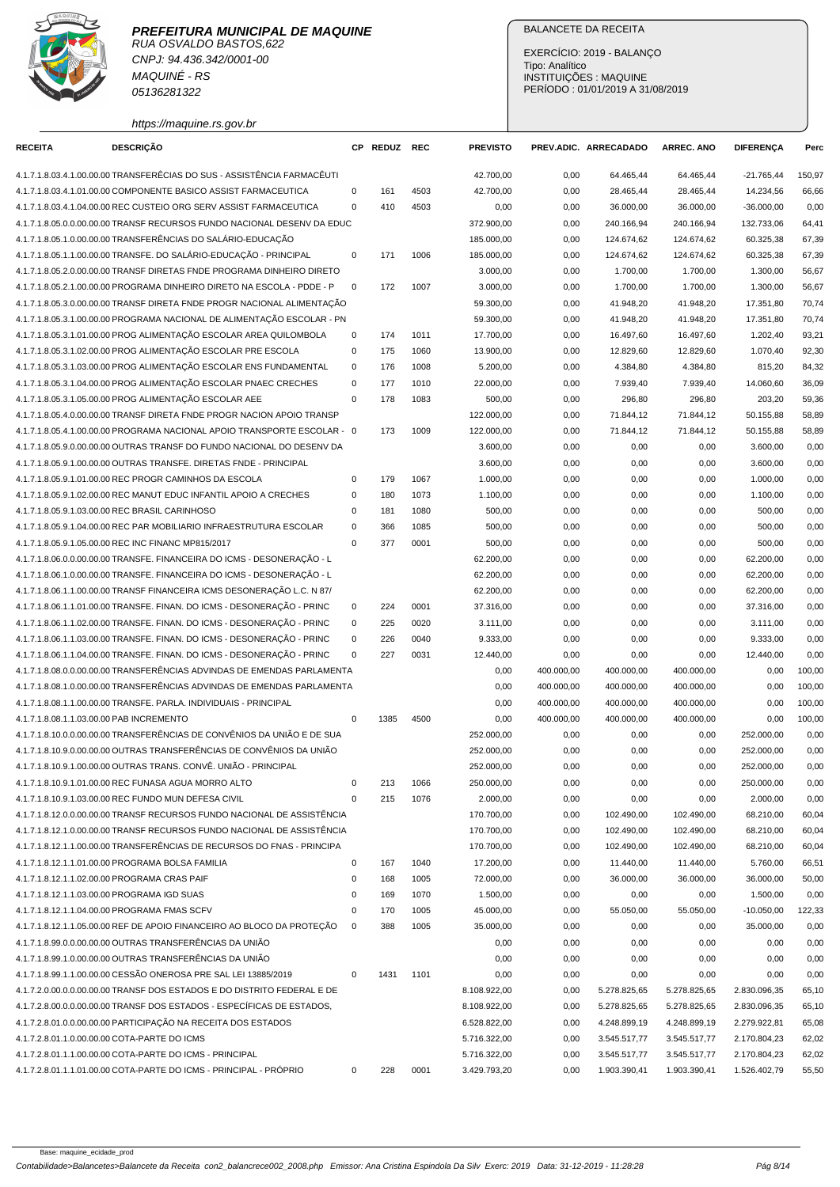**PREFEITURA MUNICIPAL DE MAQUINE**
RUA OSVALDO BASTOS,622
CNPJ: 94.436.342/0001-00
MAQUINÉ - RS
05136281322
https://maquine.rs.gov.br

BALANCETE DA RECEITA

EXERCÍCIO: 2019 - BALANÇO
Tipo: Analítico
INSTITUIÇÕES : MAQUINE
PERÍODO : 01/01/2019 A 31/08/2019

| RECEITA | DESCRIÇÃO | CP | REDUZ | REC | PREVISTO | PREV.ADIC. | ARRECADADO | ARREC. ANO | DIFERENÇA | Perc |
|---|---|---|---|---|---|---|---|---|---|---|
| 4.1.7.1.8.03.4.1.00.00.00 | TRANSFERÊCIAS DO SUS - ASSISTÊNCIA FARMACÊUTI | | | | 42.700,00 | 0,00 | 64.465,44 | 64.465,44 | -21.765,44 | 150,97 |
| 4.1.7.1.8.03.4.1.01.00.00 | COMPONENTE BASICO ASSIST FARMACEUTICA | 0 | 161 | 4503 | 42.700,00 | 0,00 | 28.465,44 | 28.465,44 | 14.234,56 | 66,66 |
| 4.1.7.1.8.03.4.1.04.00.00 | REC CUSTEIO ORG SERV ASSIST FARMACEUTICA | 0 | 410 | 4503 | 0,00 | 0,00 | 36.000,00 | 36.000,00 | -36.000,00 | 0,00 |
| 4.1.7.1.8.05.0.0.00.00.00 | TRANSF RECURSOS FUNDO NACIONAL DESENV DA EDUC | | | | 372.900,00 | 0,00 | 240.166,94 | 240.166,94 | 132.733,06 | 64,41 |
| 4.1.7.1.8.05.1.0.00.00.00 | TRANSFERÊNCIAS DO SALÁRIO-EDUCAÇÃO | | | | 185.000,00 | 0,00 | 124.674,62 | 124.674,62 | 60.325,38 | 67,39 |
| 4.1.7.1.8.05.1.1.00.00.00 | TRANSFE. DO SALÁRIO-EDUCAÇÃO - PRINCIPAL | 0 | 171 | 1006 | 185.000,00 | 0,00 | 124.674,62 | 124.674,62 | 60.325,38 | 67,39 |
| 4.1.7.1.8.05.2.0.00.00.00 | TRANSF DIRETAS FNDE PROGRAMA DINHEIRO DIRETO | | | | 3.000,00 | 0,00 | 1.700,00 | 1.700,00 | 1.300,00 | 56,67 |
| 4.1.7.1.8.05.2.1.00.00.00 | PROGRAMA DINHEIRO DIRETO NA ESCOLA - PDDE - P | 0 | 172 | 1007 | 3.000,00 | 0,00 | 1.700,00 | 1.700,00 | 1.300,00 | 56,67 |
| 4.1.7.1.8.05.3.0.00.00.00 | TRANSF DIRETA FNDE PROGR NACIONAL ALIMENTAÇÃO | | | | 59.300,00 | 0,00 | 41.948,20 | 41.948,20 | 17.351,80 | 70,74 |
| 4.1.7.1.8.05.3.1.00.00.00 | PROGRAMA NACIONAL DE ALIMENTAÇÃO ESCOLAR - PN | | | | 59.300,00 | 0,00 | 41.948,20 | 41.948,20 | 17.351,80 | 70,74 |
| 4.1.7.1.8.05.3.1.01.00.00 | PROG ALIMENTAÇÃO ESCOLAR AREA QUILOMBOLA | 0 | 174 | 1011 | 17.700,00 | 0,00 | 16.497,60 | 16.497,60 | 1.202,40 | 93,21 |
| 4.1.7.1.8.05.3.1.02.00.00 | PROG ALIMENTAÇÃO ESCOLAR PRE ESCOLA | 0 | 175 | 1060 | 13.900,00 | 0,00 | 12.829,60 | 12.829,60 | 1.070,40 | 92,30 |
| 4.1.7.1.8.05.3.1.03.00.00 | PROG ALIMENTAÇÃO ESCOLAR ENS FUNDAMENTAL | 0 | 176 | 1008 | 5.200,00 | 0,00 | 4.384,80 | 4.384,80 | 815,20 | 84,32 |
| 4.1.7.1.8.05.3.1.04.00.00 | PROG ALIMENTAÇÃO ESCOLAR PNAEC CRECHES | 0 | 177 | 1010 | 22.000,00 | 0,00 | 7.939,40 | 7.939,40 | 14.060,60 | 36,09 |
| 4.1.7.1.8.05.3.1.05.00.00 | PROG ALIMENTAÇÃO ESCOLAR AEE | 0 | 178 | 1083 | 500,00 | 0,00 | 296,80 | 296,80 | 203,20 | 59,36 |
| 4.1.7.1.8.05.4.0.00.00.00 | TRANSF DIRETA FNDE PROGR NACION APOIO TRANSP | | | | 122.000,00 | 0,00 | 71.844,12 | 71.844,12 | 50.155,88 | 58,89 |
| 4.1.7.1.8.05.4.1.00.00.00 | PROGRAMA NACIONAL APOIO TRANSPORTE ESCOLAR - | 0 | 173 | 1009 | 122.000,00 | 0,00 | 71.844,12 | 71.844,12 | 50.155,88 | 58,89 |
| 4.1.7.1.8.05.9.0.00.00.00 | OUTRAS TRANSF DO FUNDO NACIONAL DO DESENV DA | | | | 3.600,00 | 0,00 | 0,00 | 0,00 | 3.600,00 | 0,00 |
| 4.1.7.1.8.05.9.1.00.00.00 | OUTRAS TRANSFE. DIRETAS FNDE - PRINCIPAL | | | | 3.600,00 | 0,00 | 0,00 | 0,00 | 3.600,00 | 0,00 |
| 4.1.7.1.8.05.9.1.01.00.00 | REC PROGR CAMINHOS DA ESCOLA | 0 | 179 | 1067 | 1.000,00 | 0,00 | 0,00 | 0,00 | 1.000,00 | 0,00 |
| 4.1.7.1.8.05.9.1.02.00.00 | REC MANUT EDUC INFANTIL APOIO A CRECHES | 0 | 180 | 1073 | 1.100,00 | 0,00 | 0,00 | 0,00 | 1.100,00 | 0,00 |
| 4.1.7.1.8.05.9.1.03.00.00 | REC BRASIL CARINHOSO | 0 | 181 | 1080 | 500,00 | 0,00 | 0,00 | 0,00 | 500,00 | 0,00 |
| 4.1.7.1.8.05.9.1.04.00.00 | REC PAR MOBILIARIO INFRAESTRUTURA ESCOLAR | 0 | 366 | 1085 | 500,00 | 0,00 | 0,00 | 0,00 | 500,00 | 0,00 |
| 4.1.7.1.8.05.9.1.05.00.00 | REC INC FINANC MP815/2017 | 0 | 377 | 0001 | 500,00 | 0,00 | 0,00 | 0,00 | 500,00 | 0,00 |
| 4.1.7.1.8.06.0.0.00.00.00 | TRANSFE. FINANCEIRA DO ICMS - DESONERAÇÃO - L | | | | 62.200,00 | 0,00 | 0,00 | 0,00 | 62.200,00 | 0,00 |
| 4.1.7.1.8.06.1.0.00.00.00 | TRANSFE. FINANCEIRA DO ICMS - DESONERAÇÃO - L | | | | 62.200,00 | 0,00 | 0,00 | 0,00 | 62.200,00 | 0,00 |
| 4.1.7.1.8.06.1.1.00.00.00 | TRANSF FINANCEIRA ICMS DESONERAÇÃO L.C. N 87/ | | | | 62.200,00 | 0,00 | 0,00 | 0,00 | 62.200,00 | 0,00 |
| 4.1.7.1.8.06.1.1.01.00.00 | TRANSFE. FINAN. DO ICMS - DESONERAÇÃO - PRINC | 0 | 224 | 0001 | 37.316,00 | 0,00 | 0,00 | 0,00 | 37.316,00 | 0,00 |
| 4.1.7.1.8.06.1.1.02.00.00 | TRANSFE. FINAN. DO ICMS - DESONERAÇÃO - PRINC | 0 | 225 | 0020 | 3.111,00 | 0,00 | 0,00 | 0,00 | 3.111,00 | 0,00 |
| 4.1.7.1.8.06.1.1.03.00.00 | TRANSFE. FINAN. DO ICMS - DESONERAÇÃO - PRINC | 0 | 226 | 0040 | 9.333,00 | 0,00 | 0,00 | 0,00 | 9.333,00 | 0,00 |
| 4.1.7.1.8.06.1.1.04.00.00 | TRANSFE. FINAN. DO ICMS - DESONERAÇÃO - PRINC | 0 | 227 | 0031 | 12.440,00 | 0,00 | 0,00 | 0,00 | 12.440,00 | 0,00 |
| 4.1.7.1.8.08.0.0.00.00.00 | TRANSFERÊNCIAS ADVINDAS DE EMENDAS PARLAMENTA | | | | 0,00 | 400.000,00 | 400.000,00 | 400.000,00 | 0,00 | 100,00 |
| 4.1.7.1.8.08.1.0.00.00.00 | TRANSFERÊNCIAS ADVINDAS DE EMENDAS PARLAMENTA | | | | 0,00 | 400.000,00 | 400.000,00 | 400.000,00 | 0,00 | 100,00 |
| 4.1.7.1.8.08.1.1.00.00.00 | TRANSFE. PARLA. INDIVIDUAIS - PRINCIPAL | | | | 0,00 | 400.000,00 | 400.000,00 | 400.000,00 | 0,00 | 100,00 |
| 4.1.7.1.8.08.1.1.03.00.00 | PAB INCREMENTO | 0 | 1385 | 4500 | 0,00 | 400.000,00 | 400.000,00 | 400.000,00 | 0,00 | 100,00 |
| 4.1.7.1.8.10.0.0.00.00.00 | TRANSFERÊNCIAS DE CONVÊNIOS DA UNIÃO E DE SUA | | | | 252.000,00 | 0,00 | 0,00 | 0,00 | 252.000,00 | 0,00 |
| 4.1.7.1.8.10.9.0.00.00.00 | OUTRAS TRANSFERÊNCIAS DE CONVÊNIOS DA UNIÃO | | | | 252.000,00 | 0,00 | 0,00 | 0,00 | 252.000,00 | 0,00 |
| 4.1.7.1.8.10.9.1.00.00.00 | OUTRAS TRANS. CONVÊ. UNIÃO - PRINCIPAL | | | | 252.000,00 | 0,00 | 0,00 | 0,00 | 252.000,00 | 0,00 |
| 4.1.7.1.8.10.9.1.01.00.00 | REC FUNASA AGUA MORRO ALTO | 0 | 213 | 1066 | 250.000,00 | 0,00 | 0,00 | 0,00 | 250.000,00 | 0,00 |
| 4.1.7.1.8.10.9.1.03.00.00 | REC FUNDO MUN DEFESA CIVIL | 0 | 215 | 1076 | 2.000,00 | 0,00 | 0,00 | 0,00 | 2.000,00 | 0,00 |
| 4.1.7.1.8.12.0.0.00.00.00 | TRANSF RECURSOS FUNDO NACIONAL DE ASSISTÊNCIA | | | | 170.700,00 | 0,00 | 102.490,00 | 102.490,00 | 68.210,00 | 60,04 |
| 4.1.7.1.8.12.1.0.00.00.00 | TRANSF RECURSOS FUNDO NACIONAL DE ASSISTÊNCIA | | | | 170.700,00 | 0,00 | 102.490,00 | 102.490,00 | 68.210,00 | 60,04 |
| 4.1.7.1.8.12.1.1.00.00.00 | TRANSFERÊNCIAS DE RECURSOS DO FNAS - PRINCIPA | | | | 170.700,00 | 0,00 | 102.490,00 | 102.490,00 | 68.210,00 | 60,04 |
| 4.1.7.1.8.12.1.1.01.00.00 | PROGRAMA BOLSA FAMILIA | 0 | 167 | 1040 | 17.200,00 | 0,00 | 11.440,00 | 11.440,00 | 5.760,00 | 66,51 |
| 4.1.7.1.8.12.1.1.02.00.00 | PROGRAMA CRAS PAIF | 0 | 168 | 1005 | 72.000,00 | 0,00 | 36.000,00 | 36.000,00 | 36.000,00 | 50,00 |
| 4.1.7.1.8.12.1.1.03.00.00 | PROGRAMA IGD SUAS | 0 | 169 | 1070 | 1.500,00 | 0,00 | 0,00 | 0,00 | 1.500,00 | 0,00 |
| 4.1.7.1.8.12.1.1.04.00.00 | PROGRAMA FMAS SCFV | 0 | 170 | 1005 | 45.000,00 | 0,00 | 55.050,00 | 55.050,00 | -10.050,00 | 122,33 |
| 4.1.7.1.8.12.1.1.05.00.00 | REF DE APOIO FINANCEIRO AO BLOCO DA PROTEÇÃO | 0 | 388 | 1005 | 35.000,00 | 0,00 | 0,00 | 0,00 | 35.000,00 | 0,00 |
| 4.1.7.1.8.99.0.0.00.00.00 | OUTRAS TRANSFERÊNCIAS DA UNIÃO | | | | 0,00 | 0,00 | 0,00 | 0,00 | 0,00 | 0,00 |
| 4.1.7.1.8.99.1.0.00.00.00 | OUTRAS TRANSFERÊNCIAS DA UNIÃO | | | | 0,00 | 0,00 | 0,00 | 0,00 | 0,00 | 0,00 |
| 4.1.7.1.8.99.1.1.00.00.00 | CESSÃO ONEROSA PRE SAL LEI 13885/2019 | 0 | 1431 | 1101 | 0,00 | 0,00 | 0,00 | 0,00 | 0,00 | 0,00 |
| 4.1.7.2.0.00.0.0.00.00.00 | TRANSF DOS ESTADOS E DO DISTRITO FEDERAL E DE | | | | 8.108.922,00 | 0,00 | 5.278.825,65 | 5.278.825,65 | 2.830.096,35 | 65,10 |
| 4.1.7.2.8.00.0.0.00.00.00 | TRANSF DOS ESTADOS - ESPECÍFICAS DE ESTADOS, | | | | 8.108.922,00 | 0,00 | 5.278.825,65 | 5.278.825,65 | 2.830.096,35 | 65,10 |
| 4.1.7.2.8.01.0.0.00.00.00 | PARTICIPAÇÃO NA RECEITA DOS ESTADOS | | | | 6.528.822,00 | 0,00 | 4.248.899,19 | 4.248.899,19 | 2.279.922,81 | 65,08 |
| 4.1.7.2.8.01.1.0.00.00.00 | COTA-PARTE DO ICMS | | | | 5.716.322,00 | 0,00 | 3.545.517,77 | 3.545.517,77 | 2.170.804,23 | 62,02 |
| 4.1.7.2.8.01.1.1.00.00.00 | COTA-PARTE DO ICMS - PRINCIPAL | | | | 5.716.322,00 | 0,00 | 3.545.517,77 | 3.545.517,77 | 2.170.804,23 | 62,02 |
| 4.1.7.2.8.01.1.1.01.00.00 | COTA-PARTE DO ICMS - PRINCIPAL - PRÓPRIO | 0 | 228 | 0001 | 3.429.793,20 | 0,00 | 1.903.390,41 | 1.903.390,41 | 1.526.402,79 | 55,50 |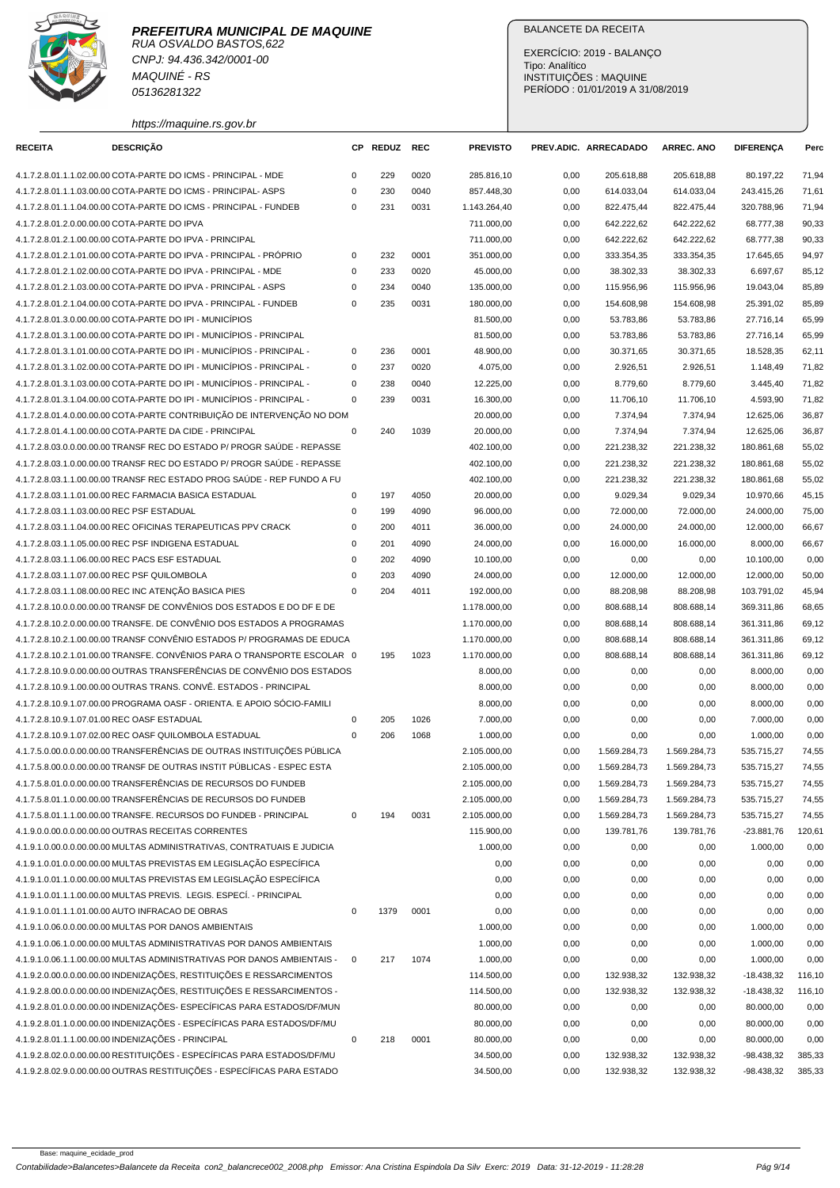**PREFEITURA MUNICIPAL DE MAQUINE**
RUA OSVALDO BASTOS,622
CNPJ: 94.436.342/0001-00
MAQUINÉ - RS
05136281322
https://maquine.rs.gov.br

BALANCETE DA RECEITA

EXERCÍCIO: 2019 - BALANÇO
Tipo: Analítico
INSTITUIÇÕES : MAQUINE
PERÍODO : 01/01/2019 A 31/08/2019

| RECEITA | DESCRIÇÃO | CP | REDUZ | REC | PREVISTO | PREV.ADIC. | ARRECADADO | ARREC. ANO | DIFERENÇA | Perc |
|---|---|---|---|---|---|---|---|---|---|---|
| 4.1.7.2.8.01.1.1.02.00.00 | COTA-PARTE DO ICMS - PRINCIPAL - MDE | 0 | 229 | 0020 | 285.816,10 | 0,00 | 205.618,88 | 205.618,88 | 80.197,22 | 71,94 |
| 4.1.7.2.8.01.1.1.03.00.00 | COTA-PARTE DO ICMS - PRINCIPAL- ASPS | 0 | 230 | 0040 | 857.448,30 | 0,00 | 614.033,04 | 614.033,04 | 243.415,26 | 71,61 |
| 4.1.7.2.8.01.1.1.04.00.00 | COTA-PARTE DO ICMS - PRINCIPAL - FUNDEB | 0 | 231 | 0031 | 1.143.264,40 | 0,00 | 822.475,44 | 822.475,44 | 320.788,96 | 71,94 |
| 4.1.7.2.8.01.2.0.00.00.00 | COTA-PARTE DO IPVA | | | | 711.000,00 | 0,00 | 642.222,62 | 642.222,62 | 68.777,38 | 90,33 |
| 4.1.7.2.8.01.2.1.00.00.00 | COTA-PARTE DO IPVA - PRINCIPAL | | | | 711.000,00 | 0,00 | 642.222,62 | 642.222,62 | 68.777,38 | 90,33 |
| 4.1.7.2.8.01.2.1.01.00.00 | COTA-PARTE DO IPVA - PRINCIPAL - PRÓPRIO | 0 | 232 | 0001 | 351.000,00 | 0,00 | 333.354,35 | 333.354,35 | 17.645,65 | 94,97 |
| 4.1.7.2.8.01.2.1.02.00.00 | COTA-PARTE DO IPVA - PRINCIPAL - MDE | 0 | 233 | 0020 | 45.000,00 | 0,00 | 38.302,33 | 38.302,33 | 6.697,67 | 85,12 |
| 4.1.7.2.8.01.2.1.03.00.00 | COTA-PARTE DO IPVA - PRINCIPAL - ASPS | 0 | 234 | 0040 | 135.000,00 | 0,00 | 115.956,96 | 115.956,96 | 19.043,04 | 85,89 |
| 4.1.7.2.8.01.2.1.04.00.00 | COTA-PARTE DO IPVA - PRINCIPAL - FUNDEB | 0 | 235 | 0031 | 180.000,00 | 0,00 | 154.608,98 | 154.608,98 | 25.391,02 | 85,89 |
| 4.1.7.2.8.01.3.0.00.00.00 | COTA-PARTE DO IPI - MUNICÍPIOS | | | | 81.500,00 | 0,00 | 53.783,86 | 53.783,86 | 27.716,14 | 65,99 |
| 4.1.7.2.8.01.3.1.00.00.00 | COTA-PARTE DO IPI - MUNICÍPIOS - PRINCIPAL | | | | 81.500,00 | 0,00 | 53.783,86 | 53.783,86 | 27.716,14 | 65,99 |
| 4.1.7.2.8.01.3.1.01.00.00 | COTA-PARTE DO IPI - MUNICÍPIOS - PRINCIPAL - | 0 | 236 | 0001 | 48.900,00 | 0,00 | 30.371,65 | 30.371,65 | 18.528,35 | 62,11 |
| 4.1.7.2.8.01.3.1.02.00.00 | COTA-PARTE DO IPI - MUNICÍPIOS - PRINCIPAL - | 0 | 237 | 0020 | 4.075,00 | 0,00 | 2.926,51 | 2.926,51 | 1.148,49 | 71,82 |
| 4.1.7.2.8.01.3.1.03.00.00 | COTA-PARTE DO IPI - MUNICÍPIOS - PRINCIPAL - | 0 | 238 | 0040 | 12.225,00 | 0,00 | 8.779,60 | 8.779,60 | 3.445,40 | 71,82 |
| 4.1.7.2.8.01.3.1.04.00.00 | COTA-PARTE DO IPI - MUNICÍPIOS - PRINCIPAL - | 0 | 239 | 0031 | 16.300,00 | 0,00 | 11.706,10 | 11.706,10 | 4.593,90 | 71,82 |
| 4.1.7.2.8.01.4.0.00.00.00 | COTA-PARTE CONTRIBUIÇÃO DE INTERVENÇÃO NO DOM | | | | 20.000,00 | 0,00 | 7.374,94 | 7.374,94 | 12.625,06 | 36,87 |
| 4.1.7.2.8.01.4.1.00.00.00 | COTA-PARTE DA CIDE - PRINCIPAL | 0 | 240 | 1039 | 20.000,00 | 0,00 | 7.374,94 | 7.374,94 | 12.625,06 | 36,87 |
| 4.1.7.2.8.03.0.0.00.00.00 | TRANSF REC DO ESTADO P/ PROGR SAÚDE - REPASSE | | | | 402.100,00 | 0,00 | 221.238,32 | 221.238,32 | 180.861,68 | 55,02 |
| 4.1.7.2.8.03.1.0.00.00.00 | TRANSF REC DO ESTADO P/ PROGR SAÚDE - REPASSE | | | | 402.100,00 | 0,00 | 221.238,32 | 221.238,32 | 180.861,68 | 55,02 |
| 4.1.7.2.8.03.1.1.00.00.00 | TRANSF REC ESTADO PROG SAÚDE - REP FUNDO A FU | | | | 402.100,00 | 0,00 | 221.238,32 | 221.238,32 | 180.861,68 | 55,02 |
| 4.1.7.2.8.03.1.1.01.00.00 | REC FARMACIA BASICA ESTADUAL | 0 | 197 | 4050 | 20.000,00 | 0,00 | 9.029,34 | 9.029,34 | 10.970,66 | 45,15 |
| 4.1.7.2.8.03.1.1.03.00.00 | REC PSF ESTADUAL | 0 | 199 | 4090 | 96.000,00 | 0,00 | 72.000,00 | 72.000,00 | 24.000,00 | 75,00 |
| 4.1.7.2.8.03.1.1.04.00.00 | REC OFICINAS TERAPEUTICAS PPV CRACK | 0 | 200 | 4011 | 36.000,00 | 0,00 | 24.000,00 | 24.000,00 | 12.000,00 | 66,67 |
| 4.1.7.2.8.03.1.1.05.00.00 | REC PSF INDIGENA ESTADUAL | 0 | 201 | 4090 | 24.000,00 | 0,00 | 16.000,00 | 16.000,00 | 8.000,00 | 66,67 |
| 4.1.7.2.8.03.1.1.06.00.00 | REC PACS ESF ESTADUAL | 0 | 202 | 4090 | 10.100,00 | 0,00 | 0,00 | 0,00 | 10.100,00 | 0,00 |
| 4.1.7.2.8.03.1.1.07.00.00 | REC PSF QUILOMBOLA | 0 | 203 | 4090 | 24.000,00 | 0,00 | 12.000,00 | 12.000,00 | 12.000,00 | 50,00 |
| 4.1.7.2.8.03.1.1.08.00.00 | REC INC ATENÇÃO BASICA PIES | 0 | 204 | 4011 | 192.000,00 | 0,00 | 88.208,98 | 88.208,98 | 103.791,02 | 45,94 |
| 4.1.7.2.8.10.0.0.00.00.00 | TRANSF DE CONVÊNIOS DOS ESTADOS E DO DF E DE | | | | 1.178.000,00 | 0,00 | 808.688,14 | 808.688,14 | 369.311,86 | 68,65 |
| 4.1.7.2.8.10.2.0.00.00.00 | TRANSFE. DE CONVÊNIO DOS ESTADOS A PROGRAMAS | | | | 1.170.000,00 | 0,00 | 808.688,14 | 808.688,14 | 361.311,86 | 69,12 |
| 4.1.7.2.8.10.2.1.00.00.00 | TRANSF CONVÊNIO ESTADOS P/ PROGRAMAS DE EDUCA | | | | 1.170.000,00 | 0,00 | 808.688,14 | 808.688,14 | 361.311,86 | 69,12 |
| 4.1.7.2.8.10.2.1.01.00.00 | TRANSFE. CONVÊNIOS PARA O TRANSPORTE ESCOLAR | 0 | 195 | 1023 | 1.170.000,00 | 0,00 | 808.688,14 | 808.688,14 | 361.311,86 | 69,12 |
| 4.1.7.2.8.10.9.0.00.00.00 | OUTRAS TRANSFERÊNCIAS DE CONVÊNIO DOS ESTADOS | | | | 8.000,00 | 0,00 | 0,00 | 0,00 | 8.000,00 | 0,00 |
| 4.1.7.2.8.10.9.1.00.00.00 | OUTRAS TRANS. CONVÊ. ESTADOS - PRINCIPAL | | | | 8.000,00 | 0,00 | 0,00 | 0,00 | 8.000,00 | 0,00 |
| 4.1.7.2.8.10.9.1.07.00.00 | PROGRAMA OASF - ORIENTA. E APOIO SÓCIO-FAMILI | | | | 8.000,00 | 0,00 | 0,00 | 0,00 | 8.000,00 | 0,00 |
| 4.1.7.2.8.10.9.1.07.01.00 | REC OASF ESTADUAL | 0 | 205 | 1026 | 7.000,00 | 0,00 | 0,00 | 0,00 | 7.000,00 | 0,00 |
| 4.1.7.2.8.10.9.1.07.02.00 | REC OASF QUILOMBOLA ESTADUAL | 0 | 206 | 1068 | 1.000,00 | 0,00 | 0,00 | 0,00 | 1.000,00 | 0,00 |
| 4.1.7.5.0.00.0.0.00.00.00 | TRANSFERÊNCIAS DE OUTRAS INSTITUIÇÕES PÚBLICA | | | | 2.105.000,00 | 0,00 | 1.569.284,73 | 1.569.284,73 | 535.715,27 | 74,55 |
| 4.1.7.5.8.00.0.0.00.00.00 | TRANSF DE OUTRAS INSTIT PÚBLICAS - ESPEC ESTA | | | | 2.105.000,00 | 0,00 | 1.569.284,73 | 1.569.284,73 | 535.715,27 | 74,55 |
| 4.1.7.5.8.01.0.0.00.00.00 | TRANSFERÊNCIAS DE RECURSOS DO FUNDEB | | | | 2.105.000,00 | 0,00 | 1.569.284,73 | 1.569.284,73 | 535.715,27 | 74,55 |
| 4.1.7.5.8.01.1.0.00.00.00 | TRANSFERÊNCIAS DE RECURSOS DO FUNDEB | | | | 2.105.000,00 | 0,00 | 1.569.284,73 | 1.569.284,73 | 535.715,27 | 74,55 |
| 4.1.7.5.8.01.1.1.00.00.00 | TRANSFE. RECURSOS DO FUNDEB - PRINCIPAL | 0 | 194 | 0031 | 2.105.000,00 | 0,00 | 1.569.284,73 | 1.569.284,73 | 535.715,27 | 74,55 |
| 4.1.9.0.0.00.0.0.00.00.00 | OUTRAS RECEITAS CORRENTES | | | | 115.900,00 | 0,00 | 139.781,76 | 139.781,76 | -23.881,76 | 120,61 |
| 4.1.9.1.0.00.0.0.00.00.00 | MULTAS ADMINISTRATIVAS, CONTRATUAIS E JUDICIA | | | | 1.000,00 | 0,00 | 0,00 | 0,00 | 1.000,00 | 0,00 |
| 4.1.9.1.0.01.0.0.00.00.00 | MULTAS PREVISTAS EM LEGISLAÇÃO ESPECÍFICA | | | | 0,00 | 0,00 | 0,00 | 0,00 | 0,00 | 0,00 |
| 4.1.9.1.0.01.1.0.00.00.00 | MULTAS PREVISTAS EM LEGISLAÇÃO ESPECÍFICA | | | | 0,00 | 0,00 | 0,00 | 0,00 | 0,00 | 0,00 |
| 4.1.9.1.0.01.1.1.00.00.00 | MULTAS PREVIS. LEGIS. ESPECÍ. - PRINCIPAL | | | | 0,00 | 0,00 | 0,00 | 0,00 | 0,00 | 0,00 |
| 4.1.9.1.0.01.1.1.01.00.00 | AUTO INFRACAO DE OBRAS | 0 | 1379 | 0001 | 0,00 | 0,00 | 0,00 | 0,00 | 0,00 | 0,00 |
| 4.1.9.1.0.06.0.0.00.00.00 | MULTAS POR DANOS AMBIENTAIS | | | | 1.000,00 | 0,00 | 0,00 | 0,00 | 1.000,00 | 0,00 |
| 4.1.9.1.0.06.1.0.00.00.00 | MULTAS ADMINISTRATIVAS POR DANOS AMBIENTAIS | | | | 1.000,00 | 0,00 | 0,00 | 0,00 | 1.000,00 | 0,00 |
| 4.1.9.1.0.06.1.6.00.00.00 | MULTAS ADMINISTRATIVAS POR DANOS AMBIENTAIS - | 0 | 217 | 1074 | 1.000,00 | 0,00 | 0,00 | 0,00 | 1.000,00 | 0,00 |
| 4.1.9.2.0.00.0.0.00.00.00 | INDENIZAÇÕES, RESTITUIÇÕES E RESSARCIMENTOS | | | | 114.500,00 | 0,00 | 132.938,32 | 132.938,32 | -18.438,32 | 116,10 |
| 4.1.9.2.8.00.0.0.00.00.00 | INDENIZAÇÕES, RESTITUIÇÕES E RESSARCIMENTOS - | | | | 114.500,00 | 0,00 | 132.938,32 | 132.938,32 | -18.438,32 | 116,10 |
| 4.1.9.2.8.01.0.0.00.00.00 | INDENIZAÇÕES- ESPECÍFICAS PARA ESTADOS/DF/MUN | | | | 80.000,00 | 0,00 | 0,00 | 0,00 | 80.000,00 | 0,00 |
| 4.1.9.2.8.01.1.0.00.00.00 | INDENIZAÇÕES - ESPECÍFICAS PARA ESTADOS/DF/MU | | | | 80.000,00 | 0,00 | 0,00 | 0,00 | 80.000,00 | 0,00 |
| 4.1.9.2.8.01.1.1.00.00.00 | INDENIZAÇÕES - PRINCIPAL | 0 | 218 | 0001 | 80.000,00 | 0,00 | 0,00 | 0,00 | 80.000,00 | 0,00 |
| 4.1.9.2.8.02.0.0.00.00.00 | RESTITUIÇÕES - ESPECÍFICAS PARA ESTADOS/DF/MU | | | | 34.500,00 | 0,00 | 132.938,32 | 132.938,32 | -98.438,32 | 385,33 |
| 4.1.9.2.8.02.9.0.00.00.00 | OUTRAS RESTITUIÇÕES - ESPECÍFICAS PARA ESTADO | | | | 34.500,00 | 0,00 | 132.938,32 | 132.938,32 | -98.438,32 | 385,33 |

Base: maquine_ecidade_prod

Contabilidade>Balancetes>Balancete da Receita con2_balancrece002_2008.php Emissor: Ana Cristina Espindola Da Silv Exerc: 2019 Data: 31-12-2019 - 11:28:28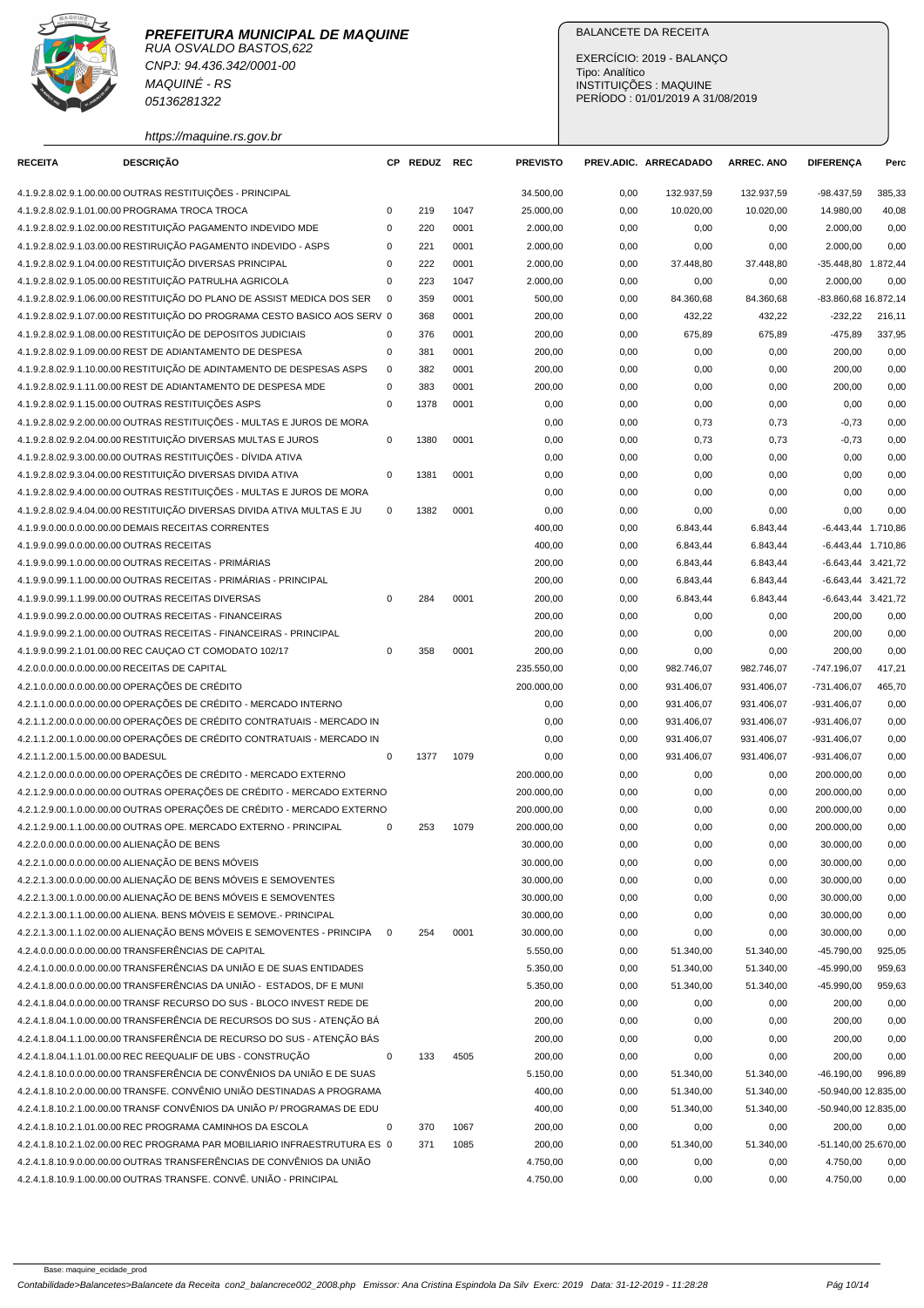**PREFEITURA MUNICIPAL DE MAQUINE**
RUA OSVALDO BASTOS,622
CNPJ: 94.436.342/0001-00
MAQUINÉ - RS
05136281322
https://maquine.rs.gov.br

BALANCETE DA RECEITA

EXERCÍCIO: 2019 - BALANÇO
Tipo: Analítico
INSTITUIÇÕES : MAQUINE
PERÍODO : 01/01/2019 A 31/08/2019

| RECEITA | DESCRIÇÃO | CP | REDUZ | REC | PREVISTO | PREV.ADIC. | ARRECADADO | ARREC. ANO | DIFERENÇA | Perc |
|---|---|---|---|---|---|---|---|---|---|---|
| 4.1.9.2.8.02.9.1.00.00.00 | OUTRAS RESTITUIÇÕES - PRINCIPAL | | | | 34.500,00 | 0,00 | 132.937,59 | 132.937,59 | -98.437,59 | 385,33 |
| 4.1.9.2.8.02.9.1.01.00.00 | PROGRAMA TROCA TROCA | 0 | 219 | 1047 | 25.000,00 | 0,00 | 10.020,00 | 10.020,00 | 14.980,00 | 40,08 |
| 4.1.9.2.8.02.9.1.02.00.00 | RESTITUIÇÃO PAGAMENTO INDEVIDO MDE | 0 | 220 | 0001 | 2.000,00 | 0,00 | 0,00 | 0,00 | 2.000,00 | 0,00 |
| 4.1.9.2.8.02.9.1.03.00.00 | RESTIRUIÇÃO PAGAMENTO INDEVIDO - ASPS | 0 | 221 | 0001 | 2.000,00 | 0,00 | 0,00 | 0,00 | 2.000,00 | 0,00 |
| 4.1.9.2.8.02.9.1.04.00.00 | RESTITUIÇÃO DIVERSAS PRINCIPAL | 0 | 222 | 0001 | 2.000,00 | 0,00 | 37.448,80 | 37.448,80 | -35.448,80 | 1.872,44 |
| 4.1.9.2.8.02.9.1.05.00.00 | RESTITUIÇÃO PATRULHA AGRICOLA | 0 | 223 | 1047 | 2.000,00 | 0,00 | 0,00 | 0,00 | 2.000,00 | 0,00 |
| 4.1.9.2.8.02.9.1.06.00.00 | RESTITUIÇÃO DO PLANO DE ASSIST MEDICA DOS SER | 0 | 359 | 0001 | 500,00 | 0,00 | 84.360,68 | 84.360,68 | -83.860,68 | 16.872,14 |
| 4.1.9.2.8.02.9.1.07.00.00 | RESTITUIÇÃO DO PROGRAMA CESTO BASICO AOS SERV | 0 | 368 | 0001 | 200,00 | 0,00 | 432,22 | 432,22 | -232,22 | 216,11 |
| 4.1.9.2.8.02.9.1.08.00.00 | RESTITUIÇÃO DE DEPOSITOS JUDICIAIS | 0 | 376 | 0001 | 200,00 | 0,00 | 675,89 | 675,89 | -475,89 | 337,95 |
| 4.1.9.2.8.02.9.1.09.00.00 | REST DE ADIANTAMENTO DE DESPESA | 0 | 381 | 0001 | 200,00 | 0,00 | 0,00 | 0,00 | 200,00 | 0,00 |
| 4.1.9.2.8.02.9.1.10.00.00 | RESTITUIÇÃO DE ADINTAMENTO DE DESPESAS ASPS | 0 | 382 | 0001 | 200,00 | 0,00 | 0,00 | 0,00 | 200,00 | 0,00 |
| 4.1.9.2.8.02.9.1.11.00.00 | REST DE ADIANTAMENTO DE DESPESA MDE | 0 | 383 | 0001 | 200,00 | 0,00 | 0,00 | 0,00 | 200,00 | 0,00 |
| 4.1.9.2.8.02.9.1.15.00.00 | OUTRAS RESTITUIÇÕES ASPS | 0 | 1378 | 0001 | 0,00 | 0,00 | 0,00 | 0,00 | 0,00 | 0,00 |
| 4.1.9.2.8.02.9.2.00.00.00 | OUTRAS RESTITUIÇÕES - MULTAS E JUROS DE MORA | | | | 0,00 | 0,00 | 0,73 | 0,73 | -0,73 | 0,00 |
| 4.1.9.2.8.02.9.2.04.00.00 | RESTITUIÇÃO DIVERSAS MULTAS E JUROS | 0 | 1380 | 0001 | 0,00 | 0,00 | 0,73 | 0,73 | -0,73 | 0,00 |
| 4.1.9.2.8.02.9.3.00.00.00 | OUTRAS RESTITUIÇÕES - DÍVIDA ATIVA | | | | 0,00 | 0,00 | 0,00 | 0,00 | 0,00 | 0,00 |
| 4.1.9.2.8.02.9.3.04.00.00 | RESTITUIÇÃO DIVERSAS DIVIDA ATIVA | 0 | 1381 | 0001 | 0,00 | 0,00 | 0,00 | 0,00 | 0,00 | 0,00 |
| 4.1.9.2.8.02.9.4.00.00.00 | OUTRAS RESTITUIÇÕES - MULTAS E JUROS DE MORA | | | | 0,00 | 0,00 | 0,00 | 0,00 | 0,00 | 0,00 |
| 4.1.9.2.8.02.9.4.04.00.00 | RESTITUIÇÃO DIVERSAS DIVIDA ATIVA MULTAS E JU | 0 | 1382 | 0001 | 0,00 | 0,00 | 0,00 | 0,00 | 0,00 | 0,00 |
| 4.1.9.9.0.00.0.0.00.00.00 | DEMAIS RECEITAS CORRENTES | | | | 400,00 | 0,00 | 6.843,44 | 6.843,44 | -6.443,44 | 1.710,86 |
| 4.1.9.9.0.99.0.0.00.00.00 | OUTRAS RECEITAS | | | | 400,00 | 0,00 | 6.843,44 | 6.843,44 | -6.443,44 | 1.710,86 |
| 4.1.9.9.0.99.1.0.00.00.00 | OUTRAS RECEITAS - PRIMÁRIAS | | | | 200,00 | 0,00 | 6.843,44 | 6.843,44 | -6.643,44 | 3.421,72 |
| 4.1.9.9.0.99.1.1.00.00.00 | OUTRAS RECEITAS - PRIMÁRIAS - PRINCIPAL | | | | 200,00 | 0,00 | 6.843,44 | 6.843,44 | -6.643,44 | 3.421,72 |
| 4.1.9.9.0.99.1.1.99.00.00 | OUTRAS RECEITAS DIVERSAS | 0 | 284 | 0001 | 200,00 | 0,00 | 6.843,44 | 6.843,44 | -6.643,44 | 3.421,72 |
| 4.1.9.9.0.99.2.0.00.00.00 | OUTRAS RECEITAS - FINANCEIRAS | | | | 200,00 | 0,00 | 0,00 | 0,00 | 200,00 | 0,00 |
| 4.1.9.9.0.99.2.1.00.00.00 | OUTRAS RECEITAS - FINANCEIRAS - PRINCIPAL | | | | 200,00 | 0,00 | 0,00 | 0,00 | 200,00 | 0,00 |
| 4.1.9.9.0.99.2.1.01.00.00 | REC CAUÇAO CT COMODATO 102/17 | 0 | 358 | 0001 | 200,00 | 0,00 | 0,00 | 0,00 | 200,00 | 0,00 |
| 4.2.0.0.0.00.0.0.00.00.00 | RECEITAS DE CAPITAL | | | | 235.550,00 | 0,00 | 982.746,07 | 982.746,07 | -747.196,07 | 417,21 |
| 4.2.1.0.0.00.0.0.00.00.00 | OPERAÇÕES DE CRÉDITO | | | | 200.000,00 | 0,00 | 931.406,07 | 931.406,07 | -731.406,07 | 465,70 |
| 4.2.1.1.0.00.0.0.00.00.00 | OPERAÇÕES DE CRÉDITO - MERCADO INTERNO | | | | 0,00 | 0,00 | 931.406,07 | 931.406,07 | -931.406,07 | 0,00 |
| 4.2.1.1.2.00.0.0.00.00.00 | OPERAÇÕES DE CRÉDITO CONTRATUAIS - MERCADO IN | | | | 0,00 | 0,00 | 931.406,07 | 931.406,07 | -931.406,07 | 0,00 |
| 4.2.1.1.2.00.1.0.00.00.00 | OPERAÇÕES DE CRÉDITO CONTRATUAIS - MERCADO IN | | | | 0,00 | 0,00 | 931.406,07 | 931.406,07 | -931.406,07 | 0,00 |
| 4.2.1.1.2.00.1.5.00.00.00 | BADESUL | 0 | 1377 | 1079 | 0,00 | 0,00 | 931.406,07 | 931.406,07 | -931.406,07 | 0,00 |
| 4.2.1.2.0.00.0.0.00.00.00 | OPERAÇÕES DE CRÉDITO - MERCADO EXTERNO | | | | 200.000,00 | 0,00 | 0,00 | 0,00 | 200.000,00 | 0,00 |
| 4.2.1.2.9.00.0.0.00.00.00 | OUTRAS OPERAÇÕES DE CRÉDITO - MERCADO EXTERNO | | | | 200.000,00 | 0,00 | 0,00 | 0,00 | 200.000,00 | 0,00 |
| 4.2.1.2.9.00.1.0.00.00.00 | OUTRAS OPERAÇÕES DE CRÉDITO - MERCADO EXTERNO | | | | 200.000,00 | 0,00 | 0,00 | 0,00 | 200.000,00 | 0,00 |
| 4.2.1.2.9.00.1.1.00.00.00 | OUTRAS OPE. MERCADO EXTERNO - PRINCIPAL | 0 | 253 | 1079 | 200.000,00 | 0,00 | 0,00 | 0,00 | 200.000,00 | 0,00 |
| 4.2.2.0.0.00.0.0.00.00.00 | ALIENAÇÃO DE BENS | | | | 30.000,00 | 0,00 | 0,00 | 0,00 | 30.000,00 | 0,00 |
| 4.2.2.1.0.00.0.0.00.00.00 | ALIENAÇÃO DE BENS MÓVEIS | | | | 30.000,00 | 0,00 | 0,00 | 0,00 | 30.000,00 | 0,00 |
| 4.2.2.1.3.00.0.0.00.00.00 | ALIENAÇÃO DE BENS MÓVEIS E SEMOVENTES | | | | 30.000,00 | 0,00 | 0,00 | 0,00 | 30.000,00 | 0,00 |
| 4.2.2.1.3.00.1.0.00.00.00 | ALIENAÇÃO DE BENS MÓVEIS E SEMOVENTES | | | | 30.000,00 | 0,00 | 0,00 | 0,00 | 30.000,00 | 0,00 |
| 4.2.2.1.3.00.1.1.00.00.00 | ALIENA. BENS MÓVEIS E SEMOVE.- PRINCIPAL | | | | 30.000,00 | 0,00 | 0,00 | 0,00 | 30.000,00 | 0,00 |
| 4.2.2.1.3.00.1.1.02.00.00 | ALIENAÇÃO BENS MÓVEIS E SEMOVENTES - PRINCIPA | 0 | 254 | 0001 | 30.000,00 | 0,00 | 0,00 | 0,00 | 30.000,00 | 0,00 |
| 4.2.4.0.0.00.0.0.00.00.00 | TRANSFERÊNCIAS DE CAPITAL | | | | 5.550,00 | 0,00 | 51.340,00 | 51.340,00 | -45.790,00 | 925,05 |
| 4.2.4.1.0.00.0.0.00.00.00 | TRANSFERÊNCIAS DA UNIÃO E DE SUAS ENTIDADES | | | | 5.350,00 | 0,00 | 51.340,00 | 51.340,00 | -45.990,00 | 959,63 |
| 4.2.4.1.8.00.0.0.00.00.00 | TRANSFERÊNCIAS DA UNIÃO - ESTADOS, DF E MUNI | | | | 5.350,00 | 0,00 | 51.340,00 | 51.340,00 | -45.990,00 | 959,63 |
| 4.2.4.1.8.04.0.0.00.00.00 | TRANSF RECURSO DO SUS - BLOCO INVEST REDE DE | | | | 200,00 | 0,00 | 0,00 | 0,00 | 200,00 | 0,00 |
| 4.2.4.1.8.04.1.0.00.00.00 | TRANSFERÊNCIA DE RECURSOS DO SUS - ATENÇÃO BÁ | | | | 200,00 | 0,00 | 0,00 | 0,00 | 200,00 | 0,00 |
| 4.2.4.1.8.04.1.1.00.00.00 | TRANSFERÊNCIA DE RECURSO DO SUS - ATENÇÃO BÁS | | | | 200,00 | 0,00 | 0,00 | 0,00 | 200,00 | 0,00 |
| 4.2.4.1.8.04.1.1.01.00.00 | REC REEQUALIF DE UBS - CONSTRUÇÃO | 0 | 133 | 4505 | 200,00 | 0,00 | 0,00 | 0,00 | 200,00 | 0,00 |
| 4.2.4.1.8.10.0.0.00.00.00 | TRANSFERÊNCIA DE CONVÊNIOS DA UNIÃO E DE SUAS | | | | 5.150,00 | 0,00 | 51.340,00 | 51.340,00 | -46.190,00 | 996,89 |
| 4.2.4.1.8.10.2.0.00.00.00 | TRANSFE. CONVÊNIO UNIÃO DESTINADAS A PROGRAMA | | | | 400,00 | 0,00 | 51.340,00 | 51.340,00 | -50.940,00 | 12.835,00 |
| 4.2.4.1.8.10.2.1.00.00.00 | TRANSF CONVÊNIOS DA UNIÃO P/ PROGRAMAS DE EDU | | | | 400,00 | 0,00 | 51.340,00 | 51.340,00 | -50.940,00 | 12.835,00 |
| 4.2.4.1.8.10.2.1.01.00.00 | REC PROGRAMA CAMINHOS DA ESCOLA | 0 | 370 | 1067 | 200,00 | 0,00 | 0,00 | 0,00 | 200,00 | 0,00 |
| 4.2.4.1.8.10.2.1.02.00.00 | REC PROGRAMA PAR MOBILIARIO INFRAESTRUTURA ES | 0 | 371 | 1085 | 200,00 | 0,00 | 51.340,00 | 51.340,00 | -51.140,00 | 25.670,00 |
| 4.2.4.1.8.10.9.0.00.00.00 | OUTRAS TRANSFERÊNCIAS DE CONVÊNIOS DA UNIÃO | | | | 4.750,00 | 0,00 | 0,00 | 0,00 | 4.750,00 | 0,00 |
| 4.2.4.1.8.10.9.1.00.00.00 | OUTRAS TRANSFE. CONVÊ. UNIÃO - PRINCIPAL | | | | 4.750,00 | 0,00 | 0,00 | 0,00 | 4.750,00 | 0,00 |

Base: maquine_ecidade_prod
Contabilidade>Balancetes>Balancete da Receita con2_balancrece002_2008.php Emissor: Ana Cristina Espindola Da Silv Exerc: 2019 Data: 31-12-2019 - 11:28:28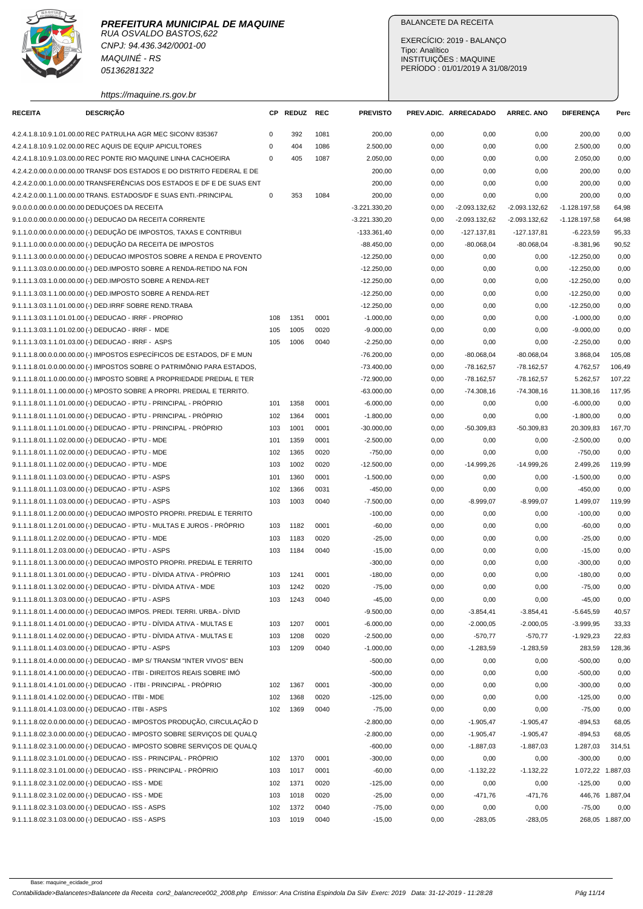**PREFEITURA MUNICIPAL DE MAQUINE**
RUA OSVALDO BASTOS,622
CNPJ: 94.436.342/0001-00
MAQUINÉ - RS
05136281322
https://maquine.rs.gov.br

BALANCETE DA RECEITA

EXERCÍCIO: 2019 - BALANÇO
Tipo: Analítico
INSTITUIÇÕES : MAQUINE
PERÍODO : 01/01/2019 A 31/08/2019

| RECEITA | DESCRIÇÃO | CP | REDUZ | REC | PREVISTO | PREV.ADIC. | ARRECADADO | ARREC. ANO | DIFERENÇA | Perc |
|---|---|---|---|---|---|---|---|---|---|---|
| 4.2.4.1.8.10.9.1.01.00.00 | REC PATRULHA AGR MEC SICONV 835367 | 0 | 392 | 1081 | 200,00 | 0,00 | 0,00 | 0,00 | 200,00 | 0,00 |
| 4.2.4.1.8.10.9.1.02.00.00 | REC AQUIS DE EQUIP APICULTORES | 0 | 404 | 1086 | 2.500,00 | 0,00 | 0,00 | 0,00 | 2.500,00 | 0,00 |
| 4.2.4.1.8.10.9.1.03.00.00 | REC PONTE RIO MAQUINE LINHA CACHOEIRA | 0 | 405 | 1087 | 2.050,00 | 0,00 | 0,00 | 0,00 | 2.050,00 | 0,00 |
| 4.2.4.2.0.00.0.0.00.00.00 | TRANSF DOS ESTADOS E DO DISTRITO FEDERAL E DE | | | | 200,00 | 0,00 | 0,00 | 0,00 | 200,00 | 0,00 |
| 4.2.4.2.0.00.1.0.00.00.00 | TRANSFERÊNCIAS DOS ESTADOS E DF E DE SUAS ENT | | | | 200,00 | 0,00 | 0,00 | 0,00 | 200,00 | 0,00 |
| 4.2.4.2.0.00.1.1.00.00.00 | TRANS. ESTADOS/DF E SUAS ENTI.-PRINCIPAL | 0 | 353 | 1084 | 200,00 | 0,00 | 0,00 | 0,00 | 200,00 | 0,00 |
| 9.0.0.0.0.00.0.0.00.00.00 | DEDUÇOES DA RECEITA | | | | -3.221.330,20 | 0,00 | -2.093.132,62 | -2.093.132,62 | -1.128.197,58 | 64,98 |
| 9.1.0.0.0.00.0.0.00.00.00 | (-) DEDUCAO DA RECEITA CORRENTE | | | | -3.221.330,20 | 0,00 | -2.093.132,62 | -2.093.132,62 | -1.128.197,58 | 64,98 |
| 9.1.1.0.0.00.0.0.00.00.00 | (-) DEDUÇÃO DE IMPOSTOS, TAXAS E CONTRIBUI | | | | -133.361,40 | 0,00 | -127.137,81 | -127.137,81 | -6.223,59 | 95,33 |
| 9.1.1.1.0.00.0.0.00.00.00 | (-) DEDUÇÃO DA RECEITA DE IMPOSTOS | | | | -88.450,00 | 0,00 | -80.068,04 | -80.068,04 | -8.381,96 | 90,52 |
| 9.1.1.1.3.00.0.0.00.00.00 | (-) DEDUCAO IMPOSTOS SOBRE A RENDA E PROVENTO | | | | -12.250,00 | 0,00 | 0,00 | 0,00 | -12.250,00 | 0,00 |
| 9.1.1.1.3.03.0.0.00.00.00 | (-) DED.IMPOSTO SOBRE A RENDA-RETIDO NA FON | | | | -12.250,00 | 0,00 | 0,00 | 0,00 | -12.250,00 | 0,00 |
| 9.1.1.1.3.03.1.0.00.00.00 | (-) DED.IMPOSTO SOBRE A RENDA-RET | | | | -12.250,00 | 0,00 | 0,00 | 0,00 | -12.250,00 | 0,00 |
| 9.1.1.1.3.03.1.1.00.00.00 | (-) DED.IMPOSTO SOBRE A RENDA-RET | | | | -12.250,00 | 0,00 | 0,00 | 0,00 | -12.250,00 | 0,00 |
| 9.1.1.1.3.03.1.1.01.00.00 | (-) DED.IRRF SOBRE REND.TRABA | | | | -12.250,00 | 0,00 | 0,00 | 0,00 | -12.250,00 | 0,00 |
| 9.1.1.1.3.03.1.1.01.01.00 | (-) DEDUCAO - IRRF - PROPRIO | 108 | 1351 | 0001 | -1.000,00 | 0,00 | 0,00 | 0,00 | -1.000,00 | 0,00 |
| 9.1.1.1.3.03.1.1.01.02.00 | (-) DEDUCAO - IRRF - MDE | 105 | 1005 | 0020 | -9.000,00 | 0,00 | 0,00 | 0,00 | -9.000,00 | 0,00 |
| 9.1.1.1.3.03.1.1.01.03.00 | (-) DEDUCAO - IRRF - ASPS | 105 | 1006 | 0040 | -2.250,00 | 0,00 | 0,00 | 0,00 | -2.250,00 | 0,00 |
| 9.1.1.1.8.00.0.0.00.00.00 | (-) IMPOSTOS ESPECÍFICOS DE ESTADOS, DF E MUN | | | | -76.200,00 | 0,00 | -80.068,04 | -80.068,04 | 3.868,04 | 105,08 |
| 9.1.1.1.8.01.0.0.00.00.00 | (-) IMPOSTOS SOBRE O PATRIMÔNIO PARA ESTADOS, | | | | -73.400,00 | 0,00 | -78.162,57 | -78.162,57 | 4.762,57 | 106,49 |
| 9.1.1.1.8.01.1.0.00.00.00 | (-) IMPOSTO SOBRE A PROPRIEDADE PREDIAL E TER | | | | -72.900,00 | 0,00 | -78.162,57 | -78.162,57 | 5.262,57 | 107,22 |
| 9.1.1.1.8.01.1.1.00.00.00 | (-) MPOSTO SOBRE A PROPRI. PREDIAL E TERRITO. | | | | -63.000,00 | 0,00 | -74.308,16 | -74.308,16 | 11.308,16 | 117,95 |
| 9.1.1.1.8.01.1.1.01.00.00 | (-) DEDUCAO - IPTU - PRINCIPAL - PRÓPRIO | 101 | 1358 | 0001 | -6.000,00 | 0,00 | 0,00 | 0,00 | -6.000,00 | 0,00 |
| 9.1.1.1.8.01.1.1.01.00.00 | (-) DEDUCAO - IPTU - PRINCIPAL - PRÓPRIO | 102 | 1364 | 0001 | -1.800,00 | 0,00 | 0,00 | 0,00 | -1.800,00 | 0,00 |
| 9.1.1.1.8.01.1.1.01.00.00 | (-) DEDUCAO - IPTU - PRINCIPAL - PRÓPRIO | 103 | 1001 | 0001 | -30.000,00 | 0,00 | -50.309,83 | -50.309,83 | 20.309,83 | 167,70 |
| 9.1.1.1.8.01.1.1.02.00.00 | (-) DEDUCAO - IPTU - MDE | 101 | 1359 | 0001 | -2.500,00 | 0,00 | 0,00 | 0,00 | -2.500,00 | 0,00 |
| 9.1.1.1.8.01.1.1.02.00.00 | (-) DEDUCAO - IPTU - MDE | 102 | 1365 | 0020 | -750,00 | 0,00 | 0,00 | 0,00 | -750,00 | 0,00 |
| 9.1.1.1.8.01.1.1.02.00.00 | (-) DEDUCAO - IPTU - MDE | 103 | 1002 | 0020 | -12.500,00 | 0,00 | -14.999,26 | -14.999,26 | 2.499,26 | 119,99 |
| 9.1.1.1.8.01.1.1.03.00.00 | (-) DEDUCAO - IPTU - ASPS | 101 | 1360 | 0001 | -1.500,00 | 0,00 | 0,00 | 0,00 | -1.500,00 | 0,00 |
| 9.1.1.1.8.01.1.1.03.00.00 | (-) DEDUCAO - IPTU - ASPS | 102 | 1366 | 0031 | -450,00 | 0,00 | 0,00 | 0,00 | -450,00 | 0,00 |
| 9.1.1.1.8.01.1.1.03.00.00 | (-) DEDUCAO - IPTU - ASPS | 103 | 1003 | 0040 | -7.500,00 | 0,00 | -8.999,07 | -8.999,07 | 1.499,07 | 119,99 |
| 9.1.1.1.8.01.1.2.00.00.00 | (-) DEDUCAO IMPOSTO PROPRI. PREDIAL E TERRITO | | | | -100,00 | 0,00 | 0,00 | 0,00 | -100,00 | 0,00 |
| 9.1.1.1.8.01.1.2.01.00.00 | (-) DEDUCAO - IPTU - MULTAS E JUROS - PRÓPRIO | 103 | 1182 | 0001 | -60,00 | 0,00 | 0,00 | 0,00 | -60,00 | 0,00 |
| 9.1.1.1.8.01.1.2.02.00.00 | (-) DEDUCAO - IPTU - MDE | 103 | 1183 | 0020 | -25,00 | 0,00 | 0,00 | 0,00 | -25,00 | 0,00 |
| 9.1.1.1.8.01.1.2.03.00.00 | (-) DEDUCAO - IPTU - ASPS | 103 | 1184 | 0040 | -15,00 | 0,00 | 0,00 | 0,00 | -15,00 | 0,00 |
| 9.1.1.1.8.01.1.3.00.00.00 | (-) DEDUCAO IMPOSTO PROPRI. PREDIAL E TERRITO | | | | -300,00 | 0,00 | 0,00 | 0,00 | -300,00 | 0,00 |
| 9.1.1.1.8.01.1.3.01.00.00 | (-) DEDUCAO - IPTU - DÍVIDA ATIVA - PRÓPRIO | 103 | 1241 | 0001 | -180,00 | 0,00 | 0,00 | 0,00 | -180,00 | 0,00 |
| 9.1.1.1.8.01.1.3.02.00.00 | (-) DEDUCAO - IPTU - DÍVIDA ATIVA - MDE | 103 | 1242 | 0020 | -75,00 | 0,00 | 0,00 | 0,00 | -75,00 | 0,00 |
| 9.1.1.1.8.01.1.3.03.00.00 | (-) DEDUCAO - IPTU - ASPS | 103 | 1243 | 0040 | -45,00 | 0,00 | 0,00 | 0,00 | -45,00 | 0,00 |
| 9.1.1.1.8.01.1.4.00.00.00 | (-) DEDUCAO IMPOS. PREDI. TERRI. URBA.- DÍVID | | | | -9.500,00 | 0,00 | -3.854,41 | -3.854,41 | -5.645,59 | 40,57 |
| 9.1.1.1.8.01.1.4.01.00.00 | (-) DEDUCAO - IPTU - DÍVIDA ATIVA - MULTAS E | 103 | 1207 | 0001 | -6.000,00 | 0,00 | -2.000,05 | -2.000,05 | -3.999,95 | 33,33 |
| 9.1.1.1.8.01.1.4.02.00.00 | (-) DEDUCAO - IPTU - DÍVIDA ATIVA - MULTAS E | 103 | 1208 | 0020 | -2.500,00 | 0,00 | -570,77 | -570,77 | -1.929,23 | 22,83 |
| 9.1.1.1.8.01.1.4.03.00.00 | (-) DEDUCAO - IPTU - ASPS | 103 | 1209 | 0040 | -1.000,00 | 0,00 | -1.283,59 | -1.283,59 | 283,59 | 128,36 |
| 9.1.1.1.8.01.4.0.00.00.00 | (-) DEDUCAO - IMP S/ TRANSM "INTER VIVOS" BEN | | | | -500,00 | 0,00 | 0,00 | 0,00 | -500,00 | 0,00 |
| 9.1.1.1.8.01.4.1.00.00.00 | (-) DEDUCAO - ITBI - DIREITOS REAIS SOBRE IMÓ | | | | -500,00 | 0,00 | 0,00 | 0,00 | -500,00 | 0,00 |
| 9.1.1.1.8.01.4.1.01.00.00 | (-) DEDUCAO - ITBI - PRINCIPAL - PRÓPRIO | 102 | 1367 | 0001 | -300,00 | 0,00 | 0,00 | 0,00 | -300,00 | 0,00 |
| 9.1.1.1.8.01.4.1.02.00.00 | (-) DEDUCAO - ITBI - MDE | 102 | 1368 | 0020 | -125,00 | 0,00 | 0,00 | 0,00 | -125,00 | 0,00 |
| 9.1.1.1.8.01.4.1.03.00.00 | (-) DEDUCAO - ITBI - ASPS | 102 | 1369 | 0040 | -75,00 | 0,00 | 0,00 | 0,00 | -75,00 | 0,00 |
| 9.1.1.1.8.02.0.0.00.00.00 | (-) DEDUCAO - IMPOSTOS PRODUÇÃO, CIRCULAÇÃO D | | | | -2.800,00 | 0,00 | -1.905,47 | -1.905,47 | -894,53 | 68,05 |
| 9.1.1.1.8.02.3.0.00.00.00 | (-) DEDUCAO - IMPOSTO SOBRE SERVIÇOS DE QUALQ | | | | -2.800,00 | 0,00 | -1.905,47 | -1.905,47 | -894,53 | 68,05 |
| 9.1.1.1.8.02.3.1.00.00.00 | (-) DEDUCAO - IMPOSTO SOBRE SERVIÇOS DE QUALQ | | | | -600,00 | 0,00 | -1.887,03 | -1.887,03 | 1.287,03 | 314,51 |
| 9.1.1.1.8.02.3.1.01.00.00 | (-) DEDUCAO - ISS - PRINCIPAL - PRÓPRIO | 102 | 1370 | 0001 | -300,00 | 0,00 | 0,00 | 0,00 | -300,00 | 0,00 |
| 9.1.1.1.8.02.3.1.01.00.00 | (-) DEDUCAO - ISS - PRINCIPAL - PRÓPRIO | 103 | 1017 | 0001 | -60,00 | 0,00 | -1.132,22 | -1.132,22 | 1.072,22 | 1.887,03 |
| 9.1.1.1.8.02.3.1.02.00.00 | (-) DEDUCAO - ISS - MDE | 102 | 1371 | 0020 | -125,00 | 0,00 | 0,00 | 0,00 | -125,00 | 0,00 |
| 9.1.1.1.8.02.3.1.02.00.00 | (-) DEDUCAO - ISS - MDE | 103 | 1018 | 0020 | -25,00 | 0,00 | -471,76 | -471,76 | 446,76 | 1.887,04 |
| 9.1.1.1.8.02.3.1.03.00.00 | (-) DEDUCAO - ISS - ASPS | 102 | 1372 | 0040 | -75,00 | 0,00 | 0,00 | 0,00 | -75,00 | 0,00 |
| 9.1.1.1.8.02.3.1.03.00.00 | (-) DEDUCAO - ISS - ASPS | 103 | 1019 | 0040 | -15,00 | 0,00 | -283,05 | -283,05 | 268,05 | 1.887,00 |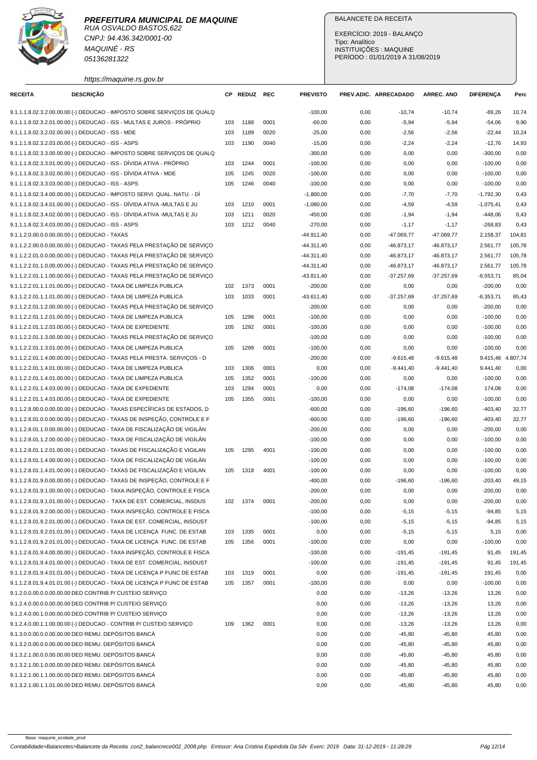**PREFEITURA MUNICIPAL DE MAQUINE**
RUA OSVALDO BASTOS,622
CNPJ: 94.436.342/0001-00
MAQUINÉ - RS
05136281322
https://maquine.rs.gov.br

BALANCETE DA RECEITA

EXERCÍCIO: 2019 - BALANÇO
Tipo: Analítico
INSTITUIÇÕES : MAQUINE
PERÍODO : 01/01/2019 A 31/08/2019

| RECEITA | DESCRIÇÃO | CP | REDUZ | REC | PREVISTO | PREV.ADIC. | ARRECADADO | ARREC. ANO | DIFERENÇA | Perc |
|---|---|---|---|---|---|---|---|---|---|---|
| 9.1.1.1.8.02.3.2.00.00.00.00 | (-) DEDUCAO - IMPOSTO SOBRE SERVIÇOS DE QUALQ | | | | -100,00 | 0,00 | -10,74 | -10,74 | -89,26 | 10,74 |
| 9.1.1.1.8.02.3.2.01.00.00.00 | (-) DEDUCAO - ISS - MULTAS E JUROS - PRÓPRIO | 103 | 1188 | 0001 | -60,00 | 0,00 | -5,94 | -5,94 | -54,06 | 9,90 |
| 9.1.1.1.8.02.3.2.02.00.00.00 | (-) DEDUCAO - ISS - MDE | 103 | 1189 | 0020 | -25,00 | 0,00 | -2,56 | -2,56 | -22,44 | 10,24 |
| 9.1.1.1.8.02.3.2.03.00.00.00 | (-) DEDUCAO - ISS - ASPS | 103 | 1190 | 0040 | -15,00 | 0,00 | -2,24 | -2,24 | -12,76 | 14,93 |
| 9.1.1.1.8.02.3.3.00.00.00.00 | (-) DEDUCAO - IMPOSTO SOBRE SERVIÇOS DE QUALQ | | | | -300,00 | 0,00 | 0,00 | 0,00 | -300,00 | 0,00 |
| 9.1.1.1.8.02.3.3.01.00.00.00 | (-) DEDUCAO - ISS - DÍVIDA ATIVA - PRÓPRIO | 103 | 1244 | 0001 | -100,00 | 0,00 | 0,00 | 0,00 | -100,00 | 0,00 |
| 9.1.1.1.8.02.3.3.02.00.00.00 | (-) DEDUCAO - ISS - DÍVIDA ATIVA - MDE | 105 | 1245 | 0020 | -100,00 | 0,00 | 0,00 | 0,00 | -100,00 | 0,00 |
| 9.1.1.1.8.02.3.3.03.00.00.00 | (-) DEDUCAO - ISS - ASPS | 105 | 1246 | 0040 | -100,00 | 0,00 | 0,00 | 0,00 | -100,00 | 0,00 |
| 9.1.1.1.8.02.3.4.00.00.00.00 | (-) DEDUCAO - IMPOSTO SERVI. QUAL. NATU. - DÍ | | | | -1.800,00 | 0,00 | -7,70 | -7,70 | -1.792,30 | 0,43 |
| 9.1.1.1.8.02.3.4.01.00.00.00 | (-) DEDUCAO - ISS - DÍVIDA ATIVA -MULTAS E JU | 103 | 1210 | 0001 | -1.080,00 | 0,00 | -4,59 | -4,59 | -1.075,41 | 0,43 |
| 9.1.1.1.8.02.3.4.02.00.00.00 | (-) DEDUCAO - ISS - DÍVIDA ATIVA -MULTAS E JU | 103 | 1211 | 0020 | -450,00 | 0,00 | -1,94 | -1,94 | -448,06 | 0,43 |
| 9.1.1.1.8.02.3.4.03.00.00.00 | (-) DEDUCAO - ISS - ASPS | 103 | 1212 | 0040 | -270,00 | 0,00 | -1,17 | -1,17 | -268,83 | 0,43 |
| 9.1.1.2.0.00.0.0.00.00.00.00 | (-) DEDUCAO - TAXAS | | | | -44.911,40 | 0,00 | -47.069,77 | -47.069,77 | 2.158,37 | 104,81 |
| 9.1.1.2.2.00.0.0.00.00.00.00 | (-) DEDUCAO - TAXAS PELA PRESTAÇÃO DE SERVIÇO | | | | -44.311,40 | 0,00 | -46.873,17 | -46.873,17 | 2.561,77 | 105,78 |
| 9.1.1.2.2.01.0.0.00.00.00.00 | (-) DEDUCAO - TAXAS PELA PRESTAÇÃO DE SERVIÇO | | | | -44.311,40 | 0,00 | -46.873,17 | -46.873,17 | 2.561,77 | 105,78 |
| 9.1.1.2.2.01.1.0.00.00.00.00 | (-) DEDUCAO - TAXAS PELA PRESTAÇÃO DE SERVIÇO | | | | -44.311,40 | 0,00 | -46.873,17 | -46.873,17 | 2.561,77 | 105,78 |
| 9.1.1.2.2.01.1.1.00.00.00.00 | (-) DEDUCAO - TAXAS PELA PRESTAÇÃO DE SERVIÇO | | | | -43.811,40 | 0,00 | -37.257,69 | -37.257,69 | -6.553,71 | 85,04 |
| 9.1.1.2.2.01.1.1.01.00.00.00 | (-) DEDUCAO - TAXA DE LIMPEZA PUBLICA | 102 | 1373 | 0001 | -200,00 | 0,00 | 0,00 | 0,00 | -200,00 | 0,00 |
| 9.1.1.2.2.01.1.1.01.00.00.00 | (-) DEDUCAO - TAXA DE LIMPEZA PUBLICA | 103 | 1033 | 0001 | -43.611,40 | 0,00 | -37.257,69 | -37.257,69 | -6.353,71 | 85,43 |
| 9.1.1.2.2.01.1.2.00.00.00.00 | (-) DEDUCAO - TAXAS PELA PRESTAÇÃO DE SERVIÇO | | | | -200,00 | 0,00 | 0,00 | 0,00 | -200,00 | 0,00 |
| 9.1.1.2.2.01.1.2.01.00.00.00 | (-) DEDUCAO - TAXA DE LIMPEZA PUBLICA | 105 | 1296 | 0001 | -100,00 | 0,00 | 0,00 | 0,00 | -100,00 | 0,00 |
| 9.1.1.2.2.01.1.2.03.00.00.00 | (-) DEDUCAO - TAXA DE EXPEDIENTE | 105 | 1292 | 0001 | -100,00 | 0,00 | 0,00 | 0,00 | -100,00 | 0,00 |
| 9.1.1.2.2.01.1.3.00.00.00.00 | (-) DEDUCAO - TAXAS PELA PRESTAÇÃO DE SERVIÇO | | | | -100,00 | 0,00 | 0,00 | 0,00 | -100,00 | 0,00 |
| 9.1.1.2.2.01.1.3.01.00.00.00 | (-) DEDUCAO - TAXA DE LIMPEZA PUBLICA | 105 | 1299 | 0001 | -100,00 | 0,00 | 0,00 | 0,00 | -100,00 | 0,00 |
| 9.1.1.2.2.01.1.4.00.00.00.00 | (-) DEDUCAO - TAXAS PELA PRESTA. SERVIÇOS - D | | | | -200,00 | 0,00 | -9.615,48 | -9.615,48 | 9.415,48 | 4.807,74 |
| 9.1.1.2.2.01.1.4.01.00.00.00 | (-) DEDUCAO - TAXA DE LIMPEZA PUBLICA | 103 | 1306 | 0001 | 0,00 | 0,00 | -9.441,40 | -9.441,40 | 9.441,40 | 0,00 |
| 9.1.1.2.2.01.1.4.01.00.00.00 | (-) DEDUCAO - TAXA DE LIMPEZA PUBLICA | 105 | 1352 | 0001 | -100,00 | 0,00 | 0,00 | 0,00 | -100,00 | 0,00 |
| 9.1.1.2.2.01.1.4.03.00.00.00 | (-) DEDUCAO - TAXA DE EXPEDIENTE | 103 | 1294 | 0001 | 0,00 | 0,00 | -174,08 | -174,08 | 174,08 | 0,00 |
| 9.1.1.2.2.01.1.4.03.00.00.00 | (-) DEDUCAO - TAXA DE EXPEDIENTE | 105 | 1355 | 0001 | -100,00 | 0,00 | 0,00 | 0,00 | -100,00 | 0,00 |
| 9.1.1.2.8.00.0.0.00.00.00.00 | (-) DEDUCAO - TAXAS ESPECÍFICAS DE ESTADOS, D | | | | -600,00 | 0,00 | -196,60 | -196,60 | -403,40 | 32,77 |
| 9.1.1.2.8.01.0.0.00.00.00.00 | (-) DEDUCAO - TAXAS DE INSPEÇÃO, CONTROLE E F | | | | -600,00 | 0,00 | -196,60 | -196,60 | -403,40 | 32,77 |
| 9.1.1.2.8.01.1.0.00.00.00.00 | (-) DEDUCAO - TAXA DE FISCALIZAÇÃO DE VIGILÂN | | | | -200,00 | 0,00 | 0,00 | 0,00 | -200,00 | 0,00 |
| 9.1.1.2.8.01.1.2.00.00.00.00 | (-) DEDUCAO - TAXA DE FISCALIZAÇÃO DE VIGILÂN | | | | -100,00 | 0,00 | 0,00 | 0,00 | -100,00 | 0,00 |
| 9.1.1.2.8.01.1.2.01.00.00.00 | (-) DEDUCAO - TAXAS DE FISCALIZAÇÃO E VIGILAN | 105 | 1295 | 4001 | -100,00 | 0,00 | 0,00 | 0,00 | -100,00 | 0,00 |
| 9.1.1.2.8.01.1.4.00.00.00.00 | (-) DEDUCAO - TAXA DE FISCALIZAÇÃO DE VIGILÂN | | | | -100,00 | 0,00 | 0,00 | 0,00 | -100,00 | 0,00 |
| 9.1.1.2.8.01.1.4.01.00.00.00 | (-) DEDUCAO - TAXAS DE FISCALIZAÇÃO E VIGILAN | 105 | 1318 | 4001 | -100,00 | 0,00 | 0,00 | 0,00 | -100,00 | 0,00 |
| 9.1.1.2.8.01.9.0.00.00.00.00 | (-) DEDUCAO - TAXAS DE INSPEÇÃO, CONTROLE E F | | | | -400,00 | 0,00 | -196,60 | -196,60 | -203,40 | 49,15 |
| 9.1.1.2.8.01.9.1.00.00.00.00 | (-) DEDUCAO - TAXA INSPEÇÃO, CONTROLE E FISCA | | | | -200,00 | 0,00 | 0,00 | 0,00 | -200,00 | 0,00 |
| 9.1.1.2.8.01.9.1.01.00.00.00 | (-) DEDUCAO - TAXA DE EST. COMERCIAL, INSDUS | 102 | 1374 | 0001 | -200,00 | 0,00 | 0,00 | 0,00 | -200,00 | 0,00 |
| 9.1.1.2.8.01.9.2.00.00.00.00 | (-) DEDUCAO - TAXA INSPEÇÃO, CONTROLE E FISCA | | | | -100,00 | 0,00 | -5,15 | -5,15 | -94,85 | 5,15 |
| 9.1.1.2.8.01.9.2.01.00.00.00 | (-) DEDUCAO - TAXA DE EST. COMERCIAL, INSDUST | | | | -100,00 | 0,00 | -5,15 | -5,15 | -94,85 | 5,15 |
| 9.1.1.2.8.01.9.2.01.01.00.00 | (-) DEDUCAO - TAXA DE LICENÇA FUNC. DE ESTAB | 103 | 1335 | 0001 | 0,00 | 0,00 | -5,15 | -5,15 | 5,15 | 0,00 |
| 9.1.1.2.8.01.9.2.01.01.00.00 | (-) DEDUCAO - TAXA DE LICENÇA FUNC. DE ESTAB | 105 | 1356 | 0001 | -100,00 | 0,00 | 0,00 | 0,00 | -100,00 | 0,00 |
| 9.1.1.2.8.01.9.4.00.00.00.00 | (-) DEDUCAO - TAXA INSPEÇÃO, CONTROLE E FISCA | | | | -100,00 | 0,00 | -191,45 | -191,45 | 91,45 | 191,45 |
| 9.1.1.2.8.01.9.4.01.00.00.00 | (-) DEDUCAO - TAXA DE EST. COMERCIAL, INSDUST | | | | -100,00 | 0,00 | -191,45 | -191,45 | 91,45 | 191,45 |
| 9.1.1.2.8.01.9.4.01.01.00.00 | (-) DEDUCAO - TAXA DE LICENÇA P FUNC DE ESTAB | 103 | 1319 | 0001 | 0,00 | 0,00 | -191,45 | -191,45 | 191,45 | 0,00 |
| 9.1.1.2.8.01.9.4.01.01.00.00 | (-) DEDUCAO - TAXA DE LICENÇA P FUNC DE ESTAB | 105 | 1357 | 0001 | -100,00 | 0,00 | 0,00 | 0,00 | -100,00 | 0,00 |
| 9.1.2.0.00.0.0.00.00.00.00 | DED CONTRIB P/ CUSTEIO SERVIÇO | | | | 0,00 | 0,00 | -13,26 | -13,26 | 13,26 | 0,00 |
| 9.1.2.4.00.0.0.00.00.00.00 | DED CONTRIB P/ CUSTEIO SERVIÇO | | | | 0,00 | 0,00 | -13,26 | -13,26 | 13,26 | 0,00 |
| 9.1.2.4.00.1.0.00.00.00.00 | DED CONTRIB P/ CUSTEIO SERVIÇO | | | | 0,00 | 0,00 | -13,26 | -13,26 | 13,26 | 0,00 |
| 9.1.2.4.00.1.1.00.00.00.00 | (-) DEDUCAO - CONTRIB P/ CUSTEIO SERVIÇO | 109 | 1362 | 0001 | 0,00 | 0,00 | -13,26 | -13,26 | 13,26 | 0,00 |
| 9.1.3.0.00.0.0.00.00.00.00 | DED REMU. DEPÓSITOS BANCÁ | | | | 0,00 | 0,00 | -45,80 | -45,80 | 45,80 | 0,00 |
| 9.1.3.2.00.0.0.00.00.00.00 | DED REMU. DEPÓSITOS BANCÁ | | | | 0,00 | 0,00 | -45,80 | -45,80 | 45,80 | 0,00 |
| 9.1.3.2.1.00.0.0.00.00.00.00 | DED REMU. DEPÓSITOS BANCÁ | | | | 0,00 | 0,00 | -45,80 | -45,80 | 45,80 | 0,00 |
| 9.1.3.2.1.00.1.0.00.00.00.00 | DED REMU. DEPÓSITOS BANCÁ | | | | 0,00 | 0,00 | -45,80 | -45,80 | 45,80 | 0,00 |
| 9.1.3.2.1.00.1.1.00.00.00.00 | DED REMU. DEPÓSITOS BANCÁ | | | | 0,00 | 0,00 | -45,80 | -45,80 | 45,80 | 0,00 |
| 9.1.3.2.1.00.1.1.01.00.00.00 | DED REMU. DEPÓSITOS BANCÁ | | | | 0,00 | 0,00 | -45,80 | -45,80 | 45,80 | 0,00 |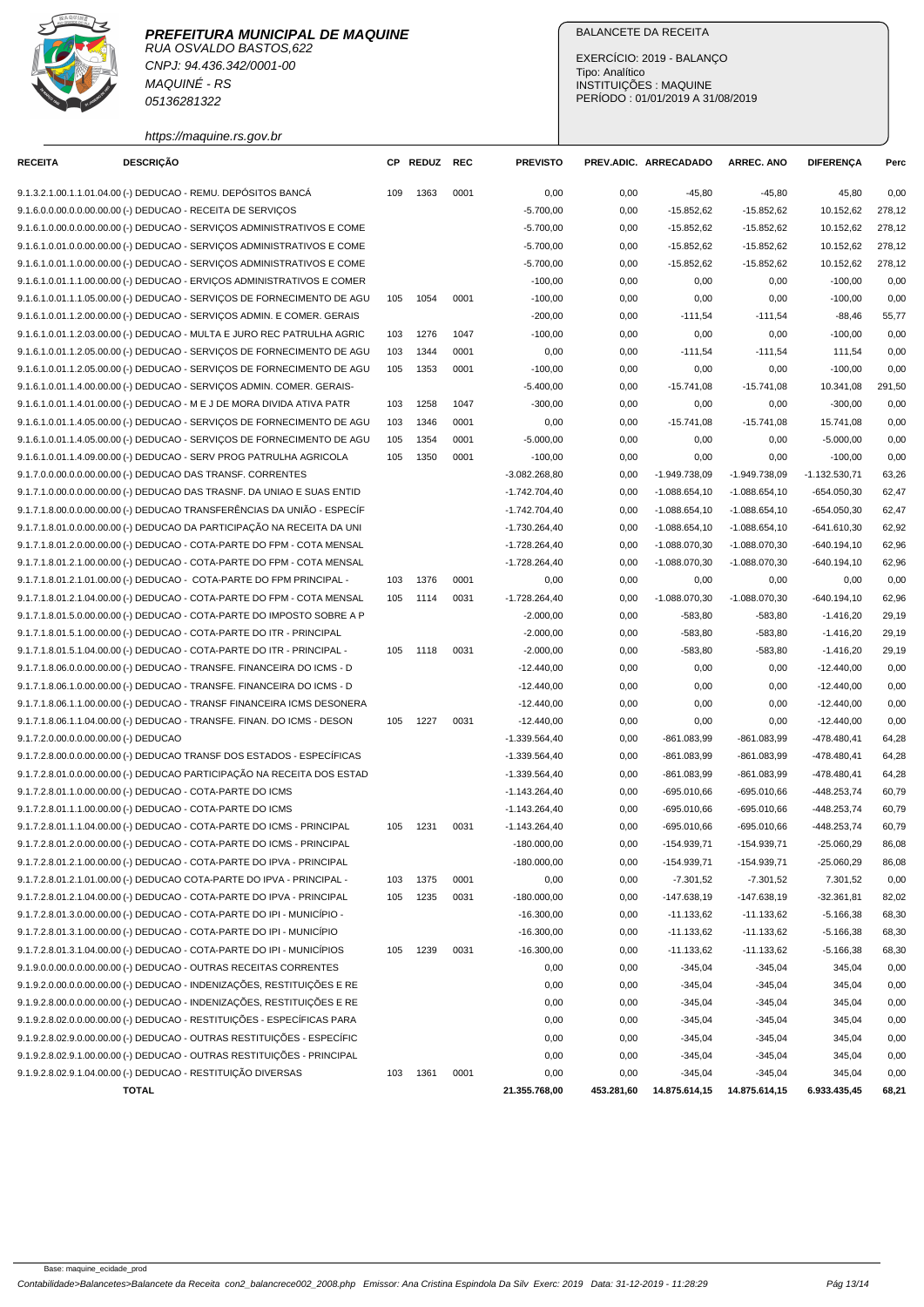**PREFEITURA MUNICIPAL DE MAQUINE**
RUA OSVALDO BASTOS,622
CNPJ: 94.436.342/0001-00
MAQUINÉ - RS
05136281322
https://maquine.rs.gov.br

BALANCETE DA RECEITA

EXERCÍCIO: 2019 - BALANÇO
Tipo: Analítico
INSTITUIÇÕES : MAQUINE
PERÍODO : 01/01/2019 A 31/08/2019

| RECEITA | DESCRIÇÃO | CP | REDUZ | REC | PREVISTO | PREV.ADIC. | ARRECADADO | ARREC. ANO | DIFERENÇA | Perc |
|---|---|---|---|---|---|---|---|---|---|---|
| 9.1.3.2.1.00.1.1.01.04.00 | (-) DEDUCAO - REMU. DEPÓSITOS BANCÁ | 109 | 1363 | 0001 | 0,00 | 0,00 | -45,80 | -45,80 | 45,80 | 0,00 |
| 9.1.6.0.0.00.0.0.00.00.00 | (-) DEDUCAO - RECEITA DE SERVIÇOS | | | | -5.700,00 | 0,00 | -15.852,62 | -15.852,62 | 10.152,62 | 278,12 |
| 9.1.6.1.0.00.0.0.00.00.00 | (-) DEDUCAO - SERVIÇOS ADMINISTRATIVOS E COME | | | | -5.700,00 | 0,00 | -15.852,62 | -15.852,62 | 10.152,62 | 278,12 |
| 9.1.6.1.0.01.0.0.00.00.00 | (-) DEDUCAO - SERVIÇOS ADMINISTRATIVOS E COME | | | | -5.700,00 | 0,00 | -15.852,62 | -15.852,62 | 10.152,62 | 278,12 |
| 9.1.6.1.0.01.1.0.00.00.00 | (-) DEDUCAO - SERVIÇOS ADMINISTRATIVOS E COME | | | | -5.700,00 | 0,00 | -15.852,62 | -15.852,62 | 10.152,62 | 278,12 |
| 9.1.6.1.0.01.1.1.00.00.00 | (-) DEDUCAO - ERVIÇOS ADMINISTRATIVOS E COMER | | | | -100,00 | 0,00 | 0,00 | 0,00 | -100,00 | 0,00 |
| 9.1.6.1.0.01.1.1.05.00.00 | (-) DEDUCAO - SERVIÇOS DE FORNECIMENTO DE AGU | 105 | 1054 | 0001 | -100,00 | 0,00 | 0,00 | 0,00 | -100,00 | 0,00 |
| 9.1.6.1.0.01.1.2.00.00.00 | (-) DEDUCAO - SERVIÇOS ADMIN. E COMER. GERAIS | | | | -200,00 | 0,00 | -111,54 | -111,54 | -88,46 | 55,77 |
| 9.1.6.1.0.01.1.2.03.00.00 | (-) DEDUCAO - MULTA E JURO REC PATRULHA AGRIC | 103 | 1276 | 1047 | -100,00 | 0,00 | 0,00 | 0,00 | -100,00 | 0,00 |
| 9.1.6.1.0.01.1.2.05.00.00 | (-) DEDUCAO - SERVIÇOS DE FORNECIMENTO DE AGU | 103 | 1344 | 0001 | 0,00 | 0,00 | -111,54 | -111,54 | 111,54 | 0,00 |
| 9.1.6.1.0.01.1.2.05.00.00 | (-) DEDUCAO - SERVIÇOS DE FORNECIMENTO DE AGU | 105 | 1353 | 0001 | -100,00 | 0,00 | 0,00 | 0,00 | -100,00 | 0,00 |
| 9.1.6.1.0.01.1.4.00.00.00 | (-) DEDUCAO - SERVIÇOS ADMIN. COMER. GERAIS- | | | | -5.400,00 | 0,00 | -15.741,08 | -15.741,08 | 10.341,08 | 291,50 |
| 9.1.6.1.0.01.1.4.01.00.00 | (-) DEDUCAO - M E J DE MORA DIVIDA ATIVA PATR | 103 | 1258 | 1047 | -300,00 | 0,00 | 0,00 | 0,00 | -300,00 | 0,00 |
| 9.1.6.1.0.01.1.4.05.00.00 | (-) DEDUCAO - SERVIÇOS DE FORNECIMENTO DE AGU | 103 | 1346 | 0001 | 0,00 | 0,00 | -15.741,08 | -15.741,08 | 15.741,08 | 0,00 |
| 9.1.6.1.0.01.1.4.05.00.00 | (-) DEDUCAO - SERVIÇOS DE FORNECIMENTO DE AGU | 105 | 1354 | 0001 | -5.000,00 | 0,00 | 0,00 | 0,00 | -5.000,00 | 0,00 |
| 9.1.6.1.0.01.1.4.09.00.00 | (-) DEDUCAO - SERV PROG PATRULHA AGRICOLA | 105 | 1350 | 0001 | -100,00 | 0,00 | 0,00 | 0,00 | -100,00 | 0,00 |
| 9.1.7.0.0.00.0.0.00.00.00 | (-) DEDUCAO DAS TRANSF. CORRENTES | | | | -3.082.268,80 | 0,00 | -1.949.738,09 | -1.949.738,09 | -1.132.530,71 | 63,26 |
| 9.1.7.1.0.00.0.0.00.00.00 | (-) DEDUCAO DAS TRASNF. DA UNIAO E SUAS ENTID | | | | -1.742.704,40 | 0,00 | -1.088.654,10 | -1.088.654,10 | -654.050,30 | 62,47 |
| 9.1.7.1.8.00.0.0.00.00.00 | (-) DEDUCAO TRANSFERÊNCIAS DA UNIÃO - ESPECÍF | | | | -1.742.704,40 | 0,00 | -1.088.654,10 | -1.088.654,10 | -654.050,30 | 62,47 |
| 9.1.7.1.8.01.0.0.00.00.00 | (-) DEDUCAO DA PARTICIPAÇÃO NA RECEITA DA UNI | | | | -1.730.264,40 | 0,00 | -1.088.654,10 | -1.088.654,10 | -641.610,30 | 62,92 |
| 9.1.7.1.8.01.2.0.00.00.00 | (-) DEDUCAO - COTA-PARTE DO FPM - COTA MENSAL | | | | -1.728.264,40 | 0,00 | -1.088.070,30 | -1.088.070,30 | -640.194,10 | 62,96 |
| 9.1.7.1.8.01.2.1.00.00.00 | (-) DEDUCAO - COTA-PARTE DO FPM - COTA MENSAL | | | | -1.728.264,40 | 0,00 | -1.088.070,30 | -1.088.070,30 | -640.194,10 | 62,96 |
| 9.1.7.1.8.01.2.1.01.00.00 | (-) DEDUCAO - COTA-PARTE DO FPM PRINCIPAL - | 103 | 1376 | 0001 | 0,00 | 0,00 | 0,00 | 0,00 | 0,00 | 0,00 |
| 9.1.7.1.8.01.2.1.04.00.00 | (-) DEDUCAO - COTA-PARTE DO FPM - COTA MENSAL | 105 | 1114 | 0031 | -1.728.264,40 | 0,00 | -1.088.070,30 | -1.088.070,30 | -640.194,10 | 62,96 |
| 9.1.7.1.8.01.5.0.00.00.00 | (-) DEDUCAO - COTA-PARTE DO IMPOSTO SOBRE A P | | | | -2.000,00 | 0,00 | -583,80 | -583,80 | -1.416,20 | 29,19 |
| 9.1.7.1.8.01.5.1.00.00.00 | (-) DEDUCAO - COTA-PARTE DO ITR - PRINCIPAL | | | | -2.000,00 | 0,00 | -583,80 | -583,80 | -1.416,20 | 29,19 |
| 9.1.7.1.8.01.5.1.04.00.00 | (-) DEDUCAO - COTA-PARTE DO ITR - PRINCIPAL - | 105 | 1118 | 0031 | -2.000,00 | 0,00 | -583,80 | -583,80 | -1.416,20 | 29,19 |
| 9.1.7.1.8.06.0.0.00.00.00 | (-) DEDUCAO - TRANSFE. FINANCEIRA DO ICMS - D | | | | -12.440,00 | 0,00 | 0,00 | 0,00 | -12.440,00 | 0,00 |
| 9.1.7.1.8.06.1.0.00.00.00 | (-) DEDUCAO - TRANSFE. FINANCEIRA DO ICMS - D | | | | -12.440,00 | 0,00 | 0,00 | 0,00 | -12.440,00 | 0,00 |
| 9.1.7.1.8.06.1.1.00.00.00 | (-) DEDUCAO - TRANSF FINANCEIRA ICMS DESONERA | | | | -12.440,00 | 0,00 | 0,00 | 0,00 | -12.440,00 | 0,00 |
| 9.1.7.1.8.06.1.1.04.00.00 | (-) DEDUCAO - TRANSFE. FINAN. DO ICMS - DESON | 105 | 1227 | 0031 | -12.440,00 | 0,00 | 0,00 | 0,00 | -12.440,00 | 0,00 |
| 9.1.7.2.0.00.0.0.00.00.00 | (-) DEDUCAO | | | | -1.339.564,40 | 0,00 | -861.083,99 | -861.083,99 | -478.480,41 | 64,28 |
| 9.1.7.2.8.00.0.0.00.00.00 | (-) DEDUCAO TRANSF DOS ESTADOS - ESPECÍFICAS | | | | -1.339.564,40 | 0,00 | -861.083,99 | -861.083,99 | -478.480,41 | 64,28 |
| 9.1.7.2.8.01.0.0.00.00.00 | (-) DEDUCAO PARTICIPAÇÃO NA RECEITA DOS ESTAD | | | | -1.339.564,40 | 0,00 | -861.083,99 | -861.083,99 | -478.480,41 | 64,28 |
| 9.1.7.2.8.01.1.0.00.00.00 | (-) DEDUCAO - COTA-PARTE DO ICMS | | | | -1.143.264,40 | 0,00 | -695.010,66 | -695.010,66 | -448.253,74 | 60,79 |
| 9.1.7.2.8.01.1.1.00.00.00 | (-) DEDUCAO - COTA-PARTE DO ICMS | | | | -1.143.264,40 | 0,00 | -695.010,66 | -695.010,66 | -448.253,74 | 60,79 |
| 9.1.7.2.8.01.1.1.04.00.00 | (-) DEDUCAO - COTA-PARTE DO ICMS - PRINCIPAL | 105 | 1231 | 0031 | -1.143.264,40 | 0,00 | -695.010,66 | -695.010,66 | -448.253,74 | 60,79 |
| 9.1.7.2.8.01.2.0.00.00.00 | (-) DEDUCAO - COTA-PARTE DO ICMS - PRINCIPAL | | | | -180.000,00 | 0,00 | -154.939,71 | -154.939,71 | -25.060,29 | 86,08 |
| 9.1.7.2.8.01.2.1.00.00.00 | (-) DEDUCAO - COTA-PARTE DO IPVA - PRINCIPAL | | | | -180.000,00 | 0,00 | -154.939,71 | -154.939,71 | -25.060,29 | 86,08 |
| 9.1.7.2.8.01.2.1.01.00.00 | (-) DEDUCAO COTA-PARTE DO IPVA - PRINCIPAL - | 103 | 1375 | 0001 | 0,00 | 0,00 | -7.301,52 | -7.301,52 | 7.301,52 | 0,00 |
| 9.1.7.2.8.01.2.1.04.00.00 | (-) DEDUCAO - COTA-PARTE DO IPVA - PRINCIPAL | 105 | 1235 | 0031 | -180.000,00 | 0,00 | -147.638,19 | -147.638,19 | -32.361,81 | 82,02 |
| 9.1.7.2.8.01.3.0.00.00.00 | (-) DEDUCAO - COTA-PARTE DO IPI - MUNICÍPIO - | | | | -16.300,00 | 0,00 | -11.133,62 | -11.133,62 | -5.166,38 | 68,30 |
| 9.1.7.2.8.01.3.1.00.00.00 | (-) DEDUCAO - COTA-PARTE DO IPI - MUNICÍPIO | | | | -16.300,00 | 0,00 | -11.133,62 | -11.133,62 | -5.166,38 | 68,30 |
| 9.1.7.2.8.01.3.1.04.00.00 | (-) DEDUCAO - COTA-PARTE DO IPI - MUNICÍPIOS | 105 | 1239 | 0031 | -16.300,00 | 0,00 | -11.133,62 | -11.133,62 | -5.166,38 | 68,30 |
| 9.1.9.0.0.00.0.0.00.00.00 | (-) DEDUCAO - OUTRAS RECEITAS CORRENTES | | | | 0,00 | 0,00 | -345,04 | -345,04 | 345,04 | 0,00 |
| 9.1.9.2.0.00.0.0.00.00.00 | (-) DEDUCAO - INDENIZAÇÕES, RESTITUIÇÕES E RE | | | | 0,00 | 0,00 | -345,04 | -345,04 | 345,04 | 0,00 |
| 9.1.9.2.8.00.0.0.00.00.00 | (-) DEDUCAO - INDENIZAÇÕES, RESTITUIÇÕES E RE | | | | 0,00 | 0,00 | -345,04 | -345,04 | 345,04 | 0,00 |
| 9.1.9.2.8.02.0.0.00.00.00 | (-) DEDUCAO - RESTITUIÇÕES - ESPECÍFICAS PARA | | | | 0,00 | 0,00 | -345,04 | -345,04 | 345,04 | 0,00 |
| 9.1.9.2.8.02.9.0.00.00.00 | (-) DEDUCAO - OUTRAS RESTITUIÇÕES - ESPECÍFIC | | | | 0,00 | 0,00 | -345,04 | -345,04 | 345,04 | 0,00 |
| 9.1.9.2.8.02.9.1.00.00.00 | (-) DEDUCAO - OUTRAS RESTITUIÇÕES - PRINCIPAL | | | | 0,00 | 0,00 | -345,04 | -345,04 | 345,04 | 0,00 |
| 9.1.9.2.8.02.9.1.04.00.00 | (-) DEDUCAO - RESTITUIÇÃO DIVERSAS | 103 | 1361 | 0001 | 0,00 | 0,00 | -345,04 | -345,04 | 345,04 | 0,00 |
| | **TOTAL** | | | | **21.355.768,00** | **453.281,60** | **14.875.614,15** | **14.875.614,15** | **6.933.435,45** | **68,21** |

Base: maquine_ecidade_prod

*Contabilidade>Balancetes>Balancete da Receita con2_balancrece002_2008.php Emissor: Ana Cristina Espindola Da Silv Exerc: 2019 Data: 31-12-2019 - 11:28:29*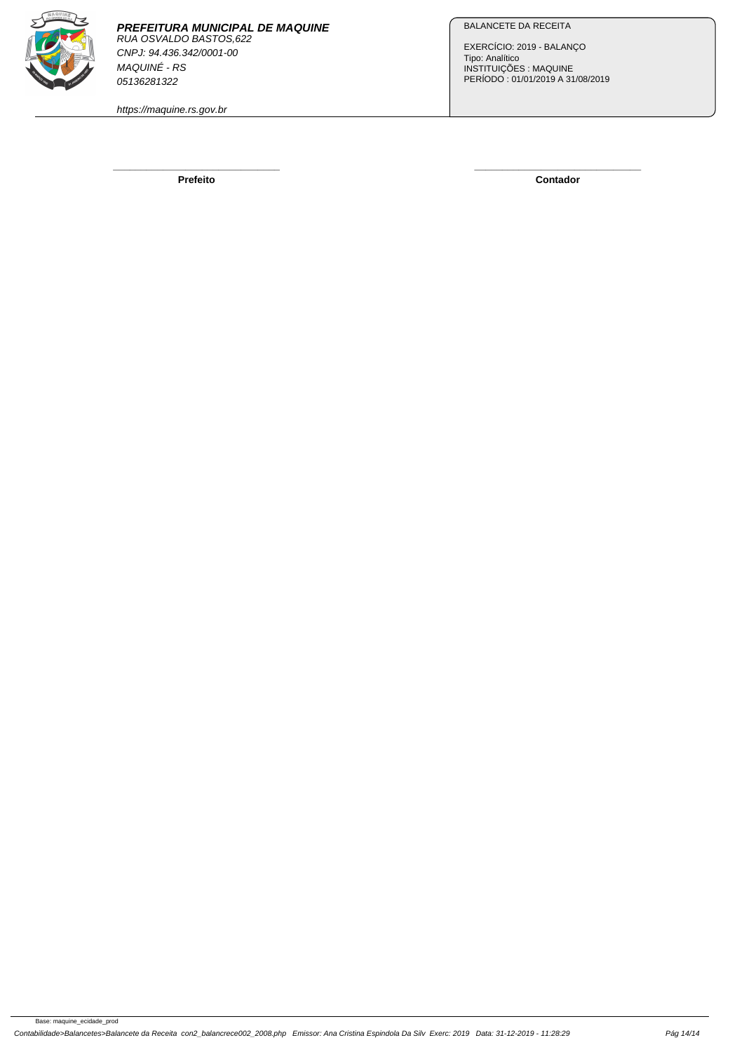**PREFEITURA MUNICIPAL DE MAQUINE**
*RUA OSVALDO BASTOS,622*
*CNPJ: 94.436.342/0001-00*
*MAQUINÉ - RS*
*05136281322*

*https://maquine.rs.gov.br*

BALANCETE DA RECEITA

EXERCÍCIO: 2019 - BALANÇO
Tipo: Analítico
INSTITUIÇÕES : MAQUINE
PERÍODO : 01/01/2019 A 31/08/2019

\_\_\_\_\_\_\_\_\_\_\_\_\_\_\_\_\_\_\_\_\_\_\_\_\_\_\_\_\_\_\_\_\_
**Prefeito**

\_\_\_\_\_\_\_\_\_\_\_\_\_\_\_\_\_\_\_\_\_\_\_\_\_\_\_\_\_\_\_\_\_
**Contador**